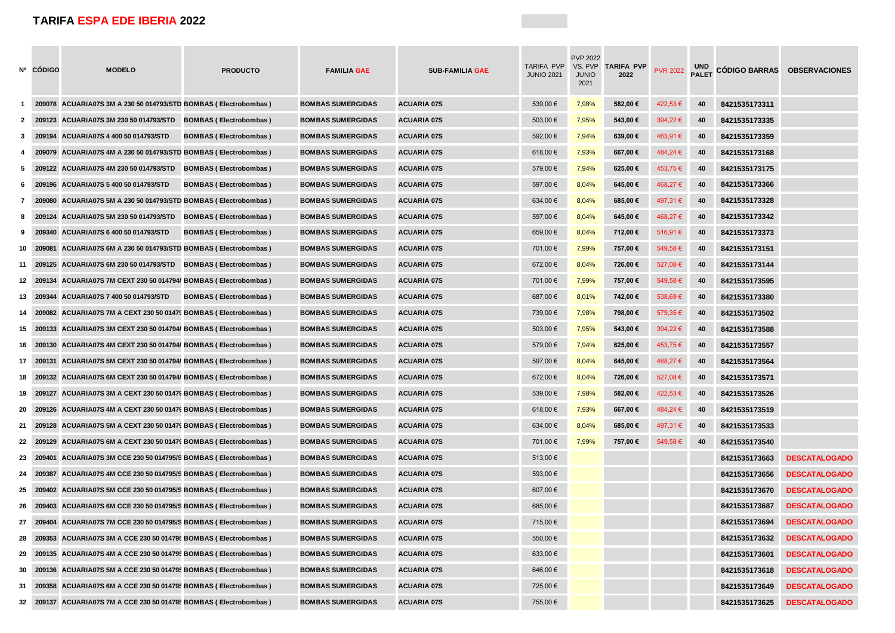# TARIFA ESPA EDE IBERIA 2022

| Nº | CÓDIGO | MODELO | PRODUCTO | FAMILIA GAE | SUB-FAMILIA GAE | TARIFA PVP JUNIO 2021 | PVP 2022 VS. PVP JUNIO 2021 | TARIFA PVP 2022 | PVR 2022 | UND PALET | CÓDIGO BARRAS | OBSERVACIONES |
|---|---|---|---|---|---|---|---|---|---|---|---|---|
| 1 | 209078 | ACUARIA07S 3M A 230 50 014793/STD | BOMBAS ( Electrobombas ) | BOMBAS SUMERGIDAS | ACUARIA 07S | 539,00 € | 7,98% | 582,00 € | 422,53 € | 40 | 8421535173311 | |
| 2 | 209123 | ACUARIA07S 3M 230 50 014793/STD | BOMBAS ( Electrobombas ) | BOMBAS SUMERGIDAS | ACUARIA 07S | 503,00 € | 7,95% | 543,00 € | 394,22 € | 40 | 8421535173335 | |
| 3 | 209194 | ACUARIA07S 4 400 50 014793/STD | BOMBAS ( Electrobombas ) | BOMBAS SUMERGIDAS | ACUARIA 07S | 592,00 € | 7,94% | 639,00 € | 463,91 € | 40 | 8421535173359 | |
| 4 | 209079 | ACUARIA07S 4M A 230 50 014793/STD | BOMBAS ( Electrobombas ) | BOMBAS SUMERGIDAS | ACUARIA 07S | 618,00 € | 7,93% | 667,00 € | 484,24 € | 40 | 8421535173168 | |
| 5 | 209122 | ACUARIA07S 4M 230 50 014793/STD | BOMBAS ( Electrobombas ) | BOMBAS SUMERGIDAS | ACUARIA 07S | 579,00 € | 7,94% | 625,00 € | 453,75 € | 40 | 8421535173175 | |
| 6 | 209196 | ACUARIA07S 5 400 50 014793/STD | BOMBAS ( Electrobombas ) | BOMBAS SUMERGIDAS | ACUARIA 07S | 597,00 € | 8,04% | 645,00 € | 468,27 € | 40 | 8421535173366 | |
| 7 | 209080 | ACUARIA07S 5M A 230 50 014793/STD | BOMBAS ( Electrobombas ) | BOMBAS SUMERGIDAS | ACUARIA 07S | 634,00 € | 8,04% | 685,00 € | 497,31 € | 40 | 8421535173328 | |
| 8 | 209124 | ACUARIA07S 5M 230 50 014793/STD | BOMBAS ( Electrobombas ) | BOMBAS SUMERGIDAS | ACUARIA 07S | 597,00 € | 8,04% | 645,00 € | 468,27 € | 40 | 8421535173342 | |
| 9 | 209340 | ACUARIA07S 6 400 50 014793/STD | BOMBAS ( Electrobombas ) | BOMBAS SUMERGIDAS | ACUARIA 07S | 659,00 € | 8,04% | 712,00 € | 516,91 € | 40 | 8421535173373 | |
| 10 | 209081 | ACUARIA07S 6M A 230 50 014793/STD | BOMBAS ( Electrobombas ) | BOMBAS SUMERGIDAS | ACUARIA 07S | 701,00 € | 7,99% | 757,00 € | 549,58 € | 40 | 8421535173151 | |
| 11 | 209125 | ACUARIA07S 6M 230 50 014793/STD | BOMBAS ( Electrobombas ) | BOMBAS SUMERGIDAS | ACUARIA 07S | 672,00 € | 8,04% | 726,00 € | 527,08 € | 40 | 8421535173144 | |
| 12 | 209134 | ACUARIA07S 7M CEXT 230 50 014794/ | BOMBAS ( Electrobombas ) | BOMBAS SUMERGIDAS | ACUARIA 07S | 701,00 € | 7,99% | 757,00 € | 549,58 € | 40 | 8421535173595 | |
| 13 | 209344 | ACUARIA07S 7 400 50 014793/STD | BOMBAS ( Electrobombas ) | BOMBAS SUMERGIDAS | ACUARIA 07S | 687,00 € | 8,01% | 742,00 € | 538,69 € | 40 | 8421535173380 | |
| 14 | 209082 | ACUARIA07S 7M A CEXT 230 50 0147� | BOMBAS ( Electrobombas ) | BOMBAS SUMERGIDAS | ACUARIA 07S | 739,00 € | 7,98% | 798,00 € | 579,35 € | 40 | 8421535173502 | |
| 15 | 209133 | ACUARIA07S 3M CEXT 230 50 014794/ | BOMBAS ( Electrobombas ) | BOMBAS SUMERGIDAS | ACUARIA 07S | 503,00 € | 7,95% | 543,00 € | 394,22 € | 40 | 8421535173588 | |
| 16 | 209130 | ACUARIA07S 4M CEXT 230 50 014794/ | BOMBAS ( Electrobombas ) | BOMBAS SUMERGIDAS | ACUARIA 07S | 579,00 € | 7,94% | 625,00 € | 453,75 € | 40 | 8421535173557 | |
| 17 | 209131 | ACUARIA07S 5M CEXT 230 50 014794/ | BOMBAS ( Electrobombas ) | BOMBAS SUMERGIDAS | ACUARIA 07S | 597,00 € | 8,04% | 645,00 € | 468,27 € | 40 | 8421535173564 | |
| 18 | 209132 | ACUARIA07S 6M CEXT 230 50 014794/ | BOMBAS ( Electrobombas ) | BOMBAS SUMERGIDAS | ACUARIA 07S | 672,00 € | 8,04% | 726,00 € | 527,08 € | 40 | 8421535173571 | |
| 19 | 209127 | ACUARIA07S 3M A CEXT 230 50 0147� | BOMBAS ( Electrobombas ) | BOMBAS SUMERGIDAS | ACUARIA 07S | 539,00 € | 7,98% | 582,00 € | 422,53 € | 40 | 8421535173526 | |
| 20 | 209126 | ACUARIA07S 4M A CEXT 230 50 0147� | BOMBAS ( Electrobombas ) | BOMBAS SUMERGIDAS | ACUARIA 07S | 618,00 € | 7,93% | 667,00 € | 484,24 € | 40 | 8421535173519 | |
| 21 | 209128 | ACUARIA07S 5M A CEXT 230 50 0147� | BOMBAS ( Electrobombas ) | BOMBAS SUMERGIDAS | ACUARIA 07S | 634,00 € | 8,04% | 685,00 € | 497,31 € | 40 | 8421535173533 | |
| 22 | 209129 | ACUARIA07S 6M A CEXT 230 50 0147� | BOMBAS ( Electrobombas ) | BOMBAS SUMERGIDAS | ACUARIA 07S | 701,00 € | 7,99% | 757,00 € | 549,58 € | 40 | 8421535173540 | |
| 23 | 209401 | ACUARIA07S 3M CCE 230 50 014795/S | BOMBAS ( Electrobombas ) | BOMBAS SUMERGIDAS | ACUARIA 07S | 513,00 € | | | | | 8421535173663 | DESCATALOGADO |
| 24 | 209387 | ACUARIA07S 4M CCE 230 50 014795/S | BOMBAS ( Electrobombas ) | BOMBAS SUMERGIDAS | ACUARIA 07S | 593,00 € | | | | | 8421535173656 | DESCATALOGADO |
| 25 | 209402 | ACUARIA07S 5M CCE 230 50 014795/S | BOMBAS ( Electrobombas ) | BOMBAS SUMERGIDAS | ACUARIA 07S | 607,00 € | | | | | 8421535173670 | DESCATALOGADO |
| 26 | 209403 | ACUARIA07S 6M CCE 230 50 014795/S | BOMBAS ( Electrobombas ) | BOMBAS SUMERGIDAS | ACUARIA 07S | 685,00 € | | | | | 8421535173687 | DESCATALOGADO |
| 27 | 209404 | ACUARIA07S 7M CCE 230 50 014795/S | BOMBAS ( Electrobombas ) | BOMBAS SUMERGIDAS | ACUARIA 07S | 715,00 € | | | | | 8421535173694 | DESCATALOGADO |
| 28 | 209353 | ACUARIA07S 3M A CCE 230 50 01479� | BOMBAS ( Electrobombas ) | BOMBAS SUMERGIDAS | ACUARIA 07S | 550,00 € | | | | | 8421535173632 | DESCATALOGADO |
| 29 | 209135 | ACUARIA07S 4M A CCE 230 50 01479� | BOMBAS ( Electrobombas ) | BOMBAS SUMERGIDAS | ACUARIA 07S | 633,00 € | | | | | 8421535173601 | DESCATALOGADO |
| 30 | 209136 | ACUARIA07S 5M A CCE 230 50 01479� | BOMBAS ( Electrobombas ) | BOMBAS SUMERGIDAS | ACUARIA 07S | 646,00 € | | | | | 8421535173618 | DESCATALOGADO |
| 31 | 209358 | ACUARIA07S 6M A CCE 230 50 01479� | BOMBAS ( Electrobombas ) | BOMBAS SUMERGIDAS | ACUARIA 07S | 725,00 € | | | | | 8421535173649 | DESCATALOGADO |
| 32 | 209137 | ACUARIA07S 7M A CCE 230 50 01479� | BOMBAS ( Electrobombas ) | BOMBAS SUMERGIDAS | ACUARIA 07S | 755,00 € | | | | | 8421535173625 | DESCATALOGADO |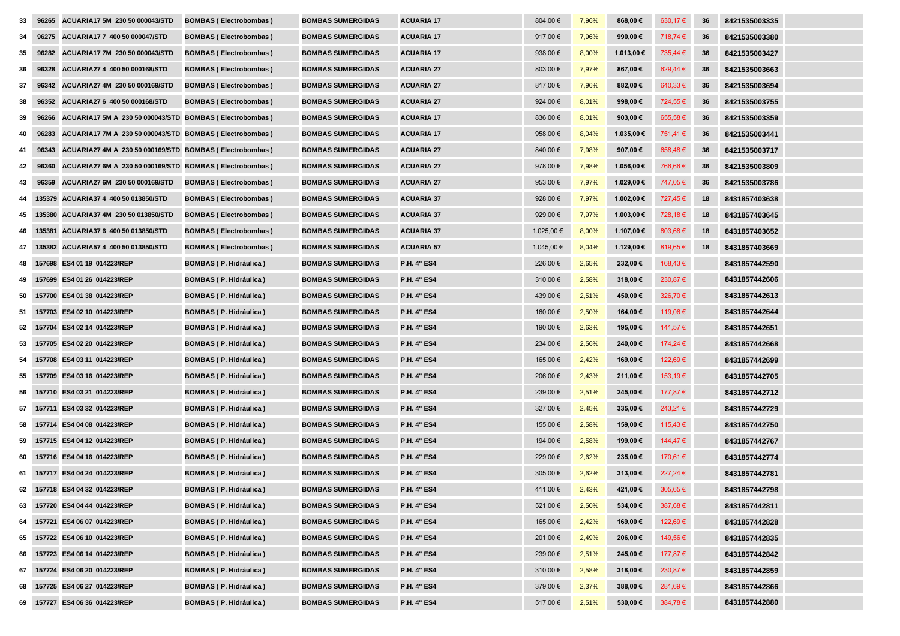| 33 | 96265 | ACUARIA17 5M 230 50 000043/STD | BOMBAS ( Electrobombas ) | BOMBAS SUMERGIDAS | ACUARIA 17 | 804,00 € | 7,96% | 868,00 € | 630,17 € | 36 | 8421535003335 | |
|---|---|---|---|---|---|---|---|---|---|---|---|---|
| 34 | 96275 | ACUARIA17 7 400 50 000047/STD | BOMBAS ( Electrobombas ) | BOMBAS SUMERGIDAS | ACUARIA 17 | 917,00 € | 7,96% | 990,00 € | 718,74 € | 36 | 8421535003380 | |
| 35 | 96282 | ACUARIA17 7M 230 50 000043/STD | BOMBAS ( Electrobombas ) | BOMBAS SUMERGIDAS | ACUARIA 17 | 938,00 € | 8,00% | 1.013,00 € | 735,44 € | 36 | 8421535003427 | |
| 36 | 96328 | ACUARIA27 4 400 50 000168/STD | BOMBAS ( Electrobombas ) | BOMBAS SUMERGIDAS | ACUARIA 27 | 803,00 € | 7,97% | 867,00 € | 629,44 € | 36 | 8421535003663 | |
| 37 | 96342 | ACUARIA27 4M 230 50 000169/STD | BOMBAS ( Electrobombas ) | BOMBAS SUMERGIDAS | ACUARIA 27 | 817,00 € | 7,96% | 882,00 € | 640,33 € | 36 | 8421535003694 | |
| 38 | 96352 | ACUARIA27 6 400 50 000168/STD | BOMBAS ( Electrobombas ) | BOMBAS SUMERGIDAS | ACUARIA 27 | 924,00 € | 8,01% | 998,00 € | 724,55 € | 36 | 8421535003755 | |
| 39 | 96266 | ACUARIA17 5M A 230 50 000043/STD | BOMBAS ( Electrobombas ) | BOMBAS SUMERGIDAS | ACUARIA 17 | 836,00 € | 8,01% | 903,00 € | 655,58 € | 36 | 8421535003359 | |
| 40 | 96283 | ACUARIA17 7M A 230 50 000043/STD | BOMBAS ( Electrobombas ) | BOMBAS SUMERGIDAS | ACUARIA 17 | 958,00 € | 8,04% | 1.035,00 € | 751,41 € | 36 | 8421535003441 | |
| 41 | 96343 | ACUARIA27 4M A 230 50 000169/STD | BOMBAS ( Electrobombas ) | BOMBAS SUMERGIDAS | ACUARIA 27 | 840,00 € | 7,98% | 907,00 € | 658,48 € | 36 | 8421535003717 | |
| 42 | 96360 | ACUARIA27 6M A 230 50 000169/STD | BOMBAS ( Electrobombas ) | BOMBAS SUMERGIDAS | ACUARIA 27 | 978,00 € | 7,98% | 1.056,00 € | 766,66 € | 36 | 8421535003809 | |
| 43 | 96359 | ACUARIA27 6M 230 50 000169/STD | BOMBAS ( Electrobombas ) | BOMBAS SUMERGIDAS | ACUARIA 27 | 953,00 € | 7,97% | 1.029,00 € | 747,05 € | 36 | 8421535003786 | |
| 44 | 135379 | ACUARIA37 4 400 50 013850/STD | BOMBAS ( Electrobombas ) | BOMBAS SUMERGIDAS | ACUARIA 37 | 928,00 € | 7,97% | 1.002,00 € | 727,45 € | 18 | 8431857403638 | |
| 45 | 135380 | ACUARIA37 4M 230 50 013850/STD | BOMBAS ( Electrobombas ) | BOMBAS SUMERGIDAS | ACUARIA 37 | 929,00 € | 7,97% | 1.003,00 € | 728,18 € | 18 | 8431857403645 | |
| 46 | 135381 | ACUARIA37 6 400 50 013850/STD | BOMBAS ( Electrobombas ) | BOMBAS SUMERGIDAS | ACUARIA 37 | 1.025,00 € | 8,00% | 1.107,00 € | 803,68 € | 18 | 8431857403652 | |
| 47 | 135382 | ACUARIA57 4 400 50 013850/STD | BOMBAS ( Electrobombas ) | BOMBAS SUMERGIDAS | ACUARIA 57 | 1.045,00 € | 8,04% | 1.129,00 € | 819,65 € | 18 | 8431857403669 | |
| 48 | 157698 | ES4 01 19 014223/REP | BOMBAS ( P. Hidráulica ) | BOMBAS SUMERGIDAS | P.H. 4" ES4 | 226,00 € | 2,65% | 232,00 € | 168,43 € | | 8431857442590 | |
| 49 | 157699 | ES4 01 26 014223/REP | BOMBAS ( P. Hidráulica ) | BOMBAS SUMERGIDAS | P.H. 4" ES4 | 310,00 € | 2,58% | 318,00 € | 230,87 € | | 8431857442606 | |
| 50 | 157700 | ES4 01 38 014223/REP | BOMBAS ( P. Hidráulica ) | BOMBAS SUMERGIDAS | P.H. 4" ES4 | 439,00 € | 2,51% | 450,00 € | 326,70 € | | 8431857442613 | |
| 51 | 157703 | ES4 02 10 014223/REP | BOMBAS ( P. Hidráulica ) | BOMBAS SUMERGIDAS | P.H. 4" ES4 | 160,00 € | 2,50% | 164,00 € | 119,06 € | | 8431857442644 | |
| 52 | 157704 | ES4 02 14 014223/REP | BOMBAS ( P. Hidráulica ) | BOMBAS SUMERGIDAS | P.H. 4" ES4 | 190,00 € | 2,63% | 195,00 € | 141,57 € | | 8431857442651 | |
| 53 | 157705 | ES4 02 20 014223/REP | BOMBAS ( P. Hidráulica ) | BOMBAS SUMERGIDAS | P.H. 4" ES4 | 234,00 € | 2,56% | 240,00 € | 174,24 € | | 8431857442668 | |
| 54 | 157708 | ES4 03 11 014223/REP | BOMBAS ( P. Hidráulica ) | BOMBAS SUMERGIDAS | P.H. 4" ES4 | 165,00 € | 2,42% | 169,00 € | 122,69 € | | 8431857442699 | |
| 55 | 157709 | ES4 03 16 014223/REP | BOMBAS ( P. Hidráulica ) | BOMBAS SUMERGIDAS | P.H. 4" ES4 | 206,00 € | 2,43% | 211,00 € | 153,19 € | | 8431857442705 | |
| 56 | 157710 | ES4 03 21 014223/REP | BOMBAS ( P. Hidráulica ) | BOMBAS SUMERGIDAS | P.H. 4" ES4 | 239,00 € | 2,51% | 245,00 € | 177,87 € | | 8431857442712 | |
| 57 | 157711 | ES4 03 32 014223/REP | BOMBAS ( P. Hidráulica ) | BOMBAS SUMERGIDAS | P.H. 4" ES4 | 327,00 € | 2,45% | 335,00 € | 243,21 € | | 8431857442729 | |
| 58 | 157714 | ES4 04 08 014223/REP | BOMBAS ( P. Hidráulica ) | BOMBAS SUMERGIDAS | P.H. 4" ES4 | 155,00 € | 2,58% | 159,00 € | 115,43 € | | 8431857442750 | |
| 59 | 157715 | ES4 04 12 014223/REP | BOMBAS ( P. Hidráulica ) | BOMBAS SUMERGIDAS | P.H. 4" ES4 | 194,00 € | 2,58% | 199,00 € | 144,47 € | | 8431857442767 | |
| 60 | 157716 | ES4 04 16 014223/REP | BOMBAS ( P. Hidráulica ) | BOMBAS SUMERGIDAS | P.H. 4" ES4 | 229,00 € | 2,62% | 235,00 € | 170,61 € | | 8431857442774 | |
| 61 | 157717 | ES4 04 24 014223/REP | BOMBAS ( P. Hidráulica ) | BOMBAS SUMERGIDAS | P.H. 4" ES4 | 305,00 € | 2,62% | 313,00 € | 227,24 € | | 8431857442781 | |
| 62 | 157718 | ES4 04 32 014223/REP | BOMBAS ( P. Hidráulica ) | BOMBAS SUMERGIDAS | P.H. 4" ES4 | 411,00 € | 2,43% | 421,00 € | 305,65 € | | 8431857442798 | |
| 63 | 157720 | ES4 04 44 014223/REP | BOMBAS ( P. Hidráulica ) | BOMBAS SUMERGIDAS | P.H. 4" ES4 | 521,00 € | 2,50% | 534,00 € | 387,68 € | | 8431857442811 | |
| 64 | 157721 | ES4 06 07 014223/REP | BOMBAS ( P. Hidráulica ) | BOMBAS SUMERGIDAS | P.H. 4" ES4 | 165,00 € | 2,42% | 169,00 € | 122,69 € | | 8431857442828 | |
| 65 | 157722 | ES4 06 10 014223/REP | BOMBAS ( P. Hidráulica ) | BOMBAS SUMERGIDAS | P.H. 4" ES4 | 201,00 € | 2,49% | 206,00 € | 149,56 € | | 8431857442835 | |
| 66 | 157723 | ES4 06 14 014223/REP | BOMBAS ( P. Hidráulica ) | BOMBAS SUMERGIDAS | P.H. 4" ES4 | 239,00 € | 2,51% | 245,00 € | 177,87 € | | 8431857442842 | |
| 67 | 157724 | ES4 06 20 014223/REP | BOMBAS ( P. Hidráulica ) | BOMBAS SUMERGIDAS | P.H. 4" ES4 | 310,00 € | 2,58% | 318,00 € | 230,87 € | | 8431857442859 | |
| 68 | 157725 | ES4 06 27 014223/REP | BOMBAS ( P. Hidráulica ) | BOMBAS SUMERGIDAS | P.H. 4" ES4 | 379,00 € | 2,37% | 388,00 € | 281,69 € | | 8431857442866 | |
| 69 | 157727 | ES4 06 36 014223/REP | BOMBAS ( P. Hidráulica ) | BOMBAS SUMERGIDAS | P.H. 4" ES4 | 517,00 € | 2,51% | 530,00 € | 384,78 € | | 8431857442880 | |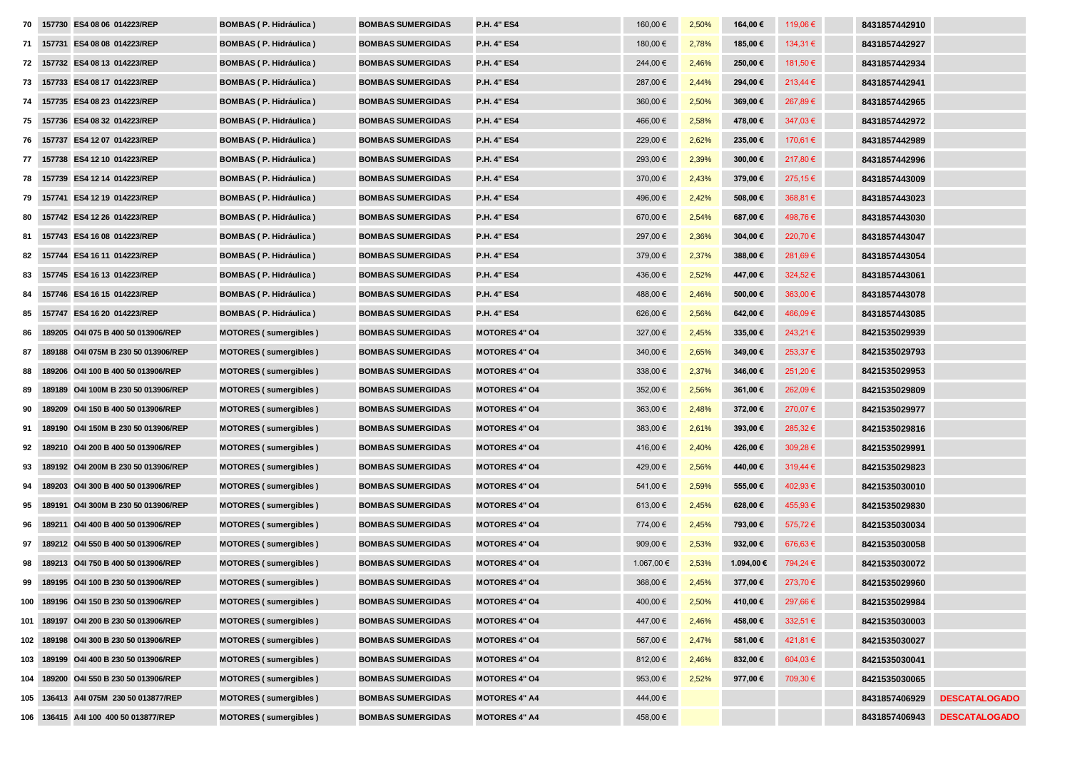| 70 | 157730 | ES4 08 06 014223/REP | BOMBAS ( P. Hidráulica ) | BOMBAS SUMERGIDAS | P.H. 4" ES4 | 160,00 € | 2,50% | 164,00 € | 119,06 € | | 8431857442910 | |
|---|---|---|---|---|---|---|---|---|---|---|---|---|
| 71 | 157731 | ES4 08 08 014223/REP | BOMBAS ( P. Hidráulica ) | BOMBAS SUMERGIDAS | P.H. 4" ES4 | 180,00 € | 2,78% | 185,00 € | 134,31 € | | 8431857442927 | |
| 72 | 157732 | ES4 08 13 014223/REP | BOMBAS ( P. Hidráulica ) | BOMBAS SUMERGIDAS | P.H. 4" ES4 | 244,00 € | 2,46% | 250,00 € | 181,50 € | | 8431857442934 | |
| 73 | 157733 | ES4 08 17 014223/REP | BOMBAS ( P. Hidráulica ) | BOMBAS SUMERGIDAS | P.H. 4" ES4 | 287,00 € | 2,44% | 294,00 € | 213,44 € | | 8431857442941 | |
| 74 | 157735 | ES4 08 23 014223/REP | BOMBAS ( P. Hidráulica ) | BOMBAS SUMERGIDAS | P.H. 4" ES4 | 360,00 € | 2,50% | 369,00 € | 267,89 € | | 8431857442965 | |
| 75 | 157736 | ES4 08 32 014223/REP | BOMBAS ( P. Hidráulica ) | BOMBAS SUMERGIDAS | P.H. 4" ES4 | 466,00 € | 2,58% | 478,00 € | 347,03 € | | 8431857442972 | |
| 76 | 157737 | ES4 12 07 014223/REP | BOMBAS ( P. Hidráulica ) | BOMBAS SUMERGIDAS | P.H. 4" ES4 | 229,00 € | 2,62% | 235,00 € | 170,61 € | | 8431857442989 | |
| 77 | 157738 | ES4 12 10 014223/REP | BOMBAS ( P. Hidráulica ) | BOMBAS SUMERGIDAS | P.H. 4" ES4 | 293,00 € | 2,39% | 300,00 € | 217,80 € | | 8431857442996 | |
| 78 | 157739 | ES4 12 14 014223/REP | BOMBAS ( P. Hidráulica ) | BOMBAS SUMERGIDAS | P.H. 4" ES4 | 370,00 € | 2,43% | 379,00 € | 275,15 € | | 8431857443009 | |
| 79 | 157741 | ES4 12 19 014223/REP | BOMBAS ( P. Hidráulica ) | BOMBAS SUMERGIDAS | P.H. 4" ES4 | 496,00 € | 2,42% | 508,00 € | 368,81 € | | 8431857443023 | |
| 80 | 157742 | ES4 12 26 014223/REP | BOMBAS ( P. Hidráulica ) | BOMBAS SUMERGIDAS | P.H. 4" ES4 | 670,00 € | 2,54% | 687,00 € | 498,76 € | | 8431857443030 | |
| 81 | 157743 | ES4 16 08 014223/REP | BOMBAS ( P. Hidráulica ) | BOMBAS SUMERGIDAS | P.H. 4" ES4 | 297,00 € | 2,36% | 304,00 € | 220,70 € | | 8431857443047 | |
| 82 | 157744 | ES4 16 11 014223/REP | BOMBAS ( P. Hidráulica ) | BOMBAS SUMERGIDAS | P.H. 4" ES4 | 379,00 € | 2,37% | 388,00 € | 281,69 € | | 8431857443054 | |
| 83 | 157745 | ES4 16 13 014223/REP | BOMBAS ( P. Hidráulica ) | BOMBAS SUMERGIDAS | P.H. 4" ES4 | 436,00 € | 2,52% | 447,00 € | 324,52 € | | 8431857443061 | |
| 84 | 157746 | ES4 16 15 014223/REP | BOMBAS ( P. Hidráulica ) | BOMBAS SUMERGIDAS | P.H. 4" ES4 | 488,00 € | 2,46% | 500,00 € | 363,00 € | | 8431857443078 | |
| 85 | 157747 | ES4 16 20 014223/REP | BOMBAS ( P. Hidráulica ) | BOMBAS SUMERGIDAS | P.H. 4" ES4 | 626,00 € | 2,56% | 642,00 € | 466,09 € | | 8431857443085 | |
| 86 | 189205 | O4I 075 B 400 50 013906/REP | MOTORES ( sumergibles ) | BOMBAS SUMERGIDAS | MOTORES 4" O4 | 327,00 € | 2,45% | 335,00 € | 243,21 € | | 8421535029939 | |
| 87 | 189188 | O4I 075M B 230 50 013906/REP | MOTORES ( sumergibles ) | BOMBAS SUMERGIDAS | MOTORES 4" O4 | 340,00 € | 2,65% | 349,00 € | 253,37 € | | 8421535029793 | |
| 88 | 189206 | O4I 100 B 400 50 013906/REP | MOTORES ( sumergibles ) | BOMBAS SUMERGIDAS | MOTORES 4" O4 | 338,00 € | 2,37% | 346,00 € | 251,20 € | | 8421535029953 | |
| 89 | 189189 | O4I 100M B 230 50 013906/REP | MOTORES ( sumergibles ) | BOMBAS SUMERGIDAS | MOTORES 4" O4 | 352,00 € | 2,56% | 361,00 € | 262,09 € | | 8421535029809 | |
| 90 | 189209 | O4I 150 B 400 50 013906/REP | MOTORES ( sumergibles ) | BOMBAS SUMERGIDAS | MOTORES 4" O4 | 363,00 € | 2,48% | 372,00 € | 270,07 € | | 8421535029977 | |
| 91 | 189190 | O4I 150M B 230 50 013906/REP | MOTORES ( sumergibles ) | BOMBAS SUMERGIDAS | MOTORES 4" O4 | 383,00 € | 2,61% | 393,00 € | 285,32 € | | 8421535029816 | |
| 92 | 189210 | O4I 200 B 400 50 013906/REP | MOTORES ( sumergibles ) | BOMBAS SUMERGIDAS | MOTORES 4" O4 | 416,00 € | 2,40% | 426,00 € | 309,28 € | | 8421535029991 | |
| 93 | 189192 | O4I 200M B 230 50 013906/REP | MOTORES ( sumergibles ) | BOMBAS SUMERGIDAS | MOTORES 4" O4 | 429,00 € | 2,56% | 440,00 € | 319,44 € | | 8421535029823 | |
| 94 | 189203 | O4I 300 B 400 50 013906/REP | MOTORES ( sumergibles ) | BOMBAS SUMERGIDAS | MOTORES 4" O4 | 541,00 € | 2,59% | 555,00 € | 402,93 € | | 8421535030010 | |
| 95 | 189191 | O4I 300M B 230 50 013906/REP | MOTORES ( sumergibles ) | BOMBAS SUMERGIDAS | MOTORES 4" O4 | 613,00 € | 2,45% | 628,00 € | 455,93 € | | 8421535029830 | |
| 96 | 189211 | O4I 400 B 400 50 013906/REP | MOTORES ( sumergibles ) | BOMBAS SUMERGIDAS | MOTORES 4" O4 | 774,00 € | 2,45% | 793,00 € | 575,72 € | | 8421535030034 | |
| 97 | 189212 | O4I 550 B 400 50 013906/REP | MOTORES ( sumergibles ) | BOMBAS SUMERGIDAS | MOTORES 4" O4 | 909,00 € | 2,53% | 932,00 € | 676,63 € | | 8421535030058 | |
| 98 | 189213 | O4I 750 B 400 50 013906/REP | MOTORES ( sumergibles ) | BOMBAS SUMERGIDAS | MOTORES 4" O4 | 1.067,00 € | 2,53% | 1.094,00 € | 794,24 € | | 8421535030072 | |
| 99 | 189195 | O4I 100 B 230 50 013906/REP | MOTORES ( sumergibles ) | BOMBAS SUMERGIDAS | MOTORES 4" O4 | 368,00 € | 2,45% | 377,00 € | 273,70 € | | 8421535029960 | |
| 100 | 189196 | O4I 150 B 230 50 013906/REP | MOTORES ( sumergibles ) | BOMBAS SUMERGIDAS | MOTORES 4" O4 | 400,00 € | 2,50% | 410,00 € | 297,66 € | | 8421535029984 | |
| 101 | 189197 | O4I 200 B 230 50 013906/REP | MOTORES ( sumergibles ) | BOMBAS SUMERGIDAS | MOTORES 4" O4 | 447,00 € | 2,46% | 458,00 € | 332,51 € | | 8421535030003 | |
| 102 | 189198 | O4I 300 B 230 50 013906/REP | MOTORES ( sumergibles ) | BOMBAS SUMERGIDAS | MOTORES 4" O4 | 567,00 € | 2,47% | 581,00 € | 421,81 € | | 8421535030027 | |
| 103 | 189199 | O4I 400 B 230 50 013906/REP | MOTORES ( sumergibles ) | BOMBAS SUMERGIDAS | MOTORES 4" O4 | 812,00 € | 2,46% | 832,00 € | 604,03 € | | 8421535030041 | |
| 104 | 189200 | O4I 550 B 230 50 013906/REP | MOTORES ( sumergibles ) | BOMBAS SUMERGIDAS | MOTORES 4" O4 | 953,00 € | 2,52% | 977,00 € | 709,30 € | | 8421535030065 | |
| 105 | 136413 | A4I 075M 230 50 013877/REP | MOTORES ( sumergibles ) | BOMBAS SUMERGIDAS | MOTORES 4" A4 | 444,00 € | | | | | 8431857406929 | DESCATALOGADO |
| 106 | 136415 | A4I 100 400 50 013877/REP | MOTORES ( sumergibles ) | BOMBAS SUMERGIDAS | MOTORES 4" A4 | 458,00 € | | | | | 8431857406943 | DESCATALOGADO |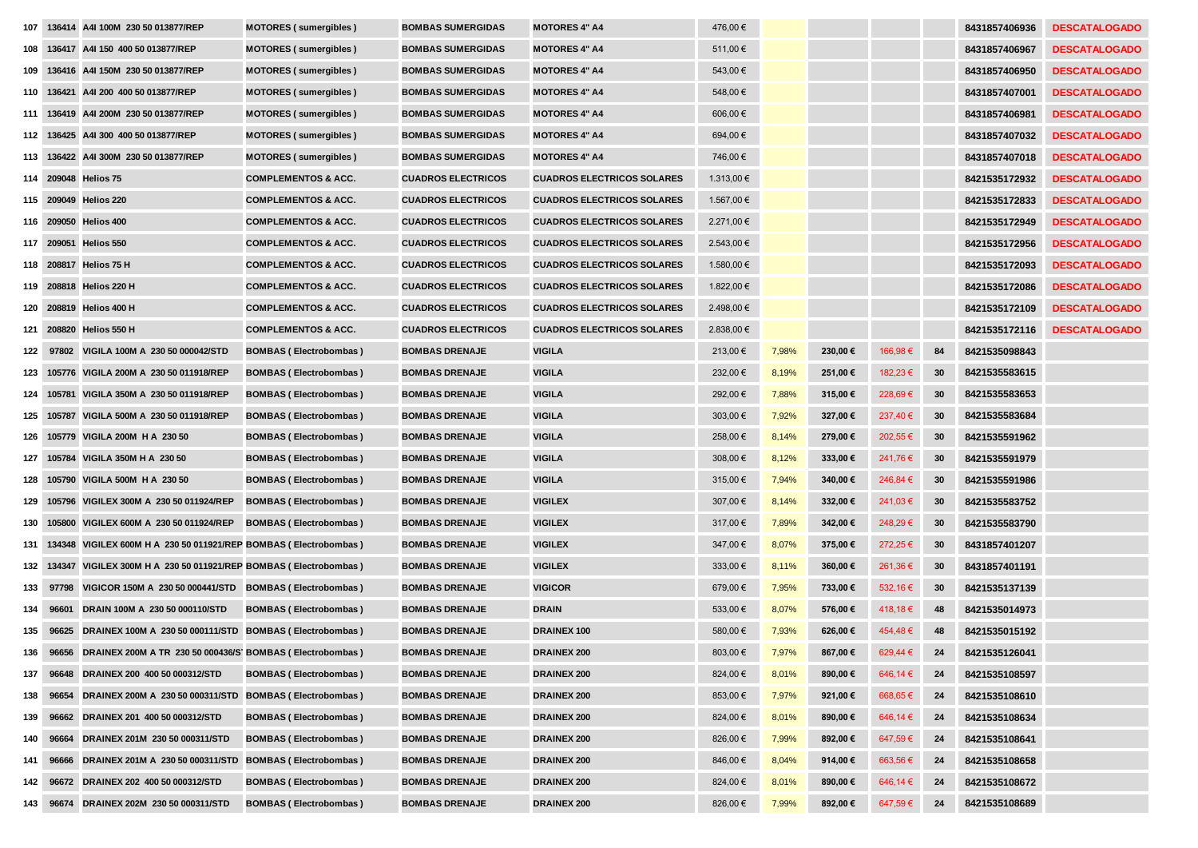| | | | | | | | | | | | | |
|---|---|---|---|---|---|---|---|---|---|---|---|---|
| 107 | 136414 | A4I 100M 230 50 013877/REP | MOTORES ( sumergibles ) | BOMBAS SUMERGIDAS | MOTORES 4" A4 | 476,00 € | | | | | 8431857406936 | DESCATALOGADO |
| 108 | 136417 | A4I 150 400 50 013877/REP | MOTORES ( sumergibles ) | BOMBAS SUMERGIDAS | MOTORES 4" A4 | 511,00 € | | | | | 8431857406967 | DESCATALOGADO |
| 109 | 136416 | A4I 150M 230 50 013877/REP | MOTORES ( sumergibles ) | BOMBAS SUMERGIDAS | MOTORES 4" A4 | 543,00 € | | | | | 8431857406950 | DESCATALOGADO |
| 110 | 136421 | A4I 200 400 50 013877/REP | MOTORES ( sumergibles ) | BOMBAS SUMERGIDAS | MOTORES 4" A4 | 548,00 € | | | | | 8431857407001 | DESCATALOGADO |
| 111 | 136419 | A4I 200M 230 50 013877/REP | MOTORES ( sumergibles ) | BOMBAS SUMERGIDAS | MOTORES 4" A4 | 606,00 € | | | | | 8431857406981 | DESCATALOGADO |
| 112 | 136425 | A4I 300 400 50 013877/REP | MOTORES ( sumergibles ) | BOMBAS SUMERGIDAS | MOTORES 4" A4 | 694,00 € | | | | | 8431857407032 | DESCATALOGADO |
| 113 | 136422 | A4I 300M 230 50 013877/REP | MOTORES ( sumergibles ) | BOMBAS SUMERGIDAS | MOTORES 4" A4 | 746,00 € | | | | | 8431857407018 | DESCATALOGADO |
| 114 | 209048 | Helios 75 | COMPLEMENTOS & ACC. | CUADROS ELECTRICOS | CUADROS ELECTRICOS SOLARES | 1.313,00 € | | | | | 8421535172932 | DESCATALOGADO |
| 115 | 209049 | Helios 220 | COMPLEMENTOS & ACC. | CUADROS ELECTRICOS | CUADROS ELECTRICOS SOLARES | 1.567,00 € | | | | | 8421535172833 | DESCATALOGADO |
| 116 | 209050 | Helios 400 | COMPLEMENTOS & ACC. | CUADROS ELECTRICOS | CUADROS ELECTRICOS SOLARES | 2.271,00 € | | | | | 8421535172949 | DESCATALOGADO |
| 117 | 209051 | Helios 550 | COMPLEMENTOS & ACC. | CUADROS ELECTRICOS | CUADROS ELECTRICOS SOLARES | 2.543,00 € | | | | | 8421535172956 | DESCATALOGADO |
| 118 | 208817 | Helios 75 H | COMPLEMENTOS & ACC. | CUADROS ELECTRICOS | CUADROS ELECTRICOS SOLARES | 1.580,00 € | | | | | 8421535172093 | DESCATALOGADO |
| 119 | 208818 | Helios 220 H | COMPLEMENTOS & ACC. | CUADROS ELECTRICOS | CUADROS ELECTRICOS SOLARES | 1.822,00 € | | | | | 8421535172086 | DESCATALOGADO |
| 120 | 208819 | Helios 400 H | COMPLEMENTOS & ACC. | CUADROS ELECTRICOS | CUADROS ELECTRICOS SOLARES | 2.498,00 € | | | | | 8421535172109 | DESCATALOGADO |
| 121 | 208820 | Helios 550 H | COMPLEMENTOS & ACC. | CUADROS ELECTRICOS | CUADROS ELECTRICOS SOLARES | 2.838,00 € | | | | | 8421535172116 | DESCATALOGADO |
| 122 | 97802 | VIGILA 100M A 230 50 000042/STD | BOMBAS ( Electrobombas ) | BOMBAS DRENAJE | VIGILA | 213,00 € | 7,98% | 230,00 € | 166,98 € | 84 | 8421535098843 | |
| 123 | 105776 | VIGILA 200M A 230 50 011918/REP | BOMBAS ( Electrobombas ) | BOMBAS DRENAJE | VIGILA | 232,00 € | 8,19% | 251,00 € | 182,23 € | 30 | 8421535583615 | |
| 124 | 105781 | VIGILA 350M A 230 50 011918/REP | BOMBAS ( Electrobombas ) | BOMBAS DRENAJE | VIGILA | 292,00 € | 7,88% | 315,00 € | 228,69 € | 30 | 8421535583653 | |
| 125 | 105787 | VIGILA 500M A 230 50 011918/REP | BOMBAS ( Electrobombas ) | BOMBAS DRENAJE | VIGILA | 303,00 € | 7,92% | 327,00 € | 237,40 € | 30 | 8421535583684 | |
| 126 | 105779 | VIGILA 200M H A 230 50 | BOMBAS ( Electrobombas ) | BOMBAS DRENAJE | VIGILA | 258,00 € | 8,14% | 279,00 € | 202,55 € | 30 | 8421535591962 | |
| 127 | 105784 | VIGILA 350M H A 230 50 | BOMBAS ( Electrobombas ) | BOMBAS DRENAJE | VIGILA | 308,00 € | 8,12% | 333,00 € | 241,76 € | 30 | 8421535591979 | |
| 128 | 105790 | VIGILA 500M H A 230 50 | BOMBAS ( Electrobombas ) | BOMBAS DRENAJE | VIGILA | 315,00 € | 7,94% | 340,00 € | 246,84 € | 30 | 8421535591986 | |
| 129 | 105796 | VIGILEX 300M A 230 50 011924/REP | BOMBAS ( Electrobombas ) | BOMBAS DRENAJE | VIGILEX | 307,00 € | 8,14% | 332,00 € | 241,03 € | 30 | 8421535583752 | |
| 130 | 105800 | VIGILEX 600M A 230 50 011924/REP | BOMBAS ( Electrobombas ) | BOMBAS DRENAJE | VIGILEX | 317,00 € | 7,89% | 342,00 € | 248,29 € | 30 | 8421535583790 | |
| 131 | 134348 | VIGILEX 600M H A 230 50 011921/REP | BOMBAS ( Electrobombas ) | BOMBAS DRENAJE | VIGILEX | 347,00 € | 8,07% | 375,00 € | 272,25 € | 30 | 8431857401207 | |
| 132 | 134347 | VIGILEX 300M H A 230 50 011921/REP | BOMBAS ( Electrobombas ) | BOMBAS DRENAJE | VIGILEX | 333,00 € | 8,11% | 360,00 € | 261,36 € | 30 | 8431857401191 | |
| 133 | 97798 | VIGICOR 150M A 230 50 000441/STD | BOMBAS ( Electrobombas ) | BOMBAS DRENAJE | VIGICOR | 679,00 € | 7,95% | 733,00 € | 532,16 € | 30 | 8421535137139 | |
| 134 | 96601 | DRAIN 100M A 230 50 000110/STD | BOMBAS ( Electrobombas ) | BOMBAS DRENAJE | DRAIN | 533,00 € | 8,07% | 576,00 € | 418,18 € | 48 | 8421535014973 | |
| 135 | 96625 | DRAINEX 100M A 230 50 000111/STD | BOMBAS ( Electrobombas ) | BOMBAS DRENAJE | DRAINEX 100 | 580,00 € | 7,93% | 626,00 € | 454,48 € | 48 | 8421535015192 | |
| 136 | 96656 | DRAINEX 200M A TR 230 50 000436/S | BOMBAS ( Electrobombas ) | BOMBAS DRENAJE | DRAINEX 200 | 803,00 € | 7,97% | 867,00 € | 629,44 € | 24 | 8421535126041 | |
| 137 | 96648 | DRAINEX 200 400 50 000312/STD | BOMBAS ( Electrobombas ) | BOMBAS DRENAJE | DRAINEX 200 | 824,00 € | 8,01% | 890,00 € | 646,14 € | 24 | 8421535108597 | |
| 138 | 96654 | DRAINEX 200M A 230 50 000311/STD | BOMBAS ( Electrobombas ) | BOMBAS DRENAJE | DRAINEX 200 | 853,00 € | 7,97% | 921,00 € | 668,65 € | 24 | 8421535108610 | |
| 139 | 96662 | DRAINEX 201 400 50 000312/STD | BOMBAS ( Electrobombas ) | BOMBAS DRENAJE | DRAINEX 200 | 824,00 € | 8,01% | 890,00 € | 646,14 € | 24 | 8421535108634 | |
| 140 | 96664 | DRAINEX 201M 230 50 000311/STD | BOMBAS ( Electrobombas ) | BOMBAS DRENAJE | DRAINEX 200 | 826,00 € | 7,99% | 892,00 € | 647,59 € | 24 | 8421535108641 | |
| 141 | 96666 | DRAINEX 201M A 230 50 000311/STD | BOMBAS ( Electrobombas ) | BOMBAS DRENAJE | DRAINEX 200 | 846,00 € | 8,04% | 914,00 € | 663,56 € | 24 | 8421535108658 | |
| 142 | 96672 | DRAINEX 202 400 50 000312/STD | BOMBAS ( Electrobombas ) | BOMBAS DRENAJE | DRAINEX 200 | 824,00 € | 8,01% | 890,00 € | 646,14 € | 24 | 8421535108672 | |
| 143 | 96674 | DRAINEX 202M 230 50 000311/STD | BOMBAS ( Electrobombas ) | BOMBAS DRENAJE | DRAINEX 200 | 826,00 € | 7,99% | 892,00 € | 647,59 € | 24 | 8421535108689 | |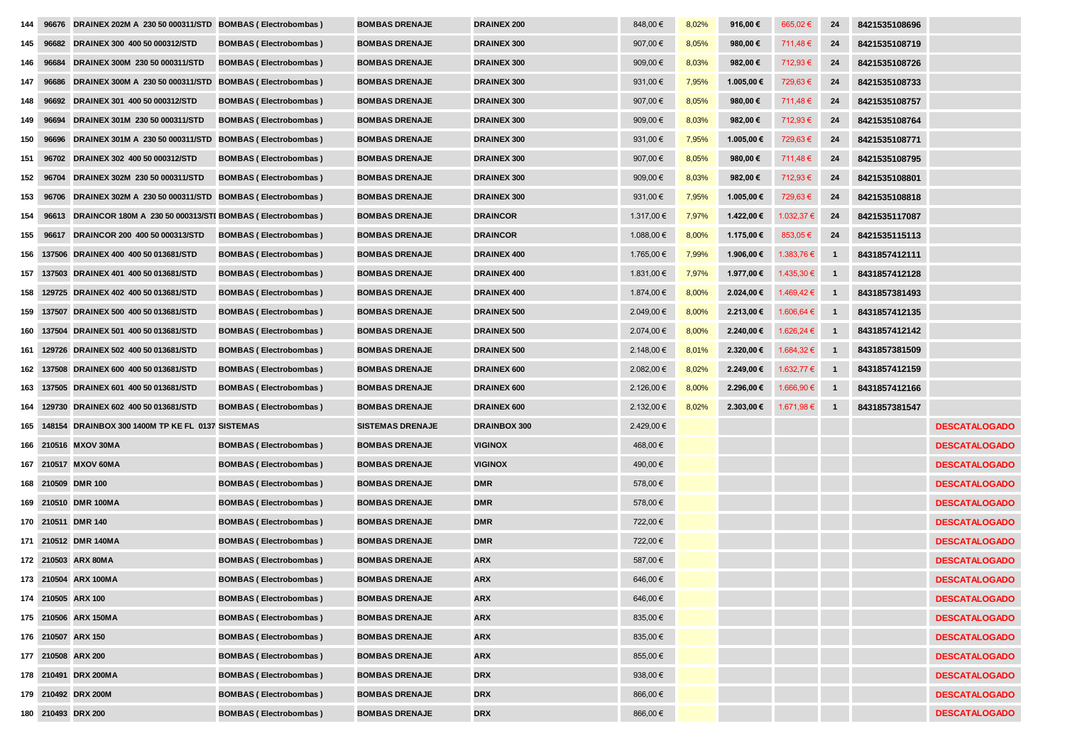| 144 | 96676 | DRAINEX 202M A 230 50 000311/STD | BOMBAS ( Electrobombas ) | BOMBAS DRENAJE | DRAINEX 200 | 848,00 € | 8,02% | 916,00 € | 665,02 € | 24 | 8421535108696 | |
|---|---|---|---|---|---|---|---|---|---|---|---|---|
| 145 | 96682 | DRAINEX 300 400 50 000312/STD | BOMBAS ( Electrobombas ) | BOMBAS DRENAJE | DRAINEX 300 | 907,00 € | 8,05% | 980,00 € | 711,48 € | 24 | 8421535108719 | |
| 146 | 96684 | DRAINEX 300M 230 50 000311/STD | BOMBAS ( Electrobombas ) | BOMBAS DRENAJE | DRAINEX 300 | 909,00 € | 8,03% | 982,00 € | 712,93 € | 24 | 8421535108726 | |
| 147 | 96686 | DRAINEX 300M A 230 50 000311/STD | BOMBAS ( Electrobombas ) | BOMBAS DRENAJE | DRAINEX 300 | 931,00 € | 7,95% | 1.005,00 € | 729,63 € | 24 | 8421535108733 | |
| 148 | 96692 | DRAINEX 301 400 50 000312/STD | BOMBAS ( Electrobombas ) | BOMBAS DRENAJE | DRAINEX 300 | 907,00 € | 8,05% | 980,00 € | 711,48 € | 24 | 8421535108757 | |
| 149 | 96694 | DRAINEX 301M 230 50 000311/STD | BOMBAS ( Electrobombas ) | BOMBAS DRENAJE | DRAINEX 300 | 909,00 € | 8,03% | 982,00 € | 712,93 € | 24 | 8421535108764 | |
| 150 | 96696 | DRAINEX 301M A 230 50 000311/STD | BOMBAS ( Electrobombas ) | BOMBAS DRENAJE | DRAINEX 300 | 931,00 € | 7,95% | 1.005,00 € | 729,63 € | 24 | 8421535108771 | |
| 151 | 96702 | DRAINEX 302 400 50 000312/STD | BOMBAS ( Electrobombas ) | BOMBAS DRENAJE | DRAINEX 300 | 907,00 € | 8,05% | 980,00 € | 711,48 € | 24 | 8421535108795 | |
| 152 | 96704 | DRAINEX 302M 230 50 000311/STD | BOMBAS ( Electrobombas ) | BOMBAS DRENAJE | DRAINEX 300 | 909,00 € | 8,03% | 982,00 € | 712,93 € | 24 | 8421535108801 | |
| 153 | 96706 | DRAINEX 302M A 230 50 000311/STD | BOMBAS ( Electrobombas ) | BOMBAS DRENAJE | DRAINEX 300 | 931,00 € | 7,95% | 1.005,00 € | 729,63 € | 24 | 8421535108818 | |
| 154 | 96613 | DRAINCOR 180M A 230 50 000313/STI | BOMBAS ( Electrobombas ) | BOMBAS DRENAJE | DRAINCOR | 1.317,00 € | 7,97% | 1.422,00 € | 1.032,37 € | 24 | 8421535117087 | |
| 155 | 96617 | DRAINCOR 200 400 50 000313/STD | BOMBAS ( Electrobombas ) | BOMBAS DRENAJE | DRAINCOR | 1.088,00 € | 8,00% | 1.175,00 € | 853,05 € | 24 | 8421535115113 | |
| 156 | 137506 | DRAINEX 400 400 50 013681/STD | BOMBAS ( Electrobombas ) | BOMBAS DRENAJE | DRAINEX 400 | 1.765,00 € | 7,99% | 1.906,00 € | 1.383,76 € | 1 | 8431857412111 | |
| 157 | 137503 | DRAINEX 401 400 50 013681/STD | BOMBAS ( Electrobombas ) | BOMBAS DRENAJE | DRAINEX 400 | 1.831,00 € | 7,97% | 1.977,00 € | 1.435,30 € | 1 | 8431857412128 | |
| 158 | 129725 | DRAINEX 402 400 50 013681/STD | BOMBAS ( Electrobombas ) | BOMBAS DRENAJE | DRAINEX 400 | 1.874,00 € | 8,00% | 2.024,00 € | 1.469,42 € | 1 | 8431857381493 | |
| 159 | 137507 | DRAINEX 500 400 50 013681/STD | BOMBAS ( Electrobombas ) | BOMBAS DRENAJE | DRAINEX 500 | 2.049,00 € | 8,00% | 2.213,00 € | 1.606,64 € | 1 | 8431857412135 | |
| 160 | 137504 | DRAINEX 501 400 50 013681/STD | BOMBAS ( Electrobombas ) | BOMBAS DRENAJE | DRAINEX 500 | 2.074,00 € | 8,00% | 2.240,00 € | 1.626,24 € | 1 | 8431857412142 | |
| 161 | 129726 | DRAINEX 502 400 50 013681/STD | BOMBAS ( Electrobombas ) | BOMBAS DRENAJE | DRAINEX 500 | 2.148,00 € | 8,01% | 2.320,00 € | 1.684,32 € | 1 | 8431857381509 | |
| 162 | 137508 | DRAINEX 600 400 50 013681/STD | BOMBAS ( Electrobombas ) | BOMBAS DRENAJE | DRAINEX 600 | 2.082,00 € | 8,02% | 2.249,00 € | 1.632,77 € | 1 | 8431857412159 | |
| 163 | 137505 | DRAINEX 601 400 50 013681/STD | BOMBAS ( Electrobombas ) | BOMBAS DRENAJE | DRAINEX 600 | 2.126,00 € | 8,00% | 2.296,00 € | 1.666,90 € | 1 | 8431857412166 | |
| 164 | 129730 | DRAINEX 602 400 50 013681/STD | BOMBAS ( Electrobombas ) | BOMBAS DRENAJE | DRAINEX 600 | 2.132,00 € | 8,02% | 2.303,00 € | 1.671,98 € | 1 | 8431857381547 | |
| 165 | 148154 | DRAINBOX 300 1400M TP KE FL 0137 | SISTEMAS | SISTEMAS DRENAJE | DRAINBOX 300 | 2.429,00 € | | | | | | DESCATALOGADO |
| 166 | 210516 | MXOV 30MA | BOMBAS ( Electrobombas ) | BOMBAS DRENAJE | VIGINOX | 468,00 € | | | | | | DESCATALOGADO |
| 167 | 210517 | MXOV 60MA | BOMBAS ( Electrobombas ) | BOMBAS DRENAJE | VIGINOX | 490,00 € | | | | | | DESCATALOGADO |
| 168 | 210509 | DMR 100 | BOMBAS ( Electrobombas ) | BOMBAS DRENAJE | DMR | 578,00 € | | | | | | DESCATALOGADO |
| 169 | 210510 | DMR 100MA | BOMBAS ( Electrobombas ) | BOMBAS DRENAJE | DMR | 578,00 € | | | | | | DESCATALOGADO |
| 170 | 210511 | DMR 140 | BOMBAS ( Electrobombas ) | BOMBAS DRENAJE | DMR | 722,00 € | | | | | | DESCATALOGADO |
| 171 | 210512 | DMR 140MA | BOMBAS ( Electrobombas ) | BOMBAS DRENAJE | DMR | 722,00 € | | | | | | DESCATALOGADO |
| 172 | 210503 | ARX 80MA | BOMBAS ( Electrobombas ) | BOMBAS DRENAJE | ARX | 587,00 € | | | | | | DESCATALOGADO |
| 173 | 210504 | ARX 100MA | BOMBAS ( Electrobombas ) | BOMBAS DRENAJE | ARX | 646,00 € | | | | | | DESCATALOGADO |
| 174 | 210505 | ARX 100 | BOMBAS ( Electrobombas ) | BOMBAS DRENAJE | ARX | 646,00 € | | | | | | DESCATALOGADO |
| 175 | 210506 | ARX 150MA | BOMBAS ( Electrobombas ) | BOMBAS DRENAJE | ARX | 835,00 € | | | | | | DESCATALOGADO |
| 176 | 210507 | ARX 150 | BOMBAS ( Electrobombas ) | BOMBAS DRENAJE | ARX | 835,00 € | | | | | | DESCATALOGADO |
| 177 | 210508 | ARX 200 | BOMBAS ( Electrobombas ) | BOMBAS DRENAJE | ARX | 855,00 € | | | | | | DESCATALOGADO |
| 178 | 210491 | DRX 200MA | BOMBAS ( Electrobombas ) | BOMBAS DRENAJE | DRX | 938,00 € | | | | | | DESCATALOGADO |
| 179 | 210492 | DRX 200M | BOMBAS ( Electrobombas ) | BOMBAS DRENAJE | DRX | 866,00 € | | | | | | DESCATALOGADO |
| 180 | 210493 | DRX 200 | BOMBAS ( Electrobombas ) | BOMBAS DRENAJE | DRX | 866,00 € | | | | | | DESCATALOGADO |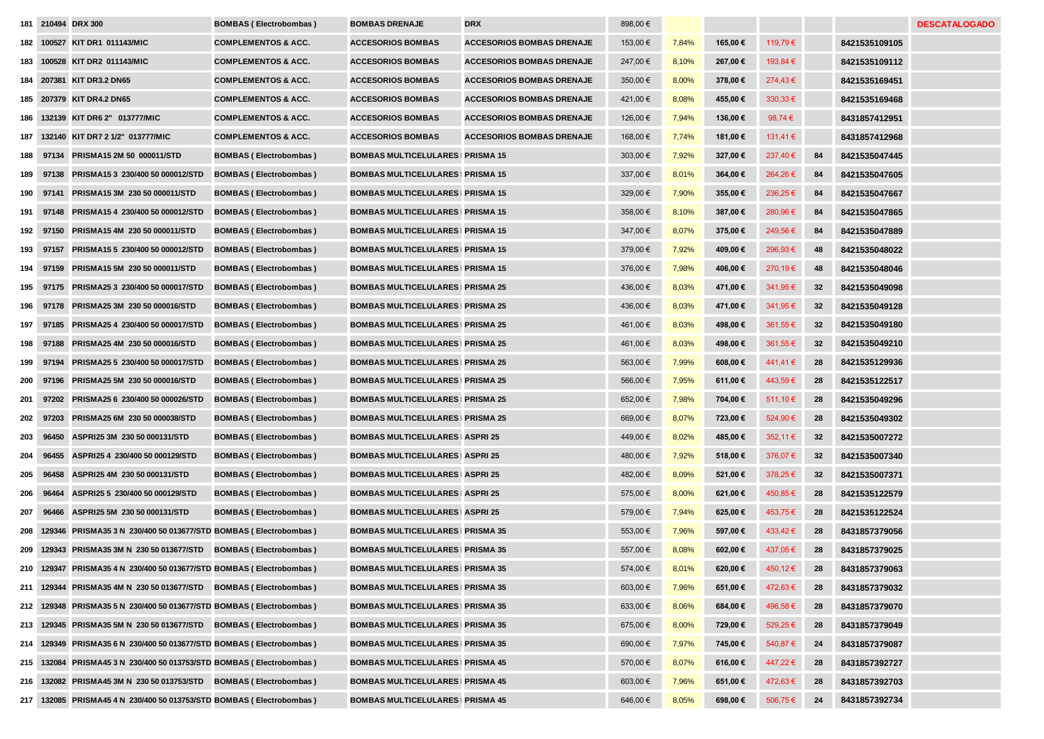| 181 | 210494 | DRX 300 | BOMBAS ( Electrobombas ) | BOMBAS DRENAJE | DRX | 898,00 € | | | | | | DESCATALOGADO |
|---|---|---|---|---|---|---|---|---|---|---|---|---|
| 182 | 100527 | KIT DR1 011143/MIC | COMPLEMENTOS & ACC. | ACCESORIOS BOMBAS | ACCESORIOS BOMBAS DRENAJE | 153,00 € | 7,84% | 165,00 € | 119,79 € | | 8421535109105 | |
| 183 | 100528 | KIT DR2 011143/MIC | COMPLEMENTOS & ACC. | ACCESORIOS BOMBAS | ACCESORIOS BOMBAS DRENAJE | 247,00 € | 8,10% | 267,00 € | 193,84 € | | 8421535109112 | |
| 184 | 207381 | KIT DR3.2 DN65 | COMPLEMENTOS & ACC. | ACCESORIOS BOMBAS | ACCESORIOS BOMBAS DRENAJE | 350,00 € | 8,00% | 378,00 € | 274,43 € | | 8421535169451 | |
| 185 | 207379 | KIT DR4.2 DN65 | COMPLEMENTOS & ACC. | ACCESORIOS BOMBAS | ACCESORIOS BOMBAS DRENAJE | 421,00 € | 8,08% | 455,00 € | 330,33 € | | 8421535169468 | |
| 186 | 132139 | KIT DR6 2" 013777/MIC | COMPLEMENTOS & ACC. | ACCESORIOS BOMBAS | ACCESORIOS BOMBAS DRENAJE | 126,00 € | 7,94% | 136,00 € | 98,74 € | | 8431857412951 | |
| 187 | 132140 | KIT DR7 2 1/2" 013777/MIC | COMPLEMENTOS & ACC. | ACCESORIOS BOMBAS | ACCESORIOS BOMBAS DRENAJE | 168,00 € | 7,74% | 181,00 € | 131,41 € | | 8431857412968 | |
| 188 | 97134 | PRISMA15 2M 50 000011/STD | BOMBAS ( Electrobombas ) | BOMBAS MULTICELULARES | PRISMA 15 | 303,00 € | 7,92% | 327,00 € | 237,40 € | 84 | 8421535047445 | |
| 189 | 97138 | PRISMA15 3 230/400 50 000012/STD | BOMBAS ( Electrobombas ) | BOMBAS MULTICELULARES | PRISMA 15 | 337,00 € | 8,01% | 364,00 € | 264,26 € | 84 | 8421535047605 | |
| 190 | 97141 | PRISMA15 3M 230 50 000011/STD | BOMBAS ( Electrobombas ) | BOMBAS MULTICELULARES | PRISMA 15 | 329,00 € | 7,90% | 355,00 € | 236,25 € | 84 | 8421535047667 | |
| 191 | 97148 | PRISMA15 4 230/400 50 000012/STD | BOMBAS ( Electrobombas ) | BOMBAS MULTICELULARES | PRISMA 15 | 358,00 € | 8,10% | 387,00 € | 280,96 € | 84 | 8421535047865 | |
| 192 | 97150 | PRISMA15 4M 230 50 000011/STD | BOMBAS ( Electrobombas ) | BOMBAS MULTICELULARES | PRISMA 15 | 347,00 € | 8,07% | 375,00 € | 249,56 € | 84 | 8421535047889 | |
| 193 | 97157 | PRISMA15 5 230/400 50 000012/STD | BOMBAS ( Electrobombas ) | BOMBAS MULTICELULARES | PRISMA 15 | 379,00 € | 7,92% | 409,00 € | 296,93 € | 48 | 8421535048022 | |
| 194 | 97159 | PRISMA15 5M 230 50 000011/STD | BOMBAS ( Electrobombas ) | BOMBAS MULTICELULARES | PRISMA 15 | 376,00 € | 7,98% | 406,00 € | 270,19 € | 48 | 8421535048046 | |
| 195 | 97175 | PRISMA25 3 230/400 50 000017/STD | BOMBAS ( Electrobombas ) | BOMBAS MULTICELULARES | PRISMA 25 | 436,00 € | 8,03% | 471,00 € | 341,95 € | 32 | 8421535049098 | |
| 196 | 97178 | PRISMA25 3M 230 50 000016/STD | BOMBAS ( Electrobombas ) | BOMBAS MULTICELULARES | PRISMA 25 | 436,00 € | 8,03% | 471,00 € | 341,95 € | 32 | 8421535049128 | |
| 197 | 97185 | PRISMA25 4 230/400 50 000017/STD | BOMBAS ( Electrobombas ) | BOMBAS MULTICELULARES | PRISMA 25 | 461,00 € | 8,03% | 498,00 € | 361,55 € | 32 | 8421535049180 | |
| 198 | 97188 | PRISMA25 4M 230 50 000016/STD | BOMBAS ( Electrobombas ) | BOMBAS MULTICELULARES | PRISMA 25 | 461,00 € | 8,03% | 498,00 € | 361,55 € | 32 | 8421535049210 | |
| 199 | 97194 | PRISMA25 5 230/400 50 000017/STD | BOMBAS ( Electrobombas ) | BOMBAS MULTICELULARES | PRISMA 25 | 563,00 € | 7,99% | 608,00 € | 441,41 € | 28 | 8421535129936 | |
| 200 | 97196 | PRISMA25 5M 230 50 000016/STD | BOMBAS ( Electrobombas ) | BOMBAS MULTICELULARES | PRISMA 25 | 566,00 € | 7,95% | 611,00 € | 443,59 € | 28 | 8421535122517 | |
| 201 | 97202 | PRISMA25 6 230/400 50 000026/STD | BOMBAS ( Electrobombas ) | BOMBAS MULTICELULARES | PRISMA 25 | 652,00 € | 7,98% | 704,00 € | 511,10 € | 28 | 8421535049296 | |
| 202 | 97203 | PRISMA25 6M 230 50 000038/STD | BOMBAS ( Electrobombas ) | BOMBAS MULTICELULARES | PRISMA 25 | 669,00 € | 8,07% | 723,00 € | 524,90 € | 28 | 8421535049302 | |
| 203 | 96450 | ASPRI25 3M 230 50 000131/STD | BOMBAS ( Electrobombas ) | BOMBAS MULTICELULARES | ASPRI 25 | 449,00 € | 8,02% | 485,00 € | 352,11 € | 32 | 8421535007272 | |
| 204 | 96455 | ASPRI25 4 230/400 50 000129/STD | BOMBAS ( Electrobombas ) | BOMBAS MULTICELULARES | ASPRI 25 | 480,00 € | 7,92% | 518,00 € | 376,07 € | 32 | 8421535007340 | |
| 205 | 96458 | ASPRI25 4M 230 50 000131/STD | BOMBAS ( Electrobombas ) | BOMBAS MULTICELULARES | ASPRI 25 | 482,00 € | 8,09% | 521,00 € | 378,25 € | 32 | 8421535007371 | |
| 206 | 96464 | ASPRI25 5 230/400 50 000129/STD | BOMBAS ( Electrobombas ) | BOMBAS MULTICELULARES | ASPRI 25 | 575,00 € | 8,00% | 621,00 € | 450,85 € | 28 | 8421535122579 | |
| 207 | 96466 | ASPRI25 5M 230 50 000131/STD | BOMBAS ( Electrobombas ) | BOMBAS MULTICELULARES | ASPRI 25 | 579,00 € | 7,94% | 625,00 € | 453,75 € | 28 | 8421535122524 | |
| 208 | 129346 | PRISMA35 3 N 230/400 50 013677/STD | BOMBAS ( Electrobombas ) | BOMBAS MULTICELULARES | PRISMA 35 | 553,00 € | 7,96% | 597,00 € | 433,42 € | 28 | 8431857379056 | |
| 209 | 129343 | PRISMA35 3M N 230 50 013677/STD | BOMBAS ( Electrobombas ) | BOMBAS MULTICELULARES | PRISMA 35 | 557,00 € | 8,08% | 602,00 € | 437,05 € | 28 | 8431857379025 | |
| 210 | 129347 | PRISMA35 4 N 230/400 50 013677/STD | BOMBAS ( Electrobombas ) | BOMBAS MULTICELULARES | PRISMA 35 | 574,00 € | 8,01% | 620,00 € | 450,12 € | 28 | 8431857379063 | |
| 211 | 129344 | PRISMA35 4M N 230 50 013677/STD | BOMBAS ( Electrobombas ) | BOMBAS MULTICELULARES | PRISMA 35 | 603,00 € | 7,96% | 651,00 € | 472,63 € | 28 | 8431857379032 | |
| 212 | 129348 | PRISMA35 5 N 230/400 50 013677/STD | BOMBAS ( Electrobombas ) | BOMBAS MULTICELULARES | PRISMA 35 | 633,00 € | 8,06% | 684,00 € | 496,58 € | 28 | 8431857379070 | |
| 213 | 129345 | PRISMA35 5M N 230 50 013677/STD | BOMBAS ( Electrobombas ) | BOMBAS MULTICELULARES | PRISMA 35 | 675,00 € | 8,00% | 729,00 € | 529,25 € | 28 | 8431857379049 | |
| 214 | 129349 | PRISMA35 6 N 230/400 50 013677/STD | BOMBAS ( Electrobombas ) | BOMBAS MULTICELULARES | PRISMA 35 | 690,00 € | 7,97% | 745,00 € | 540,87 € | 24 | 8431857379087 | |
| 215 | 132084 | PRISMA45 3 N 230/400 50 013753/STD | BOMBAS ( Electrobombas ) | BOMBAS MULTICELULARES | PRISMA 45 | 570,00 € | 8,07% | 616,00 € | 447,22 € | 28 | 8431857392727 | |
| 216 | 132082 | PRISMA45 3M N 230 50 013753/STD | BOMBAS ( Electrobombas ) | BOMBAS MULTICELULARES | PRISMA 45 | 603,00 € | 7,96% | 651,00 € | 472,63 € | 28 | 8431857392703 | |
| 217 | 132085 | PRISMA45 4 N 230/400 50 013753/STD | BOMBAS ( Electrobombas ) | BOMBAS MULTICELULARES | PRISMA 45 | 646,00 € | 8,05% | 698,00 € | 506,75 € | 24 | 8431857392734 | |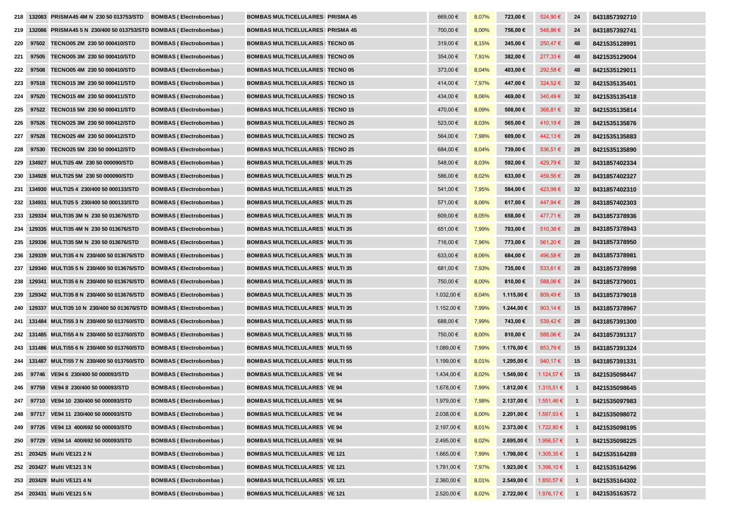| | | | | | | | | | | |
|---|---|---|---|---|---|---|---|---|---|---|
| 218 | 132083 | PRISMA45 4M N 230 50 013753/STD | BOMBAS ( Electrobombas ) | BOMBAS MULTICELULARES PRISMA 45 | 669,00 € | 8,07% | 723,00 € | 524,90 € | 24 | 8431857392710 |
| 219 | 132086 | PRISMA45 5 N 230/400 50 013753/STD | BOMBAS ( Electrobombas ) | BOMBAS MULTICELULARES PRISMA 45 | 700,00 € | 8,00% | 756,00 € | 548,86 € | 24 | 8431857392741 |
| 220 | 97502 | TECNO05 2M 230 50 000410/STD | BOMBAS ( Electrobombas ) | BOMBAS MULTICELULARES TECNO 05 | 319,00 € | 8,15% | 345,00 € | 250,47 € | 48 | 8421535128991 |
| 221 | 97505 | TECNO05 3M 230 50 000410/STD | BOMBAS ( Electrobombas ) | BOMBAS MULTICELULARES TECNO 05 | 354,00 € | 7,91% | 382,00 € | 277,33 € | 48 | 8421535129004 |
| 222 | 97508 | TECNO05 4M 230 50 000410/STD | BOMBAS ( Electrobombas ) | BOMBAS MULTICELULARES TECNO 05 | 373,00 € | 8,04% | 403,00 € | 292,58 € | 48 | 8421535129011 |
| 223 | 97518 | TECNO15 3M 230 50 000411/STD | BOMBAS ( Electrobombas ) | BOMBAS MULTICELULARES TECNO 15 | 414,00 € | 7,97% | 447,00 € | 324,52 € | 32 | 8421535135401 |
| 224 | 97520 | TECNO15 4M 230 50 000411/STD | BOMBAS ( Electrobombas ) | BOMBAS MULTICELULARES TECNO 15 | 434,00 € | 8,06% | 469,00 € | 340,49 € | 32 | 8421535135418 |
| 225 | 97522 | TECNO15 5M 230 50 000411/STD | BOMBAS ( Electrobombas ) | BOMBAS MULTICELULARES TECNO 15 | 470,00 € | 8,09% | 508,00 € | 368,81 € | 32 | 8421535135814 |
| 226 | 97526 | TECNO25 3M 230 50 000412/STD | BOMBAS ( Electrobombas ) | BOMBAS MULTICELULARES TECNO 25 | 523,00 € | 8,03% | 565,00 € | 410,19 € | 28 | 8421535135876 |
| 227 | 97528 | TECNO25 4M 230 50 000412/STD | BOMBAS ( Electrobombas ) | BOMBAS MULTICELULARES TECNO 25 | 564,00 € | 7,98% | 609,00 € | 442,13 € | 28 | 8421535135883 |
| 228 | 97530 | TECNO25 5M 230 50 000412/STD | BOMBAS ( Electrobombas ) | BOMBAS MULTICELULARES TECNO 25 | 684,00 € | 8,04% | 739,00 € | 536,51 € | 28 | 8421535135890 |
| 229 | 134927 | MULTI25 4M 230 50 000090/STD | BOMBAS ( Electrobombas ) | BOMBAS MULTICELULARES MULTI 25 | 548,00 € | 8,03% | 592,00 € | 429,79 € | 32 | 8431857402334 |
| 230 | 134928 | MULTI25 5M 230 50 000090/STD | BOMBAS ( Electrobombas ) | BOMBAS MULTICELULARES MULTI 25 | 586,00 € | 8,02% | 633,00 € | 459,56 € | 28 | 8431857402327 |
| 231 | 134930 | MULTI25 4 230/400 50 000133/STD | BOMBAS ( Electrobombas ) | BOMBAS MULTICELULARES MULTI 25 | 541,00 € | 7,95% | 584,00 € | 423,98 € | 32 | 8431857402310 |
| 232 | 134931 | MULTI25 5 230/400 50 000133/STD | BOMBAS ( Electrobombas ) | BOMBAS MULTICELULARES MULTI 25 | 571,00 € | 8,06% | 617,00 € | 447,94 € | 28 | 8431857402303 |
| 233 | 129334 | MULTI35 3M N 230 50 013676/STD | BOMBAS ( Electrobombas ) | BOMBAS MULTICELULARES MULTI 35 | 609,00 € | 8,05% | 658,00 € | 477,71 € | 28 | 8431857378936 |
| 234 | 129335 | MULTI35 4M N 230 50 013676/STD | BOMBAS ( Electrobombas ) | BOMBAS MULTICELULARES MULTI 35 | 651,00 € | 7,99% | 703,00 € | 510,38 € | 28 | 8431857378943 |
| 235 | 129336 | MULTI35 5M N 230 50 013676/STD | BOMBAS ( Electrobombas ) | BOMBAS MULTICELULARES MULTI 35 | 716,00 € | 7,96% | 773,00 € | 561,20 € | 28 | 8431857378950 |
| 236 | 129339 | MULTI35 4 N 230/400 50 013676/STD | BOMBAS ( Electrobombas ) | BOMBAS MULTICELULARES MULTI 35 | 633,00 € | 8,06% | 684,00 € | 496,58 € | 28 | 8431857378981 |
| 237 | 129340 | MULTI35 5 N 230/400 50 013676/STD | BOMBAS ( Electrobombas ) | BOMBAS MULTICELULARES MULTI 35 | 681,00 € | 7,93% | 735,00 € | 533,61 € | 28 | 8431857378998 |
| 238 | 129341 | MULTI35 6 N 230/400 50 013676/STD | BOMBAS ( Electrobombas ) | BOMBAS MULTICELULARES MULTI 35 | 750,00 € | 8,00% | 810,00 € | 588,06 € | 24 | 8431857379001 |
| 239 | 129342 | MULTI35 8 N 230/400 50 013676/STD | BOMBAS ( Electrobombas ) | BOMBAS MULTICELULARES MULTI 35 | 1.032,00 € | 8,04% | 1.115,00 € | 809,49 € | 15 | 8431857379018 |
| 240 | 129337 | MULTI35 10 N 230/400 50 013676/STD | BOMBAS ( Electrobombas ) | BOMBAS MULTICELULARES MULTI 35 | 1.152,00 € | 7,99% | 1.244,00 € | 903,14 € | 15 | 8431857378967 |
| 241 | 131484 | MULTI55 3 N 230/400 50 013760/STD | BOMBAS ( Electrobombas ) | BOMBAS MULTICELULARES MULTI 55 | 688,00 € | 7,99% | 743,00 € | 539,42 € | 28 | 8431857391300 |
| 242 | 131485 | MULTI55 4 N 230/400 50 013760/STD | BOMBAS ( Electrobombas ) | BOMBAS MULTICELULARES MULTI 55 | 750,00 € | 8,00% | 810,00 € | 588,06 € | 24 | 8431857391317 |
| 243 | 131486 | MULTI55 6 N 230/400 50 013760/STD | BOMBAS ( Electrobombas ) | BOMBAS MULTICELULARES MULTI 55 | 1.089,00 € | 7,99% | 1.176,00 € | 853,78 € | 15 | 8431857391324 |
| 244 | 131487 | MULTI55 7 N 230/400 50 013760/STD | BOMBAS ( Electrobombas ) | BOMBAS MULTICELULARES MULTI 55 | 1.199,00 € | 8,01% | 1.295,00 € | 940,17 € | 15 | 8431857391331 |
| 245 | 97746 | VE94 6 230/400 50 000093/STD | BOMBAS ( Electrobombas ) | BOMBAS MULTICELULARES VE 94 | 1.434,00 € | 8,02% | 1.549,00 € | 1.124,57 € | 15 | 8421535098447 |
| 246 | 97759 | VE94 8 230/400 50 000093/STD | BOMBAS ( Electrobombas ) | BOMBAS MULTICELULARES VE 94 | 1.678,00 € | 7,99% | 1.812,00 € | 1.315,51 € | 1 | 8421535098645 |
| 247 | 97710 | VE94 10 230/400 50 000093/STD | BOMBAS ( Electrobombas ) | BOMBAS MULTICELULARES VE 94 | 1.979,00 € | 7,98% | 2.137,00 € | 1.551,46 € | 1 | 8421535097983 |
| 248 | 97717 | VE94 11 230/400 50 000093/STD | BOMBAS ( Electrobombas ) | BOMBAS MULTICELULARES VE 94 | 2.038,00 € | 8,00% | 2.201,00 € | 1.597,93 € | 1 | 8421535098072 |
| 249 | 97726 | VE94 13 400/692 50 000093/STD | BOMBAS ( Electrobombas ) | BOMBAS MULTICELULARES VE 94 | 2.197,00 € | 8,01% | 2.373,00 € | 1.722,80 € | 1 | 8421535098195 |
| 250 | 97729 | VE94 14 400/692 50 000093/STD | BOMBAS ( Electrobombas ) | BOMBAS MULTICELULARES VE 94 | 2.495,00 € | 8,02% | 2.695,00 € | 1.956,57 € | 1 | 8421535098225 |
| 251 | 203425 | Multi VE121 2 N | BOMBAS ( Electrobombas ) | BOMBAS MULTICELULARES VE 121 | 1.665,00 € | 7,99% | 1.798,00 € | 1.305,35 € | 1 | 8421535164289 |
| 252 | 203427 | Multi VE121 3 N | BOMBAS ( Electrobombas ) | BOMBAS MULTICELULARES VE 121 | 1.781,00 € | 7,97% | 1.923,00 € | 1.396,10 € | 1 | 8421535164296 |
| 253 | 203429 | Multi VE121 4 N | BOMBAS ( Electrobombas ) | BOMBAS MULTICELULARES VE 121 | 2.360,00 € | 8,01% | 2.549,00 € | 1.850,57 € | 1 | 8421535164302 |
| 254 | 203431 | Multi VE121 5 N | BOMBAS ( Electrobombas ) | BOMBAS MULTICELULARES VE 121 | 2.520,00 € | 8,02% | 2.722,00 € | 1.976,17 € | 1 | 8421535163572 |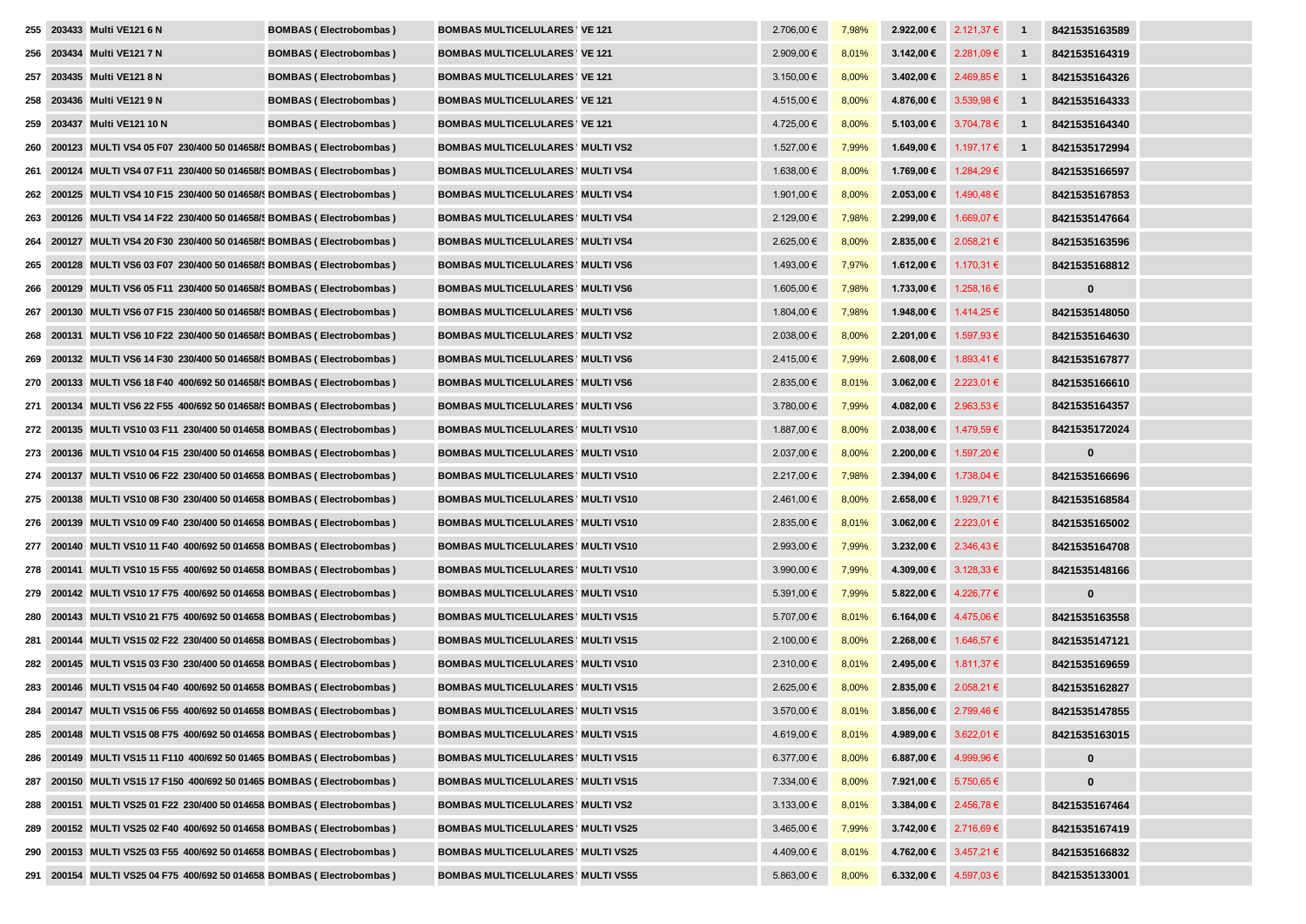| 255 | 203433 | Multi VE121 6 N | BOMBAS ( Electrobombas ) | BOMBAS MULTICELULARES ' | VE 121 | 2.706,00 € | 7,98% | 2.922,00 € | 2.121,37 € | 1 | 8421535163589 | |
|---|---|---|---|---|---|---|---|---|---|---|---|---|
| 256 | 203434 | Multi VE121 7 N | BOMBAS ( Electrobombas ) | BOMBAS MULTICELULARES ' | VE 121 | 2.909,00 € | 8,01% | 3.142,00 € | 2.281,09 € | 1 | 8421535164319 | |
| 257 | 203435 | Multi VE121 8 N | BOMBAS ( Electrobombas ) | BOMBAS MULTICELULARES ' | VE 121 | 3.150,00 € | 8,00% | 3.402,00 € | 2.469,85 € | 1 | 8421535164326 | |
| 258 | 203436 | Multi VE121 9 N | BOMBAS ( Electrobombas ) | BOMBAS MULTICELULARES ' | VE 121 | 4.515,00 € | 8,00% | 4.876,00 € | 3.539,98 € | 1 | 8421535164333 | |
| 259 | 203437 | Multi VE121 10 N | BOMBAS ( Electrobombas ) | BOMBAS MULTICELULARES ' | VE 121 | 4.725,00 € | 8,00% | 5.103,00 € | 3.704,78 € | 1 | 8421535164340 | |
| 260 | 200123 | MULTI VS4 05 F07 230/400 50 014658/ | BOMBAS ( Electrobombas ) | BOMBAS MULTICELULARES ' | MULTI VS2 | 1.527,00 € | 7,99% | 1.649,00 € | 1.197,17 € | 1 | 8421535172994 | |
| 261 | 200124 | MULTI VS4 07 F11 230/400 50 014658/ | BOMBAS ( Electrobombas ) | BOMBAS MULTICELULARES ' | MULTI VS4 | 1.638,00 € | 8,00% | 1.769,00 € | 1.284,29 € | | 8421535166597 | |
| 262 | 200125 | MULTI VS4 10 F15 230/400 50 014658/ | BOMBAS ( Electrobombas ) | BOMBAS MULTICELULARES ' | MULTI VS4 | 1.901,00 € | 8,00% | 2.053,00 € | 1.490,48 € | | 8421535167853 | |
| 263 | 200126 | MULTI VS4 14 F22 230/400 50 014658/ | BOMBAS ( Electrobombas ) | BOMBAS MULTICELULARES ' | MULTI VS4 | 2.129,00 € | 7,98% | 2.299,00 € | 1.669,07 € | | 8421535147664 | |
| 264 | 200127 | MULTI VS4 20 F30 230/400 50 014658/ | BOMBAS ( Electrobombas ) | BOMBAS MULTICELULARES ' | MULTI VS4 | 2.625,00 € | 8,00% | 2.835,00 € | 2.058,21 € | | 8421535163596 | |
| 265 | 200128 | MULTI VS6 03 F07 230/400 50 014658/ | BOMBAS ( Electrobombas ) | BOMBAS MULTICELULARES ' | MULTI VS6 | 1.493,00 € | 7,97% | 1.612,00 € | 1.170,31 € | | 8421535168812 | |
| 266 | 200129 | MULTI VS6 05 F11 230/400 50 014658/ | BOMBAS ( Electrobombas ) | BOMBAS MULTICELULARES ' | MULTI VS6 | 1.605,00 € | 7,98% | 1.733,00 € | 1.258,16 € | | 0 | |
| 267 | 200130 | MULTI VS6 07 F15 230/400 50 014658/ | BOMBAS ( Electrobombas ) | BOMBAS MULTICELULARES ' | MULTI VS6 | 1.804,00 € | 7,98% | 1.948,00 € | 1.414,25 € | | 8421535148050 | |
| 268 | 200131 | MULTI VS6 10 F22 230/400 50 014658/ | BOMBAS ( Electrobombas ) | BOMBAS MULTICELULARES ' | MULTI VS2 | 2.038,00 € | 8,00% | 2.201,00 € | 1.597,93 € | | 8421535164630 | |
| 269 | 200132 | MULTI VS6 14 F30 230/400 50 014658/ | BOMBAS ( Electrobombas ) | BOMBAS MULTICELULARES ' | MULTI VS6 | 2.415,00 € | 7,99% | 2.608,00 € | 1.893,41 € | | 8421535167877 | |
| 270 | 200133 | MULTI VS6 18 F40 400/692 50 014658/ | BOMBAS ( Electrobombas ) | BOMBAS MULTICELULARES ' | MULTI VS6 | 2.835,00 € | 8,01% | 3.062,00 € | 2.223,01 € | | 8421535166610 | |
| 271 | 200134 | MULTI VS6 22 F55 400/692 50 014658/ | BOMBAS ( Electrobombas ) | BOMBAS MULTICELULARES ' | MULTI VS6 | 3.780,00 € | 7,99% | 4.082,00 € | 2.963,53 € | | 8421535164357 | |
| 272 | 200135 | MULTI VS10 03 F11 230/400 50 014658 | BOMBAS ( Electrobombas ) | BOMBAS MULTICELULARES ' | MULTI VS10 | 1.887,00 € | 8,00% | 2.038,00 € | 1.479,59 € | | 8421535172024 | |
| 273 | 200136 | MULTI VS10 04 F15 230/400 50 014658 | BOMBAS ( Electrobombas ) | BOMBAS MULTICELULARES ' | MULTI VS10 | 2.037,00 € | 8,00% | 2.200,00 € | 1.597,20 € | | 0 | |
| 274 | 200137 | MULTI VS10 06 F22 230/400 50 014658 | BOMBAS ( Electrobombas ) | BOMBAS MULTICELULARES ' | MULTI VS10 | 2.217,00 € | 7,98% | 2.394,00 € | 1.738,04 € | | 8421535166696 | |
| 275 | 200138 | MULTI VS10 08 F30 230/400 50 014658 | BOMBAS ( Electrobombas ) | BOMBAS MULTICELULARES ' | MULTI VS10 | 2.461,00 € | 8,00% | 2.658,00 € | 1.929,71 € | | 8421535168584 | |
| 276 | 200139 | MULTI VS10 09 F40 230/400 50 014658 | BOMBAS ( Electrobombas ) | BOMBAS MULTICELULARES ' | MULTI VS10 | 2.835,00 € | 8,01% | 3.062,00 € | 2.223,01 € | | 8421535165002 | |
| 277 | 200140 | MULTI VS10 11 F40 400/692 50 014658 | BOMBAS ( Electrobombas ) | BOMBAS MULTICELULARES ' | MULTI VS10 | 2.993,00 € | 7,99% | 3.232,00 € | 2.346,43 € | | 8421535164708 | |
| 278 | 200141 | MULTI VS10 15 F55 400/692 50 014658 | BOMBAS ( Electrobombas ) | BOMBAS MULTICELULARES ' | MULTI VS10 | 3.990,00 € | 7,99% | 4.309,00 € | 3.128,33 € | | 8421535148166 | |
| 279 | 200142 | MULTI VS10 17 F75 400/692 50 014658 | BOMBAS ( Electrobombas ) | BOMBAS MULTICELULARES ' | MULTI VS10 | 5.391,00 € | 7,99% | 5.822,00 € | 4.226,77 € | | 0 | |
| 280 | 200143 | MULTI VS10 21 F75 400/692 50 014658 | BOMBAS ( Electrobombas ) | BOMBAS MULTICELULARES ' | MULTI VS15 | 5.707,00 € | 8,01% | 6.164,00 € | 4.475,06 € | | 8421535163558 | |
| 281 | 200144 | MULTI VS15 02 F22 230/400 50 014658 | BOMBAS ( Electrobombas ) | BOMBAS MULTICELULARES ' | MULTI VS15 | 2.100,00 € | 8,00% | 2.268,00 € | 1.646,57 € | | 8421535147121 | |
| 282 | 200145 | MULTI VS15 03 F30 230/400 50 014658 | BOMBAS ( Electrobombas ) | BOMBAS MULTICELULARES ' | MULTI VS10 | 2.310,00 € | 8,01% | 2.495,00 € | 1.811,37 € | | 8421535169659 | |
| 283 | 200146 | MULTI VS15 04 F40 400/692 50 014658 | BOMBAS ( Electrobombas ) | BOMBAS MULTICELULARES ' | MULTI VS15 | 2.625,00 € | 8,00% | 2.835,00 € | 2.058,21 € | | 8421535162827 | |
| 284 | 200147 | MULTI VS15 06 F55 400/692 50 014658 | BOMBAS ( Electrobombas ) | BOMBAS MULTICELULARES ' | MULTI VS15 | 3.570,00 € | 8,01% | 3.856,00 € | 2.799,46 € | | 8421535147855 | |
| 285 | 200148 | MULTI VS15 08 F75 400/692 50 014658 | BOMBAS ( Electrobombas ) | BOMBAS MULTICELULARES ' | MULTI VS15 | 4.619,00 € | 8,01% | 4.989,00 € | 3.622,01 € | | 8421535163015 | |
| 286 | 200149 | MULTI VS15 11 F110 400/692 50 01465 | BOMBAS ( Electrobombas ) | BOMBAS MULTICELULARES ' | MULTI VS15 | 6.377,00 € | 8,00% | 6.887,00 € | 4.999,96 € | | 0 | |
| 287 | 200150 | MULTI VS15 17 F150 400/692 50 01465 | BOMBAS ( Electrobombas ) | BOMBAS MULTICELULARES ' | MULTI VS15 | 7.334,00 € | 8,00% | 7.921,00 € | 5.750,65 € | | 0 | |
| 288 | 200151 | MULTI VS25 01 F22 230/400 50 014658 | BOMBAS ( Electrobombas ) | BOMBAS MULTICELULARES ' | MULTI VS2 | 3.133,00 € | 8,01% | 3.384,00 € | 2.456,78 € | | 8421535167464 | |
| 289 | 200152 | MULTI VS25 02 F40 400/692 50 014658 | BOMBAS ( Electrobombas ) | BOMBAS MULTICELULARES ' | MULTI VS25 | 3.465,00 € | 7,99% | 3.742,00 € | 2.716,69 € | | 8421535167419 | |
| 290 | 200153 | MULTI VS25 03 F55 400/692 50 014658 | BOMBAS ( Electrobombas ) | BOMBAS MULTICELULARES ' | MULTI VS25 | 4.409,00 € | 8,01% | 4.762,00 € | 3.457,21 € | | 8421535166832 | |
| 291 | 200154 | MULTI VS25 04 F75 400/692 50 014658 | BOMBAS ( Electrobombas ) | BOMBAS MULTICELULARES ' | MULTI VS55 | 5.863,00 € | 8,00% | 6.332,00 € | 4.597,03 € | | 8421535133001 | |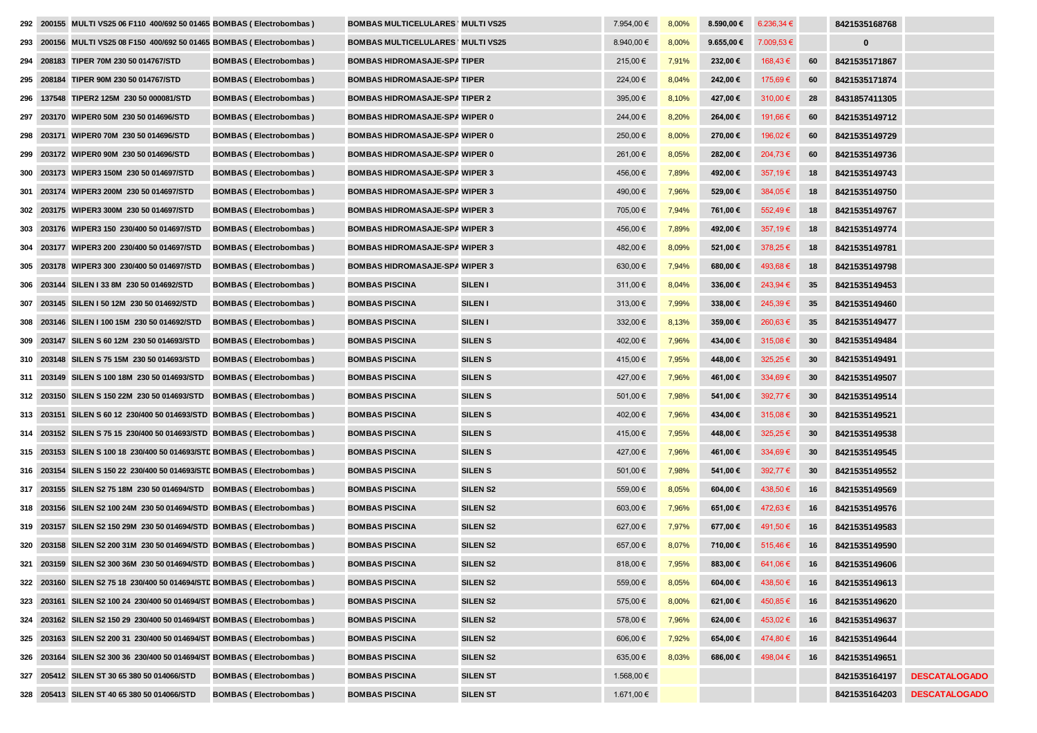| | | | | | | | | | | | | |
|---|---|---|---|---|---|---|---|---|---|---|---|---|
| 292 | 200155 | MULTI VS25 06 F110 400/692 50 01465 | BOMBAS ( Electrobombas ) | BOMBAS MULTICELULARES | MULTI VS25 | 7.954,00 € | 8,00% | 8.590,00 € | 6.236,34 € | | 8421535168768 | |
| 293 | 200156 | MULTI VS25 08 F150 400/692 50 01465 | BOMBAS ( Electrobombas ) | BOMBAS MULTICELULARES | MULTI VS25 | 8.940,00 € | 8,00% | 9.655,00 € | 7.009,53 € | | 0 | |
| 294 | 208183 | TIPER 70M 230 50 014767/STD | BOMBAS ( Electrobombas ) | BOMBAS HIDROMASAJE-SPA | TIPER | 215,00 € | 7,91% | 232,00 € | 168,43 € | 60 | 8421535171867 | |
| 295 | 208184 | TIPER 90M 230 50 014767/STD | BOMBAS ( Electrobombas ) | BOMBAS HIDROMASAJE-SPA | TIPER | 224,00 € | 8,04% | 242,00 € | 175,69 € | 60 | 8421535171874 | |
| 296 | 137548 | TIPER2 125M 230 50 000081/STD | BOMBAS ( Electrobombas ) | BOMBAS HIDROMASAJE-SPA | TIPER 2 | 395,00 € | 8,10% | 427,00 € | 310,00 € | 28 | 8431857411305 | |
| 297 | 203170 | WIPER0 50M 230 50 014696/STD | BOMBAS ( Electrobombas ) | BOMBAS HIDROMASAJE-SPA | WIPER 0 | 244,00 € | 8,20% | 264,00 € | 191,66 € | 60 | 8421535149712 | |
| 298 | 203171 | WIPER0 70M 230 50 014696/STD | BOMBAS ( Electrobombas ) | BOMBAS HIDROMASAJE-SPA | WIPER 0 | 250,00 € | 8,00% | 270,00 € | 196,02 € | 60 | 8421535149729 | |
| 299 | 203172 | WIPER0 90M 230 50 014696/STD | BOMBAS ( Electrobombas ) | BOMBAS HIDROMASAJE-SPA | WIPER 0 | 261,00 € | 8,05% | 282,00 € | 204,73 € | 60 | 8421535149736 | |
| 300 | 203173 | WIPER3 150M 230 50 014697/STD | BOMBAS ( Electrobombas ) | BOMBAS HIDROMASAJE-SPA | WIPER 3 | 456,00 € | 7,89% | 492,00 € | 357,19 € | 18 | 8421535149743 | |
| 301 | 203174 | WIPER3 200M 230 50 014697/STD | BOMBAS ( Electrobombas ) | BOMBAS HIDROMASAJE-SPA | WIPER 3 | 490,00 € | 7,96% | 529,00 € | 384,05 € | 18 | 8421535149750 | |
| 302 | 203175 | WIPER3 300M 230 50 014697/STD | BOMBAS ( Electrobombas ) | BOMBAS HIDROMASAJE-SPA | WIPER 3 | 705,00 € | 7,94% | 761,00 € | 552,49 € | 18 | 8421535149767 | |
| 303 | 203176 | WIPER3 150 230/400 50 014697/STD | BOMBAS ( Electrobombas ) | BOMBAS HIDROMASAJE-SPA | WIPER 3 | 456,00 € | 7,89% | 492,00 € | 357,19 € | 18 | 8421535149774 | |
| 304 | 203177 | WIPER3 200 230/400 50 014697/STD | BOMBAS ( Electrobombas ) | BOMBAS HIDROMASAJE-SPA | WIPER 3 | 482,00 € | 8,09% | 521,00 € | 378,25 € | 18 | 8421535149781 | |
| 305 | 203178 | WIPER3 300 230/400 50 014697/STD | BOMBAS ( Electrobombas ) | BOMBAS HIDROMASAJE-SPA | WIPER 3 | 630,00 € | 7,94% | 680,00 € | 493,68 € | 18 | 8421535149798 | |
| 306 | 203144 | SILEN I 33 8M 230 50 014692/STD | BOMBAS ( Electrobombas ) | BOMBAS PISCINA | SILEN I | 311,00 € | 8,04% | 336,00 € | 243,94 € | 35 | 8421535149453 | |
| 307 | 203145 | SILEN I 50 12M 230 50 014692/STD | BOMBAS ( Electrobombas ) | BOMBAS PISCINA | SILEN I | 313,00 € | 7,99% | 338,00 € | 245,39 € | 35 | 8421535149460 | |
| 308 | 203146 | SILEN I 100 15M 230 50 014692/STD | BOMBAS ( Electrobombas ) | BOMBAS PISCINA | SILEN I | 332,00 € | 8,13% | 359,00 € | 260,63 € | 35 | 8421535149477 | |
| 309 | 203147 | SILEN S 60 12M 230 50 014693/STD | BOMBAS ( Electrobombas ) | BOMBAS PISCINA | SILEN S | 402,00 € | 7,96% | 434,00 € | 315,08 € | 30 | 8421535149484 | |
| 310 | 203148 | SILEN S 75 15M 230 50 014693/STD | BOMBAS ( Electrobombas ) | BOMBAS PISCINA | SILEN S | 415,00 € | 7,95% | 448,00 € | 325,25 € | 30 | 8421535149491 | |
| 311 | 203149 | SILEN S 100 18M 230 50 014693/STD | BOMBAS ( Electrobombas ) | BOMBAS PISCINA | SILEN S | 427,00 € | 7,96% | 461,00 € | 334,69 € | 30 | 8421535149507 | |
| 312 | 203150 | SILEN S 150 22M 230 50 014693/STD | BOMBAS ( Electrobombas ) | BOMBAS PISCINA | SILEN S | 501,00 € | 7,98% | 541,00 € | 392,77 € | 30 | 8421535149514 | |
| 313 | 203151 | SILEN S 60 12 230/400 50 014693/STD | BOMBAS ( Electrobombas ) | BOMBAS PISCINA | SILEN S | 402,00 € | 7,96% | 434,00 € | 315,08 € | 30 | 8421535149521 | |
| 314 | 203152 | SILEN S 75 15 230/400 50 014693/STD | BOMBAS ( Electrobombas ) | BOMBAS PISCINA | SILEN S | 415,00 € | 7,95% | 448,00 € | 325,25 € | 30 | 8421535149538 | |
| 315 | 203153 | SILEN S 100 18 230/400 50 014693/STD | BOMBAS ( Electrobombas ) | BOMBAS PISCINA | SILEN S | 427,00 € | 7,96% | 461,00 € | 334,69 € | 30 | 8421535149545 | |
| 316 | 203154 | SILEN S 150 22 230/400 50 014693/STD | BOMBAS ( Electrobombas ) | BOMBAS PISCINA | SILEN S | 501,00 € | 7,98% | 541,00 € | 392,77 € | 30 | 8421535149552 | |
| 317 | 203155 | SILEN S2 75 18M 230 50 014694/STD | BOMBAS ( Electrobombas ) | BOMBAS PISCINA | SILEN S2 | 559,00 € | 8,05% | 604,00 € | 438,50 € | 16 | 8421535149569 | |
| 318 | 203156 | SILEN S2 100 24M 230 50 014694/STD | BOMBAS ( Electrobombas ) | BOMBAS PISCINA | SILEN S2 | 603,00 € | 7,96% | 651,00 € | 472,63 € | 16 | 8421535149576 | |
| 319 | 203157 | SILEN S2 150 29M 230 50 014694/STD | BOMBAS ( Electrobombas ) | BOMBAS PISCINA | SILEN S2 | 627,00 € | 7,97% | 677,00 € | 491,50 € | 16 | 8421535149583 | |
| 320 | 203158 | SILEN S2 200 31M 230 50 014694/STD | BOMBAS ( Electrobombas ) | BOMBAS PISCINA | SILEN S2 | 657,00 € | 8,07% | 710,00 € | 515,46 € | 16 | 8421535149590 | |
| 321 | 203159 | SILEN S2 300 36M 230 50 014694/STD | BOMBAS ( Electrobombas ) | BOMBAS PISCINA | SILEN S2 | 818,00 € | 7,95% | 883,00 € | 641,06 € | 16 | 8421535149606 | |
| 322 | 203160 | SILEN S2 75 18 230/400 50 014694/STD | BOMBAS ( Electrobombas ) | BOMBAS PISCINA | SILEN S2 | 559,00 € | 8,05% | 604,00 € | 438,50 € | 16 | 8421535149613 | |
| 323 | 203161 | SILEN S2 100 24 230/400 50 014694/ST | BOMBAS ( Electrobombas ) | BOMBAS PISCINA | SILEN S2 | 575,00 € | 8,00% | 621,00 € | 450,85 € | 16 | 8421535149620 | |
| 324 | 203162 | SILEN S2 150 29 230/400 50 014694/ST | BOMBAS ( Electrobombas ) | BOMBAS PISCINA | SILEN S2 | 578,00 € | 7,96% | 624,00 € | 453,02 € | 16 | 8421535149637 | |
| 325 | 203163 | SILEN S2 200 31 230/400 50 014694/ST | BOMBAS ( Electrobombas ) | BOMBAS PISCINA | SILEN S2 | 606,00 € | 7,92% | 654,00 € | 474,80 € | 16 | 8421535149644 | |
| 326 | 203164 | SILEN S2 300 36 230/400 50 014694/ST | BOMBAS ( Electrobombas ) | BOMBAS PISCINA | SILEN S2 | 635,00 € | 8,03% | 686,00 € | 498,04 € | 16 | 8421535149651 | |
| 327 | 205412 | SILEN ST 30 65 380 50 014066/STD | BOMBAS ( Electrobombas ) | BOMBAS PISCINA | SILEN ST | 1.568,00 € | | | | | 8421535164197 | DESCATALOGADO |
| 328 | 205413 | SILEN ST 40 65 380 50 014066/STD | BOMBAS ( Electrobombas ) | BOMBAS PISCINA | SILEN ST | 1.671,00 € | | | | | 8421535164203 | DESCATALOGADO |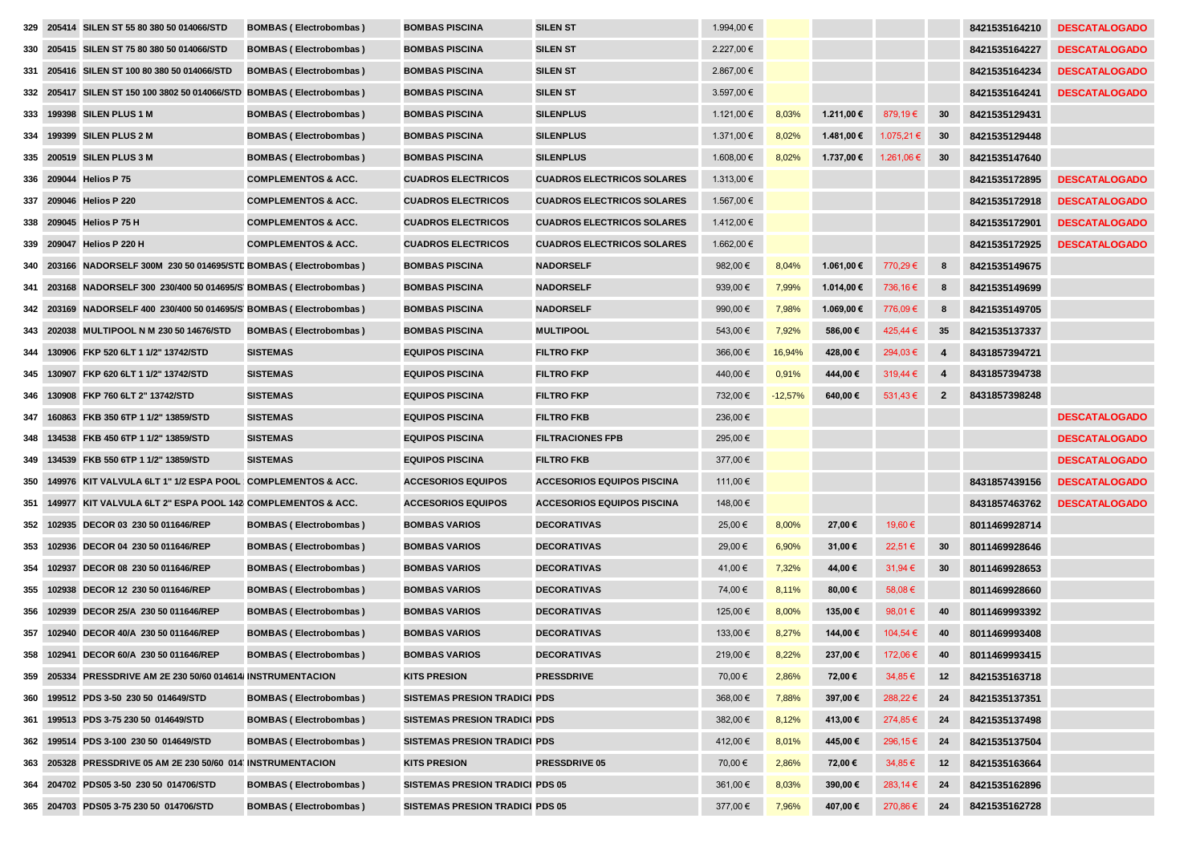| 329 | 205414 | SILEN ST 55 80 380 50 014066/STD | BOMBAS ( Electrobombas ) | BOMBAS PISCINA | SILEN ST | 1.994,00 € | | | | | 8421535164210 | DESCATALOGADO |
|---|---|---|---|---|---|---|---|---|---|---|---|---|
| 330 | 205415 | SILEN ST 75 80 380 50 014066/STD | BOMBAS ( Electrobombas ) | BOMBAS PISCINA | SILEN ST | 2.227,00 € | | | | | 8421535164227 | DESCATALOGADO |
| 331 | 205416 | SILEN ST 100 80 380 50 014066/STD | BOMBAS ( Electrobombas ) | BOMBAS PISCINA | SILEN ST | 2.867,00 € | | | | | 8421535164234 | DESCATALOGADO |
| 332 | 205417 | SILEN ST 150 100 3802 50 014066/STD | BOMBAS ( Electrobombas ) | BOMBAS PISCINA | SILEN ST | 3.597,00 € | | | | | 8421535164241 | DESCATALOGADO |
| 333 | 199398 | SILEN PLUS 1 M | BOMBAS ( Electrobombas ) | BOMBAS PISCINA | SILENPLUS | 1.121,00 € | 8,03% | 1.211,00 € | 879,19 € | 30 | 8421535129431 | |
| 334 | 199399 | SILEN PLUS 2 M | BOMBAS ( Electrobombas ) | BOMBAS PISCINA | SILENPLUS | 1.371,00 € | 8,02% | 1.481,00 € | 1.075,21 € | 30 | 8421535129448 | |
| 335 | 200519 | SILEN PLUS 3 M | BOMBAS ( Electrobombas ) | BOMBAS PISCINA | SILENPLUS | 1.608,00 € | 8,02% | 1.737,00 € | 1.261,06 € | 30 | 8421535147640 | |
| 336 | 209044 | Helios P 75 | COMPLEMENTOS & ACC. | CUADROS ELECTRICOS | CUADROS ELECTRICOS SOLARES | 1.313,00 € | | | | | 8421535172895 | DESCATALOGADO |
| 337 | 209046 | Helios P 220 | COMPLEMENTOS & ACC. | CUADROS ELECTRICOS | CUADROS ELECTRICOS SOLARES | 1.567,00 € | | | | | 8421535172918 | DESCATALOGADO |
| 338 | 209045 | Helios P 75 H | COMPLEMENTOS & ACC. | CUADROS ELECTRICOS | CUADROS ELECTRICOS SOLARES | 1.412,00 € | | | | | 8421535172901 | DESCATALOGADO |
| 339 | 209047 | Helios P 220 H | COMPLEMENTOS & ACC. | CUADROS ELECTRICOS | CUADROS ELECTRICOS SOLARES | 1.662,00 € | | | | | 8421535172925 | DESCATALOGADO |
| 340 | 203166 | NADORSELF 300M 230 50 014695/STD | BOMBAS ( Electrobombas ) | BOMBAS PISCINA | NADORSELF | 982,00 € | 8,04% | 1.061,00 € | 770,29 € | 8 | 8421535149675 | |
| 341 | 203168 | NADORSELF 300 230/400 50 014695/ST | BOMBAS ( Electrobombas ) | BOMBAS PISCINA | NADORSELF | 939,00 € | 7,99% | 1.014,00 € | 736,16 € | 8 | 8421535149699 | |
| 342 | 203169 | NADORSELF 400 230/400 50 014695/ST | BOMBAS ( Electrobombas ) | BOMBAS PISCINA | NADORSELF | 990,00 € | 7,98% | 1.069,00 € | 776,09 € | 8 | 8421535149705 | |
| 343 | 202038 | MULTIPOOL N M 230 50 14676/STD | BOMBAS ( Electrobombas ) | BOMBAS PISCINA | MULTIPOOL | 543,00 € | 7,92% | 586,00 € | 425,44 € | 35 | 8421535137337 | |
| 344 | 130906 | FKP 520 6LT 1 1/2" 13742/STD | SISTEMAS | EQUIPOS PISCINA | FILTRO FKP | 366,00 € | 16,94% | 428,00 € | 294,03 € | 4 | 8431857394721 | |
| 345 | 130907 | FKP 620 6LT 1 1/2" 13742/STD | SISTEMAS | EQUIPOS PISCINA | FILTRO FKP | 440,00 € | 0,91% | 444,00 € | 319,44 € | 4 | 8431857394738 | |
| 346 | 130908 | FKP 760 6LT 2" 13742/STD | SISTEMAS | EQUIPOS PISCINA | FILTRO FKP | 732,00 € | -12,57% | 640,00 € | 531,43 € | 2 | 8431857398248 | |
| 347 | 160863 | FKB 350 6TP 1 1/2" 13859/STD | SISTEMAS | EQUIPOS PISCINA | FILTRO FKB | 236,00 € | | | | | | DESCATALOGADO |
| 348 | 134538 | FKB 450 6TP 1 1/2" 13859/STD | SISTEMAS | EQUIPOS PISCINA | FILTRACIONES FPB | 295,00 € | | | | | | DESCATALOGADO |
| 349 | 134539 | FKB 550 6TP 1 1/2" 13859/STD | SISTEMAS | EQUIPOS PISCINA | FILTRO FKB | 377,00 € | | | | | | DESCATALOGADO |
| 350 | 149976 | KIT VALVULA 6LT 1" 1/2 ESPA POOL | COMPLEMENTOS & ACC. | ACCESORIOS EQUIPOS | ACCESORIOS EQUIPOS PISCINA | 111,00 € | | | | | 8431857439156 | DESCATALOGADO |
| 351 | 149977 | KIT VALVULA 6LT 2" ESPA POOL 142 | COMPLEMENTOS & ACC. | ACCESORIOS EQUIPOS | ACCESORIOS EQUIPOS PISCINA | 148,00 € | | | | | 8431857463762 | DESCATALOGADO |
| 352 | 102935 | DECOR 03 230 50 011646/REP | BOMBAS ( Electrobombas ) | BOMBAS VARIOS | DECORATIVAS | 25,00 € | 8,00% | 27,00 € | 19,60 € | | 8011469928714 | |
| 353 | 102936 | DECOR 04 230 50 011646/REP | BOMBAS ( Electrobombas ) | BOMBAS VARIOS | DECORATIVAS | 29,00 € | 6,90% | 31,00 € | 22,51 € | 30 | 8011469928646 | |
| 354 | 102937 | DECOR 08 230 50 011646/REP | BOMBAS ( Electrobombas ) | BOMBAS VARIOS | DECORATIVAS | 41,00 € | 7,32% | 44,00 € | 31,94 € | 30 | 8011469928653 | |
| 355 | 102938 | DECOR 12 230 50 011646/REP | BOMBAS ( Electrobombas ) | BOMBAS VARIOS | DECORATIVAS | 74,00 € | 8,11% | 80,00 € | 58,08 € | | 8011469928660 | |
| 356 | 102939 | DECOR 25/A 230 50 011646/REP | BOMBAS ( Electrobombas ) | BOMBAS VARIOS | DECORATIVAS | 125,00 € | 8,00% | 135,00 € | 98,01 € | 40 | 8011469993392 | |
| 357 | 102940 | DECOR 40/A 230 50 011646/REP | BOMBAS ( Electrobombas ) | BOMBAS VARIOS | DECORATIVAS | 133,00 € | 8,27% | 144,00 € | 104,54 € | 40 | 8011469993408 | |
| 358 | 102941 | DECOR 60/A 230 50 011646/REP | BOMBAS ( Electrobombas ) | BOMBAS VARIOS | DECORATIVAS | 219,00 € | 8,22% | 237,00 € | 172,06 € | 40 | 8011469993415 | |
| 359 | 205334 | PRESSDRIVE AM 2E 230 50/60 014614/ | INSTRUMENTACION | KITS PRESION | PRESSDRIVE | 70,00 € | 2,86% | 72,00 € | 34,85 € | 12 | 8421535163718 | |
| 360 | 199512 | PDS 3-50 230 50 014649/STD | BOMBAS ( Electrobombas ) | SISTEMAS PRESION TRADICI | PDS | 368,00 € | 7,88% | 397,00 € | 288,22 € | 24 | 8421535137351 | |
| 361 | 199513 | PDS 3-75 230 50 014649/STD | BOMBAS ( Electrobombas ) | SISTEMAS PRESION TRADICI | PDS | 382,00 € | 8,12% | 413,00 € | 274,85 € | 24 | 8421535137498 | |
| 362 | 199514 | PDS 3-100 230 50 014649/STD | BOMBAS ( Electrobombas ) | SISTEMAS PRESION TRADICI | PDS | 412,00 € | 8,01% | 445,00 € | 296,15 € | 24 | 8421535137504 | |
| 363 | 205328 | PRESSDRIVE 05 AM 2E 230 50/60 014 | INSTRUMENTACION | KITS PRESION | PRESSDRIVE 05 | 70,00 € | 2,86% | 72,00 € | 34,85 € | 12 | 8421535163664 | |
| 364 | 204702 | PDS05 3-50 230 50 014706/STD | BOMBAS ( Electrobombas ) | SISTEMAS PRESION TRADICI | PDS 05 | 361,00 € | 8,03% | 390,00 € | 283,14 € | 24 | 8421535162896 | |
| 365 | 204703 | PDS05 3-75 230 50 014706/STD | BOMBAS ( Electrobombas ) | SISTEMAS PRESION TRADICI | PDS 05 | 377,00 € | 7,96% | 407,00 € | 270,86 € | 24 | 8421535162728 | |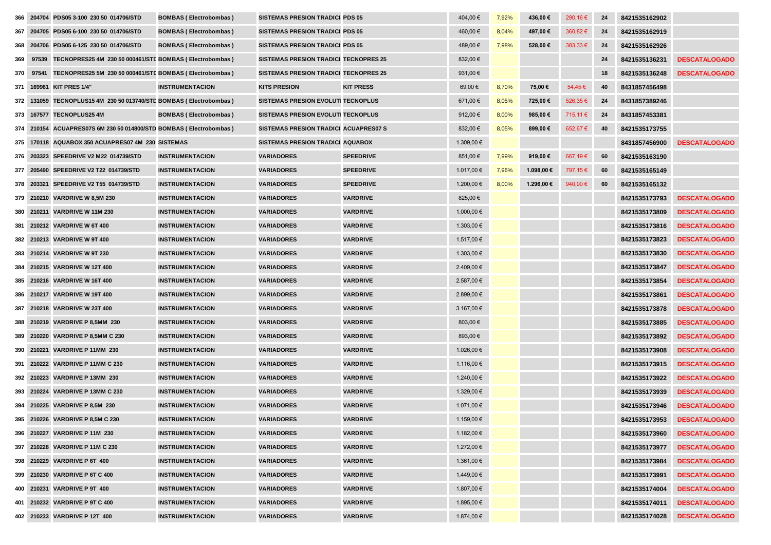| | | | | | | | | | | | | |
|---|---|---|---|---|---|---|---|---|---|---|---|---|
| 366 | 204704 | PDS05 3-100 230 50 014706/STD | BOMBAS ( Electrobombas ) | SISTEMAS PRESION TRADICI | PDS 05 | 404,00 € | 7,92% | 436,00 € | 290,16 € | 24 | 8421535162902 | |
| 367 | 204705 | PDS05 6-100 230 50 014706/STD | BOMBAS ( Electrobombas ) | SISTEMAS PRESION TRADICI | PDS 05 | 460,00 € | 8,04% | 497,00 € | 360,82 € | 24 | 8421535162919 | |
| 368 | 204706 | PDS05 6-125 230 50 014706/STD | BOMBAS ( Electrobombas ) | SISTEMAS PRESION TRADICI | PDS 05 | 489,00 € | 7,98% | 528,00 € | 383,33 € | 24 | 8421535162926 | |
| 369 | 97539 | TECNOPRES25 4M 230 50 000461/STD | BOMBAS ( Electrobombas ) | SISTEMAS PRESION TRADICI | TECNOPRES 25 | 832,00 € | | | | 24 | 8421535136231 | DESCATALOGADO |
| 370 | 97541 | TECNOPRES25 5M 230 50 000461/STD | BOMBAS ( Electrobombas ) | SISTEMAS PRESION TRADICI | TECNOPRES 25 | 931,00 € | | | | 18 | 8421535136248 | DESCATALOGADO |
| 371 | 169961 | KIT PRES 1/4" | INSTRUMENTACION | KITS PRESION | KIT PRESS | 69,00 € | 8,70% | 75,00 € | 54,45 € | 40 | 8431857456498 | |
| 372 | 131059 | TECNOPLUS15 4M 230 50 013740/STD | BOMBAS ( Electrobombas ) | SISTEMAS PRESION EVOLUTI | TECNOPLUS | 671,00 € | 8,05% | 725,00 € | 526,35 € | 24 | 8431857389246 | |
| 373 | 167577 | TECNOPLUS25 4M | BOMBAS ( Electrobombas ) | SISTEMAS PRESION EVOLUTI | TECNOPLUS | 912,00 € | 8,00% | 985,00 € | 715,11 € | 24 | 8431857453381 | |
| 374 | 210154 | ACUAPRES07S 6M 230 50 014800/STD | BOMBAS ( Electrobombas ) | SISTEMAS PRESION TRADICI | ACUAPRES07 S | 832,00 € | 8,05% | 899,00 € | 652,67 € | 40 | 8421535173755 | |
| 375 | 170118 | AQUABOX 350 ACUAPRES07 4M 230 | SISTEMAS | SISTEMAS PRESION TRADICI | AQUABOX | 1.309,00 € | | | | | 8431857456900 | DESCATALOGADO |
| 376 | 203323 | SPEEDRIVE V2 M22 014739/STD | INSTRUMENTACION | VARIADORES | SPEEDRIVE | 851,00 € | 7,99% | 919,00 € | 667,19 € | 60 | 8421535163190 | |
| 377 | 205490 | SPEEDRIVE V2 T22 014739/STD | INSTRUMENTACION | VARIADORES | SPEEDRIVE | 1.017,00 € | 7,96% | 1.098,00 € | 797,15 € | 60 | 8421535165149 | |
| 378 | 203321 | SPEEDRIVE V2 T55 014739/STD | INSTRUMENTACION | VARIADORES | SPEEDRIVE | 1.200,00 € | 8,00% | 1.296,00 € | 940,90 € | 60 | 8421535165132 | |
| 379 | 210210 | VARDRIVE W 8,5M 230 | INSTRUMENTACION | VARIADORES | VARDRIVE | 825,00 € | | | | | 8421535173793 | DESCATALOGADO |
| 380 | 210211 | VARDRIVE W 11M 230 | INSTRUMENTACION | VARIADORES | VARDRIVE | 1.000,00 € | | | | | 8421535173809 | DESCATALOGADO |
| 381 | 210212 | VARDRIVE W 6T 400 | INSTRUMENTACION | VARIADORES | VARDRIVE | 1.303,00 € | | | | | 8421535173816 | DESCATALOGADO |
| 382 | 210213 | VARDRIVE W 9T 400 | INSTRUMENTACION | VARIADORES | VARDRIVE | 1.517,00 € | | | | | 8421535173823 | DESCATALOGADO |
| 383 | 210214 | VARDRIVE W 9T 230 | INSTRUMENTACION | VARIADORES | VARDRIVE | 1.303,00 € | | | | | 8421535173830 | DESCATALOGADO |
| 384 | 210215 | VARDRIVE W 12T 400 | INSTRUMENTACION | VARIADORES | VARDRIVE | 2.409,00 € | | | | | 8421535173847 | DESCATALOGADO |
| 385 | 210216 | VARDRIVE W 16T 400 | INSTRUMENTACION | VARIADORES | VARDRIVE | 2.587,00 € | | | | | 8421535173854 | DESCATALOGADO |
| 386 | 210217 | VARDRIVE W 19T 400 | INSTRUMENTACION | VARIADORES | VARDRIVE | 2.899,00 € | | | | | 8421535173861 | DESCATALOGADO |
| 387 | 210218 | VARDRIVE W 23T 400 | INSTRUMENTACION | VARIADORES | VARDRIVE | 3.167,00 € | | | | | 8421535173878 | DESCATALOGADO |
| 388 | 210219 | VARDRIVE P 8,5MM 230 | INSTRUMENTACION | VARIADORES | VARDRIVE | 803,00 € | | | | | 8421535173885 | DESCATALOGADO |
| 389 | 210220 | VARDRIVE P 8,5MM C 230 | INSTRUMENTACION | VARIADORES | VARDRIVE | 893,00 € | | | | | 8421535173892 | DESCATALOGADO |
| 390 | 210221 | VARDRIVE P 11MM 230 | INSTRUMENTACION | VARIADORES | VARDRIVE | 1.026,00 € | | | | | 8421535173908 | DESCATALOGADO |
| 391 | 210222 | VARDRIVE P 11MM C 230 | INSTRUMENTACION | VARIADORES | VARDRIVE | 1.116,00 € | | | | | 8421535173915 | DESCATALOGADO |
| 392 | 210223 | VARDRIVE P 13MM 230 | INSTRUMENTACION | VARIADORES | VARDRIVE | 1.240,00 € | | | | | 8421535173922 | DESCATALOGADO |
| 393 | 210224 | VARDRIVE P 13MM C 230 | INSTRUMENTACION | VARIADORES | VARDRIVE | 1.329,00 € | | | | | 8421535173939 | DESCATALOGADO |
| 394 | 210225 | VARDRIVE P 8,5M 230 | INSTRUMENTACION | VARIADORES | VARDRIVE | 1.071,00 € | | | | | 8421535173946 | DESCATALOGADO |
| 395 | 210226 | VARDRIVE P 8,5M C 230 | INSTRUMENTACION | VARIADORES | VARDRIVE | 1.159,00 € | | | | | 8421535173953 | DESCATALOGADO |
| 396 | 210227 | VARDRIVE P 11M 230 | INSTRUMENTACION | VARIADORES | VARDRIVE | 1.182,00 € | | | | | 8421535173960 | DESCATALOGADO |
| 397 | 210228 | VARDRIVE P 11M C 230 | INSTRUMENTACION | VARIADORES | VARDRIVE | 1.272,00 € | | | | | 8421535173977 | DESCATALOGADO |
| 398 | 210229 | VARDRIVE P 6T 400 | INSTRUMENTACION | VARIADORES | VARDRIVE | 1.361,00 € | | | | | 8421535173984 | DESCATALOGADO |
| 399 | 210230 | VARDRIVE P 6T C 400 | INSTRUMENTACION | VARIADORES | VARDRIVE | 1.449,00 € | | | | | 8421535173991 | DESCATALOGADO |
| 400 | 210231 | VARDRIVE P 9T 400 | INSTRUMENTACION | VARIADORES | VARDRIVE | 1.807,00 € | | | | | 8421535174004 | DESCATALOGADO |
| 401 | 210232 | VARDRIVE P 9T C 400 | INSTRUMENTACION | VARIADORES | VARDRIVE | 1.895,00 € | | | | | 8421535174011 | DESCATALOGADO |
| 402 | 210233 | VARDRIVE P 12T 400 | INSTRUMENTACION | VARIADORES | VARDRIVE | 1.874,00 € | | | | | 8421535174028 | DESCATALOGADO |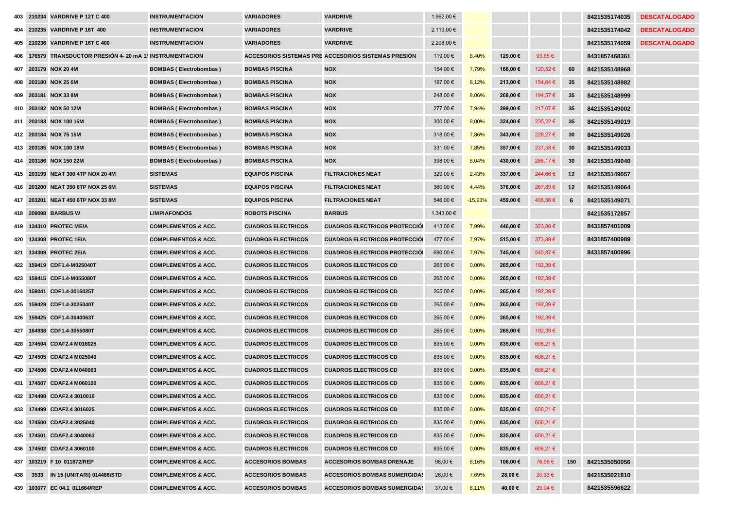| | | | | | | | | | | | | |
|---|---|---|---|---|---|---|---|---|---|---|---|---|
| 403 | 210234 | VARDRIVE P 12T C 400 | INSTRUMENTACION | VARIADORES | VARDRIVE | 1.962,00 € | | | | | 8421535174035 | DESCATALOGADO |
| 404 | 210235 | VARDRIVE P 16T 400 | INSTRUMENTACION | VARIADORES | VARDRIVE | 2.119,00 € | | | | | 8421535174042 | DESCATALOGADO |
| 405 | 210236 | VARDRIVE P 16T C 400 | INSTRUMENTACION | VARIADORES | VARDRIVE | 2.208,00 € | | | | | 8421535174059 | DESCATALOGADO |
| 406 | 176579 | TRANSDUCTOR PRESIÓN 4- 20 mA 1/ | INSTRUMENTACION | ACCESORIOS SISTEMAS PRE | ACCESORIOS SISTEMAS PRESIÓN | 119,00 € | 8,40% | 129,00 € | 93,65 € | | 8431857468361 | |
| 407 | 203179 | NOX 20 4M | BOMBAS ( Electrobombas ) | BOMBAS PISCINA | NOX | 154,00 € | 7,79% | 166,00 € | 120,52 € | 60 | 8421535148968 | |
| 408 | 203180 | NOX 25 6M | BOMBAS ( Electrobombas ) | BOMBAS PISCINA | NOX | 197,00 € | 8,12% | 213,00 € | 154,64 € | 35 | 8421535148982 | |
| 409 | 203181 | NOX 33 8M | BOMBAS ( Electrobombas ) | BOMBAS PISCINA | NOX | 248,00 € | 8,06% | 268,00 € | 194,57 € | 35 | 8421535148999 | |
| 410 | 203182 | NOX 50 12M | BOMBAS ( Electrobombas ) | BOMBAS PISCINA | NOX | 277,00 € | 7,94% | 299,00 € | 217,07 € | 35 | 8421535149002 | |
| 411 | 203183 | NOX 100 15M | BOMBAS ( Electrobombas ) | BOMBAS PISCINA | NOX | 300,00 € | 8,00% | 324,00 € | 235,22 € | 35 | 8421535149019 | |
| 412 | 203184 | NOX 75 15M | BOMBAS ( Electrobombas ) | BOMBAS PISCINA | NOX | 318,00 € | 7,86% | 343,00 € | 228,27 € | 30 | 8421535149026 | |
| 413 | 203185 | NOX 100 18M | BOMBAS ( Electrobombas ) | BOMBAS PISCINA | NOX | 331,00 € | 7,85% | 357,00 € | 237,58 € | 30 | 8421535149033 | |
| 414 | 203186 | NOX 150 22M | BOMBAS ( Electrobombas ) | BOMBAS PISCINA | NOX | 398,00 € | 8,04% | 430,00 € | 286,17 € | 30 | 8421535149040 | |
| 415 | 203199 | NEAT 300 4TP NOX 20 4M | SISTEMAS | EQUIPOS PISCINA | FILTRACIONES NEAT | 329,00 € | 2,43% | 337,00 € | 244,66 € | 12 | 8421535149057 | |
| 416 | 203200 | NEAT 350 6TP NOX 25 6M | SISTEMAS | EQUIPOS PISCINA | FILTRACIONES NEAT | 360,00 € | 4,44% | 376,00 € | 267,89 € | 12 | 8421535149064 | |
| 417 | 203201 | NEAT 450 6TP NOX 33 8M | SISTEMAS | EQUIPOS PISCINA | FILTRACIONES NEAT | 546,00 € | -15,93% | 459,00 € | 406,56 € | 6 | 8421535149071 | |
| 418 | 209098 | BARBUS W | LIMPIAFONDOS | ROBOTS PISCINA | BARBUS | 1.343,00 € | | | | | 8421535172857 | |
| 419 | 134310 | PROTEC ME/A | COMPLEMENTOS & ACC. | CUADROS ELECTRICOS | CUADROS ELECTRICOS PROTECCIÓ | 413,00 € | 7,99% | 446,00 € | 323,80 € | | 8431857401009 | |
| 420 | 134308 | PROTEC 1E/A | COMPLEMENTOS & ACC. | CUADROS ELECTRICOS | CUADROS ELECTRICOS PROTECCIÓ | 477,00 € | 7,97% | 515,00 € | 373,89 € | | 8431857400989 | |
| 421 | 134309 | PROTEC 2E/A | COMPLEMENTOS & ACC. | CUADROS ELECTRICOS | CUADROS ELECTRICOS PROTECCIÓ | 690,00 € | 7,97% | 745,00 € | 540,87 € | | 8431857400996 | |
| 422 | 159419 | CDF1.4-M025040T | COMPLEMENTOS & ACC. | CUADROS ELECTRICOS | CUADROS ELECTRICOS CD | 265,00 € | 0,00% | 265,00 € | 192,39 € | | | |
| 423 | 159415 | CDF1.4-M055080T | COMPLEMENTOS & ACC. | CUADROS ELECTRICOS | CUADROS ELECTRICOS CD | 265,00 € | 0,00% | 265,00 € | 192,39 € | | | |
| 424 | 158041 | CDF1.4-3016025T | COMPLEMENTOS & ACC. | CUADROS ELECTRICOS | CUADROS ELECTRICOS CD | 265,00 € | 0,00% | 265,00 € | 192,39 € | | | |
| 425 | 159429 | CDF1.4-3025040T | COMPLEMENTOS & ACC. | CUADROS ELECTRICOS | CUADROS ELECTRICOS CD | 265,00 € | 0,00% | 265,00 € | 192,39 € | | | |
| 426 | 159425 | CDF1.4-3040063T | COMPLEMENTOS & ACC. | CUADROS ELECTRICOS | CUADROS ELECTRICOS CD | 265,00 € | 0,00% | 265,00 € | 192,39 € | | | |
| 427 | 164938 | CDF1.4-3055080T | COMPLEMENTOS & ACC. | CUADROS ELECTRICOS | CUADROS ELECTRICOS CD | 265,00 € | 0,00% | 265,00 € | 192,39 € | | | |
| 428 | 174504 | CDAF2.4 M016025 | COMPLEMENTOS & ACC. | CUADROS ELECTRICOS | CUADROS ELECTRICOS CD | 835,00 € | 0,00% | 835,00 € | 606,21 € | | | |
| 429 | 174505 | CDAF2.4 M025040 | COMPLEMENTOS & ACC. | CUADROS ELECTRICOS | CUADROS ELECTRICOS CD | 835,00 € | 0,00% | 835,00 € | 606,21 € | | | |
| 430 | 174506 | CDAF2.4 M040063 | COMPLEMENTOS & ACC. | CUADROS ELECTRICOS | CUADROS ELECTRICOS CD | 835,00 € | 0,00% | 835,00 € | 606,21 € | | | |
| 431 | 174507 | CDAF2.4 M060100 | COMPLEMENTOS & ACC. | CUADROS ELECTRICOS | CUADROS ELECTRICOS CD | 835,00 € | 0,00% | 835,00 € | 606,21 € | | | |
| 432 | 174498 | CDAF2.4 3010016 | COMPLEMENTOS & ACC. | CUADROS ELECTRICOS | CUADROS ELECTRICOS CD | 835,00 € | 0,00% | 835,00 € | 606,21 € | | | |
| 433 | 174499 | CDAF2.4 3016025 | COMPLEMENTOS & ACC. | CUADROS ELECTRICOS | CUADROS ELECTRICOS CD | 835,00 € | 0,00% | 835,00 € | 606,21 € | | | |
| 434 | 174500 | CDAF2.4 3025040 | COMPLEMENTOS & ACC. | CUADROS ELECTRICOS | CUADROS ELECTRICOS CD | 835,00 € | 0,00% | 835,00 € | 606,21 € | | | |
| 435 | 174501 | CDAF2.4 3040063 | COMPLEMENTOS & ACC. | CUADROS ELECTRICOS | CUADROS ELECTRICOS CD | 835,00 € | 0,00% | 835,00 € | 606,21 € | | | |
| 436 | 174502 | CDAF2.4 3060100 | COMPLEMENTOS & ACC. | CUADROS ELECTRICOS | CUADROS ELECTRICOS CD | 835,00 € | 0,00% | 835,00 € | 606,21 € | | | |
| 437 | 103219 | F 10 011672/REP | COMPLEMENTOS & ACC. | ACCESORIOS BOMBAS | ACCESORIOS BOMBAS DRENAJE | 98,00 € | 8,16% | 106,00 € | 76,96 € | 150 | 8421535050056 | |
| 438 | 3533 | IN 15 (UNITARI) 014486\STD | COMPLEMENTOS & ACC. | ACCESORIOS BOMBAS | ACCESORIOS BOMBAS SUMERGIDAS | 26,00 € | 7,69% | 28,00 € | 20,33 € | | 8421535021810 | |
| 439 | 103077 | EC 04.1 011664/REP | COMPLEMENTOS & ACC. | ACCESORIOS BOMBAS | ACCESORIOS BOMBAS SUMERGIDAS | 37,00 € | 8,11% | 40,00 € | 29,04 € | | 8421535596622 | |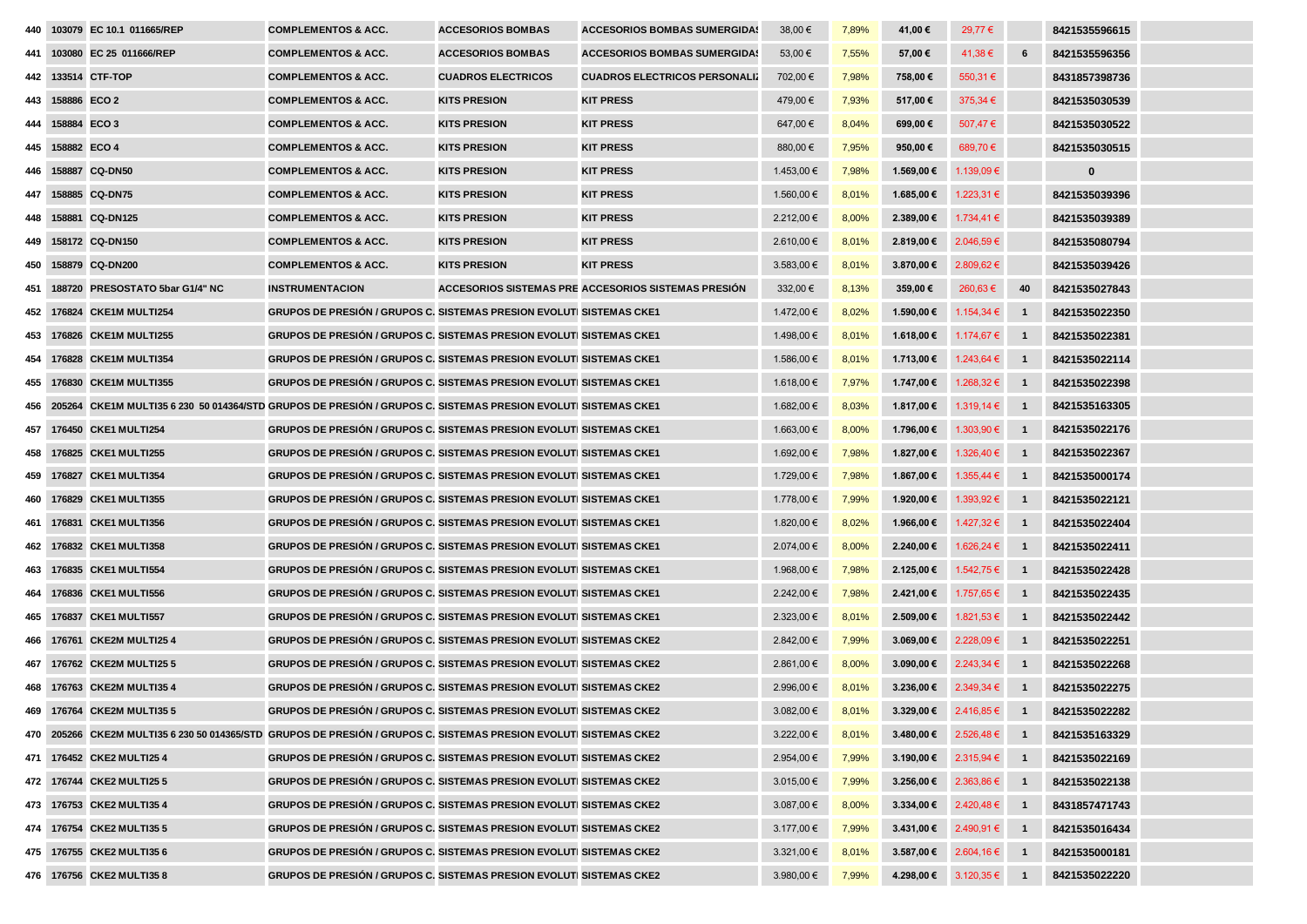| | | | | | | | | | | | | |
|---|---|---|---|---|---|---|---|---|---|---|---|---|
| 440 | 103079 | EC 10.1 011665/REP | COMPLEMENTOS & ACC. | ACCESORIOS BOMBAS | ACCESORIOS BOMBAS SUMERGIDAS | 38,00 € | 7,89% | 41,00 € | 29,77 € | | 8421535596615 | |
| 441 | 103080 | EC 25 011666/REP | COMPLEMENTOS & ACC. | ACCESORIOS BOMBAS | ACCESORIOS BOMBAS SUMERGIDAS | 53,00 € | 7,55% | 57,00 € | 41,38 € | 6 | 8421535596356 | |
| 442 | 133514 | CTF-TOP | COMPLEMENTOS & ACC. | CUADROS ELECTRICOS | CUADROS ELECTRICOS PERSONALIZ | 702,00 € | 7,98% | 758,00 € | 550,31 € | | 8431857398736 | |
| 443 | 158886 | ECO 2 | COMPLEMENTOS & ACC. | KITS PRESION | KIT PRESS | 479,00 € | 7,93% | 517,00 € | 375,34 € | | 8421535030539 | |
| 444 | 158884 | ECO 3 | COMPLEMENTOS & ACC. | KITS PRESION | KIT PRESS | 647,00 € | 8,04% | 699,00 € | 507,47 € | | 8421535030522 | |
| 445 | 158882 | ECO 4 | COMPLEMENTOS & ACC. | KITS PRESION | KIT PRESS | 880,00 € | 7,95% | 950,00 € | 689,70 € | | 8421535030515 | |
| 446 | 158887 | CQ-DN50 | COMPLEMENTOS & ACC. | KITS PRESION | KIT PRESS | 1.453,00 € | 7,98% | 1.569,00 € | 1.139,09 € | | 0 | |
| 447 | 158885 | CQ-DN75 | COMPLEMENTOS & ACC. | KITS PRESION | KIT PRESS | 1.560,00 € | 8,01% | 1.685,00 € | 1.223,31 € | | 8421535039396 | |
| 448 | 158881 | CQ-DN125 | COMPLEMENTOS & ACC. | KITS PRESION | KIT PRESS | 2.212,00 € | 8,00% | 2.389,00 € | 1.734,41 € | | 8421535039389 | |
| 449 | 158172 | CQ-DN150 | COMPLEMENTOS & ACC. | KITS PRESION | KIT PRESS | 2.610,00 € | 8,01% | 2.819,00 € | 2.046,59 € | | 8421535080794 | |
| 450 | 158879 | CQ-DN200 | COMPLEMENTOS & ACC. | KITS PRESION | KIT PRESS | 3.583,00 € | 8,01% | 3.870,00 € | 2.809,62 € | | 8421535039426 | |
| 451 | 188720 | PRESOSTATO 5bar G1/4" NC | INSTRUMENTACION | ACCESORIOS SISTEMAS PRE | ACCESORIOS SISTEMAS PRESIÓN | 332,00 € | 8,13% | 359,00 € | 260,63 € | 40 | 8421535027843 | |
| 452 | 176824 | CKE1M MULTI254 | GRUPOS DE PRESIÓN / GRUPOS C. | SISTEMAS PRESION EVOLUTI | SISTEMAS CKE1 | 1.472,00 € | 8,02% | 1.590,00 € | 1.154,34 € | 1 | 8421535022350 | |
| 453 | 176826 | CKE1M MULTI255 | GRUPOS DE PRESIÓN / GRUPOS C. | SISTEMAS PRESION EVOLUTI | SISTEMAS CKE1 | 1.498,00 € | 8,01% | 1.618,00 € | 1.174,67 € | 1 | 8421535022381 | |
| 454 | 176828 | CKE1M MULTI354 | GRUPOS DE PRESIÓN / GRUPOS C. | SISTEMAS PRESION EVOLUTI | SISTEMAS CKE1 | 1.586,00 € | 8,01% | 1.713,00 € | 1.243,64 € | 1 | 8421535022114 | |
| 455 | 176830 | CKE1M MULTI355 | GRUPOS DE PRESIÓN / GRUPOS C. | SISTEMAS PRESION EVOLUTI | SISTEMAS CKE1 | 1.618,00 € | 7,97% | 1.747,00 € | 1.268,32 € | 1 | 8421535022398 | |
| 456 | 205264 | CKE1M MULTI35 6 230 50 014364/STD | GRUPOS DE PRESIÓN / GRUPOS C. | SISTEMAS PRESION EVOLUTI | SISTEMAS CKE1 | 1.682,00 € | 8,03% | 1.817,00 € | 1.319,14 € | 1 | 8421535163305 | |
| 457 | 176450 | CKE1 MULTI254 | GRUPOS DE PRESIÓN / GRUPOS C. | SISTEMAS PRESION EVOLUTI | SISTEMAS CKE1 | 1.663,00 € | 8,00% | 1.796,00 € | 1.303,90 € | 1 | 8421535022176 | |
| 458 | 176825 | CKE1 MULTI255 | GRUPOS DE PRESIÓN / GRUPOS C. | SISTEMAS PRESION EVOLUTI | SISTEMAS CKE1 | 1.692,00 € | 7,98% | 1.827,00 € | 1.326,40 € | 1 | 8421535022367 | |
| 459 | 176827 | CKE1 MULTI354 | GRUPOS DE PRESIÓN / GRUPOS C. | SISTEMAS PRESION EVOLUTI | SISTEMAS CKE1 | 1.729,00 € | 7,98% | 1.867,00 € | 1.355,44 € | 1 | 8421535000174 | |
| 460 | 176829 | CKE1 MULTI355 | GRUPOS DE PRESIÓN / GRUPOS C. | SISTEMAS PRESION EVOLUTI | SISTEMAS CKE1 | 1.778,00 € | 7,99% | 1.920,00 € | 1.393,92 € | 1 | 8421535022121 | |
| 461 | 176831 | CKE1 MULTI356 | GRUPOS DE PRESIÓN / GRUPOS C. | SISTEMAS PRESION EVOLUTI | SISTEMAS CKE1 | 1.820,00 € | 8,02% | 1.966,00 € | 1.427,32 € | 1 | 8421535022404 | |
| 462 | 176832 | CKE1 MULTI358 | GRUPOS DE PRESIÓN / GRUPOS C. | SISTEMAS PRESION EVOLUTI | SISTEMAS CKE1 | 2.074,00 € | 8,00% | 2.240,00 € | 1.626,24 € | 1 | 8421535022411 | |
| 463 | 176835 | CKE1 MULTI554 | GRUPOS DE PRESIÓN / GRUPOS C. | SISTEMAS PRESION EVOLUTI | SISTEMAS CKE1 | 1.968,00 € | 7,98% | 2.125,00 € | 1.542,75 € | 1 | 8421535022428 | |
| 464 | 176836 | CKE1 MULTI556 | GRUPOS DE PRESIÓN / GRUPOS C. | SISTEMAS PRESION EVOLUTI | SISTEMAS CKE1 | 2.242,00 € | 7,98% | 2.421,00 € | 1.757,65 € | 1 | 8421535022435 | |
| 465 | 176837 | CKE1 MULTI557 | GRUPOS DE PRESIÓN / GRUPOS C. | SISTEMAS PRESION EVOLUTI | SISTEMAS CKE1 | 2.323,00 € | 8,01% | 2.509,00 € | 1.821,53 € | 1 | 8421535022442 | |
| 466 | 176761 | CKE2M MULTI25 4 | GRUPOS DE PRESIÓN / GRUPOS C. | SISTEMAS PRESION EVOLUTI | SISTEMAS CKE2 | 2.842,00 € | 7,99% | 3.069,00 € | 2.228,09 € | 1 | 8421535022251 | |
| 467 | 176762 | CKE2M MULTI25 5 | GRUPOS DE PRESIÓN / GRUPOS C. | SISTEMAS PRESION EVOLUTI | SISTEMAS CKE2 | 2.861,00 € | 8,00% | 3.090,00 € | 2.243,34 € | 1 | 8421535022268 | |
| 468 | 176763 | CKE2M MULTI35 4 | GRUPOS DE PRESIÓN / GRUPOS C. | SISTEMAS PRESION EVOLUTI | SISTEMAS CKE2 | 2.996,00 € | 8,01% | 3.236,00 € | 2.349,34 € | 1 | 8421535022275 | |
| 469 | 176764 | CKE2M MULTI35 5 | GRUPOS DE PRESIÓN / GRUPOS C. | SISTEMAS PRESION EVOLUTI | SISTEMAS CKE2 | 3.082,00 € | 8,01% | 3.329,00 € | 2.416,85 € | 1 | 8421535022282 | |
| 470 | 205266 | CKE2M MULTI35 6 230 50 014365/STD | GRUPOS DE PRESIÓN / GRUPOS C. | SISTEMAS PRESION EVOLUTI | SISTEMAS CKE2 | 3.222,00 € | 8,01% | 3.480,00 € | 2.526,48 € | 1 | 8421535163329 | |
| 471 | 176452 | CKE2 MULTI25 4 | GRUPOS DE PRESIÓN / GRUPOS C. | SISTEMAS PRESION EVOLUTI | SISTEMAS CKE2 | 2.954,00 € | 7,99% | 3.190,00 € | 2.315,94 € | 1 | 8421535022169 | |
| 472 | 176744 | CKE2 MULTI25 5 | GRUPOS DE PRESIÓN / GRUPOS C. | SISTEMAS PRESION EVOLUTI | SISTEMAS CKE2 | 3.015,00 € | 7,99% | 3.256,00 € | 2.363,86 € | 1 | 8421535022138 | |
| 473 | 176753 | CKE2 MULTI35 4 | GRUPOS DE PRESIÓN / GRUPOS C. | SISTEMAS PRESION EVOLUTI | SISTEMAS CKE2 | 3.087,00 € | 8,00% | 3.334,00 € | 2.420,48 € | 1 | 8431857471743 | |
| 474 | 176754 | CKE2 MULTI35 5 | GRUPOS DE PRESIÓN / GRUPOS C. | SISTEMAS PRESION EVOLUTI | SISTEMAS CKE2 | 3.177,00 € | 7,99% | 3.431,00 € | 2.490,91 € | 1 | 8421535016434 | |
| 475 | 176755 | CKE2 MULTI35 6 | GRUPOS DE PRESIÓN / GRUPOS C. | SISTEMAS PRESION EVOLUTI | SISTEMAS CKE2 | 3.321,00 € | 8,01% | 3.587,00 € | 2.604,16 € | 1 | 8421535000181 | |
| 476 | 176756 | CKE2 MULTI35 8 | GRUPOS DE PRESIÓN / GRUPOS C. | SISTEMAS PRESION EVOLUTI | SISTEMAS CKE2 | 3.980,00 € | 7,99% | 4.298,00 € | 3.120,35 € | 1 | 8421535022220 | |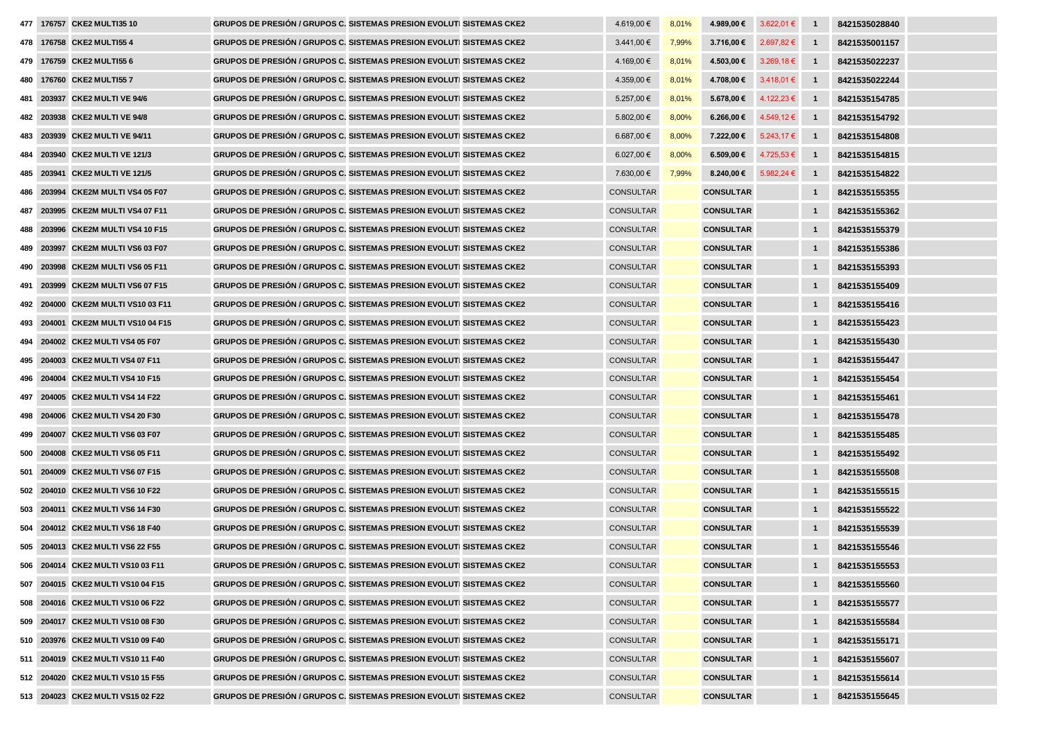| | | | | | | | | | | | | |
|---|---|---|---|---|---|---|---|---|---|---|---|---|
| 477 | 176757 | CKE2 MULTI35 10 | GRUPOS DE PRESIÓN / GRUPOS C. | SISTEMAS PRESION EVOLUTI | SISTEMAS CKE2 | 4.619,00 € | 8,01% | 4.989,00 € | 3.622,01 € | 1 | 8421535028840 | |
| 478 | 176758 | CKE2 MULTI55 4 | GRUPOS DE PRESIÓN / GRUPOS C. | SISTEMAS PRESION EVOLUTI | SISTEMAS CKE2 | 3.441,00 € | 7,99% | 3.716,00 € | 2.697,82 € | 1 | 8421535001157 | |
| 479 | 176759 | CKE2 MULTI55 6 | GRUPOS DE PRESIÓN / GRUPOS C. | SISTEMAS PRESION EVOLUTI | SISTEMAS CKE2 | 4.169,00 € | 8,01% | 4.503,00 € | 3.269,18 € | 1 | 8421535022237 | |
| 480 | 176760 | CKE2 MULTI55 7 | GRUPOS DE PRESIÓN / GRUPOS C. | SISTEMAS PRESION EVOLUTI | SISTEMAS CKE2 | 4.359,00 € | 8,01% | 4.708,00 € | 3.418,01 € | 1 | 8421535022244 | |
| 481 | 203937 | CKE2 MULTI VE 94/6 | GRUPOS DE PRESIÓN / GRUPOS C. | SISTEMAS PRESION EVOLUTI | SISTEMAS CKE2 | 5.257,00 € | 8,01% | 5.678,00 € | 4.122,23 € | 1 | 8421535154785 | |
| 482 | 203938 | CKE2 MULTI VE 94/8 | GRUPOS DE PRESIÓN / GRUPOS C. | SISTEMAS PRESION EVOLUTI | SISTEMAS CKE2 | 5.802,00 € | 8,00% | 6.266,00 € | 4.549,12 € | 1 | 8421535154792 | |
| 483 | 203939 | CKE2 MULTI VE 94/11 | GRUPOS DE PRESIÓN / GRUPOS C. | SISTEMAS PRESION EVOLUTI | SISTEMAS CKE2 | 6.687,00 € | 8,00% | 7.222,00 € | 5.243,17 € | 1 | 8421535154808 | |
| 484 | 203940 | CKE2 MULTI VE 121/3 | GRUPOS DE PRESIÓN / GRUPOS C. | SISTEMAS PRESION EVOLUTI | SISTEMAS CKE2 | 6.027,00 € | 8,00% | 6.509,00 € | 4.725,53 € | 1 | 8421535154815 | |
| 485 | 203941 | CKE2 MULTI VE 121/5 | GRUPOS DE PRESIÓN / GRUPOS C. | SISTEMAS PRESION EVOLUTI | SISTEMAS CKE2 | 7.630,00 € | 7,99% | 8.240,00 € | 5.982,24 € | 1 | 8421535154822 | |
| 486 | 203994 | CKE2M MULTI VS4 05 F07 | GRUPOS DE PRESIÓN / GRUPOS C. | SISTEMAS PRESION EVOLUTI | SISTEMAS CKE2 | CONSULTAR | | CONSULTAR | | 1 | 8421535155355 | |
| 487 | 203995 | CKE2M MULTI VS4 07 F11 | GRUPOS DE PRESIÓN / GRUPOS C. | SISTEMAS PRESION EVOLUTI | SISTEMAS CKE2 | CONSULTAR | | CONSULTAR | | 1 | 8421535155362 | |
| 488 | 203996 | CKE2M MULTI VS4 10 F15 | GRUPOS DE PRESIÓN / GRUPOS C. | SISTEMAS PRESION EVOLUTI | SISTEMAS CKE2 | CONSULTAR | | CONSULTAR | | 1 | 8421535155379 | |
| 489 | 203997 | CKE2M MULTI VS6 03 F07 | GRUPOS DE PRESIÓN / GRUPOS C. | SISTEMAS PRESION EVOLUTI | SISTEMAS CKE2 | CONSULTAR | | CONSULTAR | | 1 | 8421535155386 | |
| 490 | 203998 | CKE2M MULTI VS6 05 F11 | GRUPOS DE PRESIÓN / GRUPOS C. | SISTEMAS PRESION EVOLUTI | SISTEMAS CKE2 | CONSULTAR | | CONSULTAR | | 1 | 8421535155393 | |
| 491 | 203999 | CKE2M MULTI VS6 07 F15 | GRUPOS DE PRESIÓN / GRUPOS C. | SISTEMAS PRESION EVOLUTI | SISTEMAS CKE2 | CONSULTAR | | CONSULTAR | | 1 | 8421535155409 | |
| 492 | 204000 | CKE2M MULTI VS10 03 F11 | GRUPOS DE PRESIÓN / GRUPOS C. | SISTEMAS PRESION EVOLUTI | SISTEMAS CKE2 | CONSULTAR | | CONSULTAR | | 1 | 8421535155416 | |
| 493 | 204001 | CKE2M MULTI VS10 04 F15 | GRUPOS DE PRESIÓN / GRUPOS C. | SISTEMAS PRESION EVOLUTI | SISTEMAS CKE2 | CONSULTAR | | CONSULTAR | | 1 | 8421535155423 | |
| 494 | 204002 | CKE2 MULTI VS4 05 F07 | GRUPOS DE PRESIÓN / GRUPOS C. | SISTEMAS PRESION EVOLUTI | SISTEMAS CKE2 | CONSULTAR | | CONSULTAR | | 1 | 8421535155430 | |
| 495 | 204003 | CKE2 MULTI VS4 07 F11 | GRUPOS DE PRESIÓN / GRUPOS C. | SISTEMAS PRESION EVOLUTI | SISTEMAS CKE2 | CONSULTAR | | CONSULTAR | | 1 | 8421535155447 | |
| 496 | 204004 | CKE2 MULTI VS4 10 F15 | GRUPOS DE PRESIÓN / GRUPOS C. | SISTEMAS PRESION EVOLUTI | SISTEMAS CKE2 | CONSULTAR | | CONSULTAR | | 1 | 8421535155454 | |
| 497 | 204005 | CKE2 MULTI VS4 14 F22 | GRUPOS DE PRESIÓN / GRUPOS C. | SISTEMAS PRESION EVOLUTI | SISTEMAS CKE2 | CONSULTAR | | CONSULTAR | | 1 | 8421535155461 | |
| 498 | 204006 | CKE2 MULTI VS4 20 F30 | GRUPOS DE PRESIÓN / GRUPOS C. | SISTEMAS PRESION EVOLUTI | SISTEMAS CKE2 | CONSULTAR | | CONSULTAR | | 1 | 8421535155478 | |
| 499 | 204007 | CKE2 MULTI VS6 03 F07 | GRUPOS DE PRESIÓN / GRUPOS C. | SISTEMAS PRESION EVOLUTI | SISTEMAS CKE2 | CONSULTAR | | CONSULTAR | | 1 | 8421535155485 | |
| 500 | 204008 | CKE2 MULTI VS6 05 F11 | GRUPOS DE PRESIÓN / GRUPOS C. | SISTEMAS PRESION EVOLUTI | SISTEMAS CKE2 | CONSULTAR | | CONSULTAR | | 1 | 8421535155492 | |
| 501 | 204009 | CKE2 MULTI VS6 07 F15 | GRUPOS DE PRESIÓN / GRUPOS C. | SISTEMAS PRESION EVOLUTI | SISTEMAS CKE2 | CONSULTAR | | CONSULTAR | | 1 | 8421535155508 | |
| 502 | 204010 | CKE2 MULTI VS6 10 F22 | GRUPOS DE PRESIÓN / GRUPOS C. | SISTEMAS PRESION EVOLUTI | SISTEMAS CKE2 | CONSULTAR | | CONSULTAR | | 1 | 8421535155515 | |
| 503 | 204011 | CKE2 MULTI VS6 14 F30 | GRUPOS DE PRESIÓN / GRUPOS C. | SISTEMAS PRESION EVOLUTI | SISTEMAS CKE2 | CONSULTAR | | CONSULTAR | | 1 | 8421535155522 | |
| 504 | 204012 | CKE2 MULTI VS6 18 F40 | GRUPOS DE PRESIÓN / GRUPOS C. | SISTEMAS PRESION EVOLUTI | SISTEMAS CKE2 | CONSULTAR | | CONSULTAR | | 1 | 8421535155539 | |
| 505 | 204013 | CKE2 MULTI VS6 22 F55 | GRUPOS DE PRESIÓN / GRUPOS C. | SISTEMAS PRESION EVOLUTI | SISTEMAS CKE2 | CONSULTAR | | CONSULTAR | | 1 | 8421535155546 | |
| 506 | 204014 | CKE2 MULTI VS10 03 F11 | GRUPOS DE PRESIÓN / GRUPOS C. | SISTEMAS PRESION EVOLUTI | SISTEMAS CKE2 | CONSULTAR | | CONSULTAR | | 1 | 8421535155553 | |
| 507 | 204015 | CKE2 MULTI VS10 04 F15 | GRUPOS DE PRESIÓN / GRUPOS C. | SISTEMAS PRESION EVOLUTI | SISTEMAS CKE2 | CONSULTAR | | CONSULTAR | | 1 | 8421535155560 | |
| 508 | 204016 | CKE2 MULTI VS10 06 F22 | GRUPOS DE PRESIÓN / GRUPOS C. | SISTEMAS PRESION EVOLUTI | SISTEMAS CKE2 | CONSULTAR | | CONSULTAR | | 1 | 8421535155577 | |
| 509 | 204017 | CKE2 MULTI VS10 08 F30 | GRUPOS DE PRESIÓN / GRUPOS C. | SISTEMAS PRESION EVOLUTI | SISTEMAS CKE2 | CONSULTAR | | CONSULTAR | | 1 | 8421535155584 | |
| 510 | 203976 | CKE2 MULTI VS10 09 F40 | GRUPOS DE PRESIÓN / GRUPOS C. | SISTEMAS PRESION EVOLUTI | SISTEMAS CKE2 | CONSULTAR | | CONSULTAR | | 1 | 8421535155171 | |
| 511 | 204019 | CKE2 MULTI VS10 11 F40 | GRUPOS DE PRESIÓN / GRUPOS C. | SISTEMAS PRESION EVOLUTI | SISTEMAS CKE2 | CONSULTAR | | CONSULTAR | | 1 | 8421535155607 | |
| 512 | 204020 | CKE2 MULTI VS10 15 F55 | GRUPOS DE PRESIÓN / GRUPOS C. | SISTEMAS PRESION EVOLUTI | SISTEMAS CKE2 | CONSULTAR | | CONSULTAR | | 1 | 8421535155614 | |
| 513 | 204023 | CKE2 MULTI VS15 02 F22 | GRUPOS DE PRESIÓN / GRUPOS C. | SISTEMAS PRESION EVOLUTI | SISTEMAS CKE2 | CONSULTAR | | CONSULTAR | | 1 | 8421535155645 | |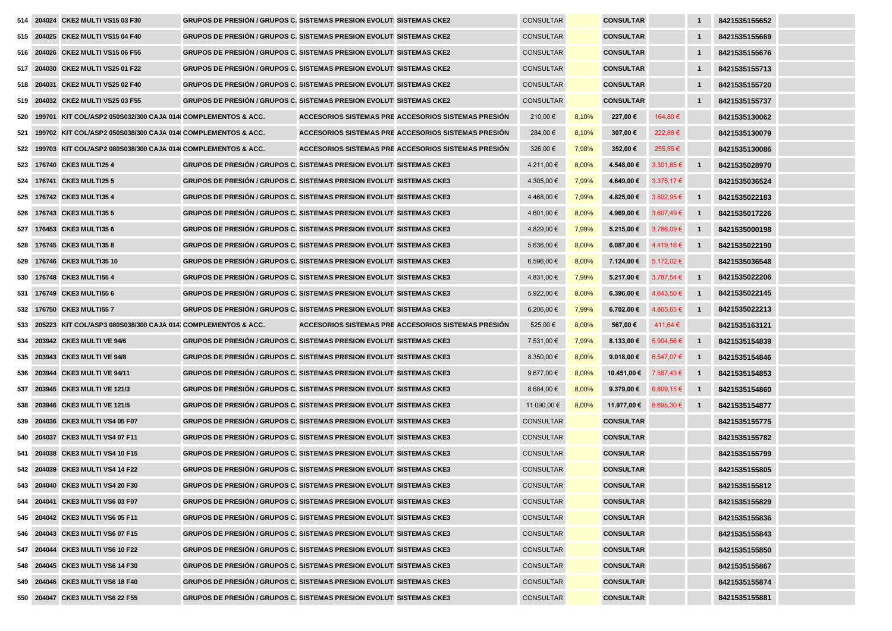| | | | | | | | | | | | | |
|---|---|---|---|---|---|---|---|---|---|---|---|---|
| 514 | 204024 | CKE2 MULTI VS15 03 F30 | GRUPOS DE PRESIÓN / GRUPOS C. | SISTEMAS PRESION EVOLUTI | SISTEMAS CKE2 | CONSULTAR | | CONSULTAR | | 1 | 8421535155652 | |
| 515 | 204025 | CKE2 MULTI VS15 04 F40 | GRUPOS DE PRESIÓN / GRUPOS C. | SISTEMAS PRESION EVOLUTI | SISTEMAS CKE2 | CONSULTAR | | CONSULTAR | | 1 | 8421535155669 | |
| 516 | 204026 | CKE2 MULTI VS15 06 F55 | GRUPOS DE PRESIÓN / GRUPOS C. | SISTEMAS PRESION EVOLUTI | SISTEMAS CKE2 | CONSULTAR | | CONSULTAR | | 1 | 8421535155676 | |
| 517 | 204030 | CKE2 MULTI VS25 01 F22 | GRUPOS DE PRESIÓN / GRUPOS C. | SISTEMAS PRESION EVOLUTI | SISTEMAS CKE2 | CONSULTAR | | CONSULTAR | | 1 | 8421535155713 | |
| 518 | 204031 | CKE2 MULTI VS25 02 F40 | GRUPOS DE PRESIÓN / GRUPOS C. | SISTEMAS PRESION EVOLUTI | SISTEMAS CKE2 | CONSULTAR | | CONSULTAR | | 1 | 8421535155720 | |
| 519 | 204032 | CKE2 MULTI VS25 03 F55 | GRUPOS DE PRESIÓN / GRUPOS C. | SISTEMAS PRESION EVOLUTI | SISTEMAS CKE2 | CONSULTAR | | CONSULTAR | | 1 | 8421535155737 | |
| 520 | 199701 | KIT COL/ASP2 050S032/300 CAJA 014( | COMPLEMENTOS & ACC. | ACCESORIOS SISTEMAS PRE | ACCESORIOS SISTEMAS PRESIÓN | 210,00 € | 8,10% | 227,00 € | 164,80 € | | 8421535130062 | |
| 521 | 199702 | KIT COL/ASP2 050S038/300 CAJA 014( | COMPLEMENTOS & ACC. | ACCESORIOS SISTEMAS PRE | ACCESORIOS SISTEMAS PRESIÓN | 284,00 € | 8,10% | 307,00 € | 222,88 € | | 8421535130079 | |
| 522 | 199703 | KIT COL/ASP2 080S038/300 CAJA 014( | COMPLEMENTOS & ACC. | ACCESORIOS SISTEMAS PRE | ACCESORIOS SISTEMAS PRESIÓN | 326,00 € | 7,98% | 352,00 € | 255,55 € | | 8421535130086 | |
| 523 | 176740 | CKE3 MULTI25 4 | GRUPOS DE PRESIÓN / GRUPOS C. | SISTEMAS PRESION EVOLUTI | SISTEMAS CKE3 | 4.211,00 € | 8,00% | 4.548,00 € | 3.301,85 € | 1 | 8421535028970 | |
| 524 | 176741 | CKE3 MULTI25 5 | GRUPOS DE PRESIÓN / GRUPOS C. | SISTEMAS PRESION EVOLUTI | SISTEMAS CKE3 | 4.305,00 € | 7,99% | 4.649,00 € | 3.375,17 € | | 8421535036524 | |
| 525 | 176742 | CKE3 MULTI35 4 | GRUPOS DE PRESIÓN / GRUPOS C. | SISTEMAS PRESION EVOLUTI | SISTEMAS CKE3 | 4.468,00 € | 7,99% | 4.825,00 € | 3.502,95 € | 1 | 8421535022183 | |
| 526 | 176743 | CKE3 MULTI35 5 | GRUPOS DE PRESIÓN / GRUPOS C. | SISTEMAS PRESION EVOLUTI | SISTEMAS CKE3 | 4.601,00 € | 8,00% | 4.969,00 € | 3.607,49 € | 1 | 8421535017226 | |
| 527 | 176453 | CKE3 MULTI35 6 | GRUPOS DE PRESIÓN / GRUPOS C. | SISTEMAS PRESION EVOLUTI | SISTEMAS CKE3 | 4.829,00 € | 7,99% | 5.215,00 € | 3.786,09 € | 1 | 8421535000198 | |
| 528 | 176745 | CKE3 MULTI35 8 | GRUPOS DE PRESIÓN / GRUPOS C. | SISTEMAS PRESION EVOLUTI | SISTEMAS CKE3 | 5.636,00 € | 8,00% | 6.087,00 € | 4.419,16 € | 1 | 8421535022190 | |
| 529 | 176746 | CKE3 MULTI35 10 | GRUPOS DE PRESIÓN / GRUPOS C. | SISTEMAS PRESION EVOLUTI | SISTEMAS CKE3 | 6.596,00 € | 8,00% | 7.124,00 € | 5.172,02 € | | 8421535036548 | |
| 530 | 176748 | CKE3 MULTI55 4 | GRUPOS DE PRESIÓN / GRUPOS C. | SISTEMAS PRESION EVOLUTI | SISTEMAS CKE3 | 4.831,00 € | 7,99% | 5.217,00 € | 3.787,54 € | 1 | 8421535022206 | |
| 531 | 176749 | CKE3 MULTI55 6 | GRUPOS DE PRESIÓN / GRUPOS C. | SISTEMAS PRESION EVOLUTI | SISTEMAS CKE3 | 5.922,00 € | 8,00% | 6.396,00 € | 4.643,50 € | 1 | 8421535022145 | |
| 532 | 176750 | CKE3 MULTI55 7 | GRUPOS DE PRESIÓN / GRUPOS C. | SISTEMAS PRESION EVOLUTI | SISTEMAS CKE3 | 6.206,00 € | 7,99% | 6.702,00 € | 4.865,65 € | 1 | 8421535022213 | |
| 533 | 205223 | KIT COL/ASP3 080S038/300 CAJA 014 | COMPLEMENTOS & ACC. | ACCESORIOS SISTEMAS PRE | ACCESORIOS SISTEMAS PRESIÓN | 525,00 € | 8,00% | 567,00 € | 411,64 € | | 8421535163121 | |
| 534 | 203942 | CKE3 MULTI VE 94/6 | GRUPOS DE PRESIÓN / GRUPOS C. | SISTEMAS PRESION EVOLUTI | SISTEMAS CKE3 | 7.531,00 € | 7,99% | 8.133,00 € | 5.904,56 € | 1 | 8421535154839 | |
| 535 | 203943 | CKE3 MULTI VE 94/8 | GRUPOS DE PRESIÓN / GRUPOS C. | SISTEMAS PRESION EVOLUTI | SISTEMAS CKE3 | 8.350,00 € | 8,00% | 9.018,00 € | 6.547,07 € | 1 | 8421535154846 | |
| 536 | 203944 | CKE3 MULTI VE 94/11 | GRUPOS DE PRESIÓN / GRUPOS C. | SISTEMAS PRESION EVOLUTI | SISTEMAS CKE3 | 9.677,00 € | 8,00% | 10.451,00 € | 7.587,43 € | 1 | 8421535154853 | |
| 537 | 203945 | CKE3 MULTI VE 121/3 | GRUPOS DE PRESIÓN / GRUPOS C. | SISTEMAS PRESION EVOLUTI | SISTEMAS CKE3 | 8.684,00 € | 8,00% | 9.379,00 € | 6.809,15 € | 1 | 8421535154860 | |
| 538 | 203946 | CKE3 MULTI VE 121/5 | GRUPOS DE PRESIÓN / GRUPOS C. | SISTEMAS PRESION EVOLUTI | SISTEMAS CKE3 | 11.090,00 € | 8,00% | 11.977,00 € | 8.695,30 € | 1 | 8421535154877 | |
| 539 | 204036 | CKE3 MULTI VS4 05 F07 | GRUPOS DE PRESIÓN / GRUPOS C. | SISTEMAS PRESION EVOLUTI | SISTEMAS CKE3 | CONSULTAR | | CONSULTAR | | | 8421535155775 | |
| 540 | 204037 | CKE3 MULTI VS4 07 F11 | GRUPOS DE PRESIÓN / GRUPOS C. | SISTEMAS PRESION EVOLUTI | SISTEMAS CKE3 | CONSULTAR | | CONSULTAR | | | 8421535155782 | |
| 541 | 204038 | CKE3 MULTI VS4 10 F15 | GRUPOS DE PRESIÓN / GRUPOS C. | SISTEMAS PRESION EVOLUTI | SISTEMAS CKE3 | CONSULTAR | | CONSULTAR | | | 8421535155799 | |
| 542 | 204039 | CKE3 MULTI VS4 14 F22 | GRUPOS DE PRESIÓN / GRUPOS C. | SISTEMAS PRESION EVOLUTI | SISTEMAS CKE3 | CONSULTAR | | CONSULTAR | | | 8421535155805 | |
| 543 | 204040 | CKE3 MULTI VS4 20 F30 | GRUPOS DE PRESIÓN / GRUPOS C. | SISTEMAS PRESION EVOLUTI | SISTEMAS CKE3 | CONSULTAR | | CONSULTAR | | | 8421535155812 | |
| 544 | 204041 | CKE3 MULTI VS6 03 F07 | GRUPOS DE PRESIÓN / GRUPOS C. | SISTEMAS PRESION EVOLUTI | SISTEMAS CKE3 | CONSULTAR | | CONSULTAR | | | 8421535155829 | |
| 545 | 204042 | CKE3 MULTI VS6 05 F11 | GRUPOS DE PRESIÓN / GRUPOS C. | SISTEMAS PRESION EVOLUTI | SISTEMAS CKE3 | CONSULTAR | | CONSULTAR | | | 8421535155836 | |
| 546 | 204043 | CKE3 MULTI VS6 07 F15 | GRUPOS DE PRESIÓN / GRUPOS C. | SISTEMAS PRESION EVOLUTI | SISTEMAS CKE3 | CONSULTAR | | CONSULTAR | | | 8421535155843 | |
| 547 | 204044 | CKE3 MULTI VS6 10 F22 | GRUPOS DE PRESIÓN / GRUPOS C. | SISTEMAS PRESION EVOLUTI | SISTEMAS CKE3 | CONSULTAR | | CONSULTAR | | | 8421535155850 | |
| 548 | 204045 | CKE3 MULTI VS6 14 F30 | GRUPOS DE PRESIÓN / GRUPOS C. | SISTEMAS PRESION EVOLUTI | SISTEMAS CKE3 | CONSULTAR | | CONSULTAR | | | 8421535155867 | |
| 549 | 204046 | CKE3 MULTI VS6 18 F40 | GRUPOS DE PRESIÓN / GRUPOS C. | SISTEMAS PRESION EVOLUTI | SISTEMAS CKE3 | CONSULTAR | | CONSULTAR | | | 8421535155874 | |
| 550 | 204047 | CKE3 MULTI VS6 22 F55 | GRUPOS DE PRESIÓN / GRUPOS C. | SISTEMAS PRESION EVOLUTI | SISTEMAS CKE3 | CONSULTAR | | CONSULTAR | | | 8421535155881 | |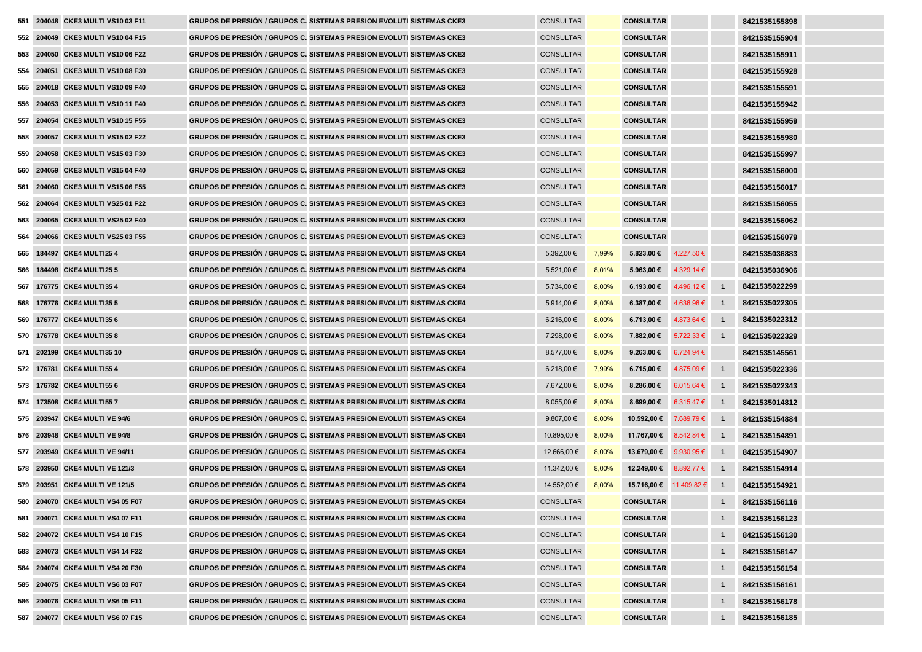| | | | | | | | | | | | | |
|---|---|---|---|---|---|---|---|---|---|---|---|---|
| 551 | 204048 | CKE3 MULTI VS10 03 F11 | GRUPOS DE PRESIÓN / GRUPOS C. | SISTEMAS PRESION EVOLUTI | SISTEMAS CKE3 | CONSULTAR | | CONSULTAR | | | 8421535155898 | |
| 552 | 204049 | CKE3 MULTI VS10 04 F15 | GRUPOS DE PRESIÓN / GRUPOS C. | SISTEMAS PRESION EVOLUTI | SISTEMAS CKE3 | CONSULTAR | | CONSULTAR | | | 8421535155904 | |
| 553 | 204050 | CKE3 MULTI VS10 06 F22 | GRUPOS DE PRESIÓN / GRUPOS C. | SISTEMAS PRESION EVOLUTI | SISTEMAS CKE3 | CONSULTAR | | CONSULTAR | | | 8421535155911 | |
| 554 | 204051 | CKE3 MULTI VS10 08 F30 | GRUPOS DE PRESIÓN / GRUPOS C. | SISTEMAS PRESION EVOLUTI | SISTEMAS CKE3 | CONSULTAR | | CONSULTAR | | | 8421535155928 | |
| 555 | 204018 | CKE3 MULTI VS10 09 F40 | GRUPOS DE PRESIÓN / GRUPOS C. | SISTEMAS PRESION EVOLUTI | SISTEMAS CKE3 | CONSULTAR | | CONSULTAR | | | 8421535155591 | |
| 556 | 204053 | CKE3 MULTI VS10 11 F40 | GRUPOS DE PRESIÓN / GRUPOS C. | SISTEMAS PRESION EVOLUTI | SISTEMAS CKE3 | CONSULTAR | | CONSULTAR | | | 8421535155942 | |
| 557 | 204054 | CKE3 MULTI VS10 15 F55 | GRUPOS DE PRESIÓN / GRUPOS C. | SISTEMAS PRESION EVOLUTI | SISTEMAS CKE3 | CONSULTAR | | CONSULTAR | | | 8421535155959 | |
| 558 | 204057 | CKE3 MULTI VS15 02 F22 | GRUPOS DE PRESIÓN / GRUPOS C. | SISTEMAS PRESION EVOLUTI | SISTEMAS CKE3 | CONSULTAR | | CONSULTAR | | | 8421535155980 | |
| 559 | 204058 | CKE3 MULTI VS15 03 F30 | GRUPOS DE PRESIÓN / GRUPOS C. | SISTEMAS PRESION EVOLUTI | SISTEMAS CKE3 | CONSULTAR | | CONSULTAR | | | 8421535155997 | |
| 560 | 204059 | CKE3 MULTI VS15 04 F40 | GRUPOS DE PRESIÓN / GRUPOS C. | SISTEMAS PRESION EVOLUTI | SISTEMAS CKE3 | CONSULTAR | | CONSULTAR | | | 8421535156000 | |
| 561 | 204060 | CKE3 MULTI VS15 06 F55 | GRUPOS DE PRESIÓN / GRUPOS C. | SISTEMAS PRESION EVOLUTI | SISTEMAS CKE3 | CONSULTAR | | CONSULTAR | | | 8421535156017 | |
| 562 | 204064 | CKE3 MULTI VS25 01 F22 | GRUPOS DE PRESIÓN / GRUPOS C. | SISTEMAS PRESION EVOLUTI | SISTEMAS CKE3 | CONSULTAR | | CONSULTAR | | | 8421535156055 | |
| 563 | 204065 | CKE3 MULTI VS25 02 F40 | GRUPOS DE PRESIÓN / GRUPOS C. | SISTEMAS PRESION EVOLUTI | SISTEMAS CKE3 | CONSULTAR | | CONSULTAR | | | 8421535156062 | |
| 564 | 204066 | CKE3 MULTI VS25 03 F55 | GRUPOS DE PRESIÓN / GRUPOS C. | SISTEMAS PRESION EVOLUTI | SISTEMAS CKE3 | CONSULTAR | | CONSULTAR | | | 8421535156079 | |
| 565 | 184497 | CKE4 MULTI25 4 | GRUPOS DE PRESIÓN / GRUPOS C. | SISTEMAS PRESION EVOLUTI | SISTEMAS CKE4 | 5.392,00 € | 7,99% | 5.823,00 € | 4.227,50 € | | 8421535036883 | |
| 566 | 184498 | CKE4 MULTI25 5 | GRUPOS DE PRESIÓN / GRUPOS C. | SISTEMAS PRESION EVOLUTI | SISTEMAS CKE4 | 5.521,00 € | 8,01% | 5.963,00 € | 4.329,14 € | | 8421535036906 | |
| 567 | 176775 | CKE4 MULTI35 4 | GRUPOS DE PRESIÓN / GRUPOS C. | SISTEMAS PRESION EVOLUTI | SISTEMAS CKE4 | 5.734,00 € | 8,00% | 6.193,00 € | 4.496,12 € | 1 | 8421535022299 | |
| 568 | 176776 | CKE4 MULTI35 5 | GRUPOS DE PRESIÓN / GRUPOS C. | SISTEMAS PRESION EVOLUTI | SISTEMAS CKE4 | 5.914,00 € | 8,00% | 6.387,00 € | 4.636,96 € | 1 | 8421535022305 | |
| 569 | 176777 | CKE4 MULTI35 6 | GRUPOS DE PRESIÓN / GRUPOS C. | SISTEMAS PRESION EVOLUTI | SISTEMAS CKE4 | 6.216,00 € | 8,00% | 6.713,00 € | 4.873,64 € | 1 | 8421535022312 | |
| 570 | 176778 | CKE4 MULTI35 8 | GRUPOS DE PRESIÓN / GRUPOS C. | SISTEMAS PRESION EVOLUTI | SISTEMAS CKE4 | 7.298,00 € | 8,00% | 7.882,00 € | 5.722,33 € | 1 | 8421535022329 | |
| 571 | 202199 | CKE4 MULTI35 10 | GRUPOS DE PRESIÓN / GRUPOS C. | SISTEMAS PRESION EVOLUTI | SISTEMAS CKE4 | 8.577,00 € | 8,00% | 9.263,00 € | 6.724,94 € | | 8421535145561 | |
| 572 | 176781 | CKE4 MULTI55 4 | GRUPOS DE PRESIÓN / GRUPOS C. | SISTEMAS PRESION EVOLUTI | SISTEMAS CKE4 | 6.218,00 € | 7,99% | 6.715,00 € | 4.875,09 € | 1 | 8421535022336 | |
| 573 | 176782 | CKE4 MULTI55 6 | GRUPOS DE PRESIÓN / GRUPOS C. | SISTEMAS PRESION EVOLUTI | SISTEMAS CKE4 | 7.672,00 € | 8,00% | 8.286,00 € | 6.015,64 € | 1 | 8421535022343 | |
| 574 | 173508 | CKE4 MULTI55 7 | GRUPOS DE PRESIÓN / GRUPOS C. | SISTEMAS PRESION EVOLUTI | SISTEMAS CKE4 | 8.055,00 € | 8,00% | 8.699,00 € | 6.315,47 € | 1 | 8421535014812 | |
| 575 | 203947 | CKE4 MULTI VE 94/6 | GRUPOS DE PRESIÓN / GRUPOS C. | SISTEMAS PRESION EVOLUTI | SISTEMAS CKE4 | 9.807,00 € | 8,00% | 10.592,00 € | 7.689,79 € | 1 | 8421535154884 | |
| 576 | 203948 | CKE4 MULTI VE 94/8 | GRUPOS DE PRESIÓN / GRUPOS C. | SISTEMAS PRESION EVOLUTI | SISTEMAS CKE4 | 10.895,00 € | 8,00% | 11.767,00 € | 8.542,84 € | 1 | 8421535154891 | |
| 577 | 203949 | CKE4 MULTI VE 94/11 | GRUPOS DE PRESIÓN / GRUPOS C. | SISTEMAS PRESION EVOLUTI | SISTEMAS CKE4 | 12.666,00 € | 8,00% | 13.679,00 € | 9.930,95 € | 1 | 8421535154907 | |
| 578 | 203950 | CKE4 MULTI VE 121/3 | GRUPOS DE PRESIÓN / GRUPOS C. | SISTEMAS PRESION EVOLUTI | SISTEMAS CKE4 | 11.342,00 € | 8,00% | 12.249,00 € | 8.892,77 € | 1 | 8421535154914 | |
| 579 | 203951 | CKE4 MULTI VE 121/5 | GRUPOS DE PRESIÓN / GRUPOS C. | SISTEMAS PRESION EVOLUTI | SISTEMAS CKE4 | 14.552,00 € | 8,00% | 15.716,00 € | 11.409,82 € | 1 | 8421535154921 | |
| 580 | 204070 | CKE4 MULTI VS4 05 F07 | GRUPOS DE PRESIÓN / GRUPOS C. | SISTEMAS PRESION EVOLUTI | SISTEMAS CKE4 | CONSULTAR | | CONSULTAR | | 1 | 8421535156116 | |
| 581 | 204071 | CKE4 MULTI VS4 07 F11 | GRUPOS DE PRESIÓN / GRUPOS C. | SISTEMAS PRESION EVOLUTI | SISTEMAS CKE4 | CONSULTAR | | CONSULTAR | | 1 | 8421535156123 | |
| 582 | 204072 | CKE4 MULTI VS4 10 F15 | GRUPOS DE PRESIÓN / GRUPOS C. | SISTEMAS PRESION EVOLUTI | SISTEMAS CKE4 | CONSULTAR | | CONSULTAR | | 1 | 8421535156130 | |
| 583 | 204073 | CKE4 MULTI VS4 14 F22 | GRUPOS DE PRESIÓN / GRUPOS C. | SISTEMAS PRESION EVOLUTI | SISTEMAS CKE4 | CONSULTAR | | CONSULTAR | | 1 | 8421535156147 | |
| 584 | 204074 | CKE4 MULTI VS4 20 F30 | GRUPOS DE PRESIÓN / GRUPOS C. | SISTEMAS PRESION EVOLUTI | SISTEMAS CKE4 | CONSULTAR | | CONSULTAR | | 1 | 8421535156154 | |
| 585 | 204075 | CKE4 MULTI VS6 03 F07 | GRUPOS DE PRESIÓN / GRUPOS C. | SISTEMAS PRESION EVOLUTI | SISTEMAS CKE4 | CONSULTAR | | CONSULTAR | | 1 | 8421535156161 | |
| 586 | 204076 | CKE4 MULTI VS6 05 F11 | GRUPOS DE PRESIÓN / GRUPOS C. | SISTEMAS PRESION EVOLUTI | SISTEMAS CKE4 | CONSULTAR | | CONSULTAR | | 1 | 8421535156178 | |
| 587 | 204077 | CKE4 MULTI VS6 07 F15 | GRUPOS DE PRESIÓN / GRUPOS C. | SISTEMAS PRESION EVOLUTI | SISTEMAS CKE4 | CONSULTAR | | CONSULTAR | | 1 | 8421535156185 | |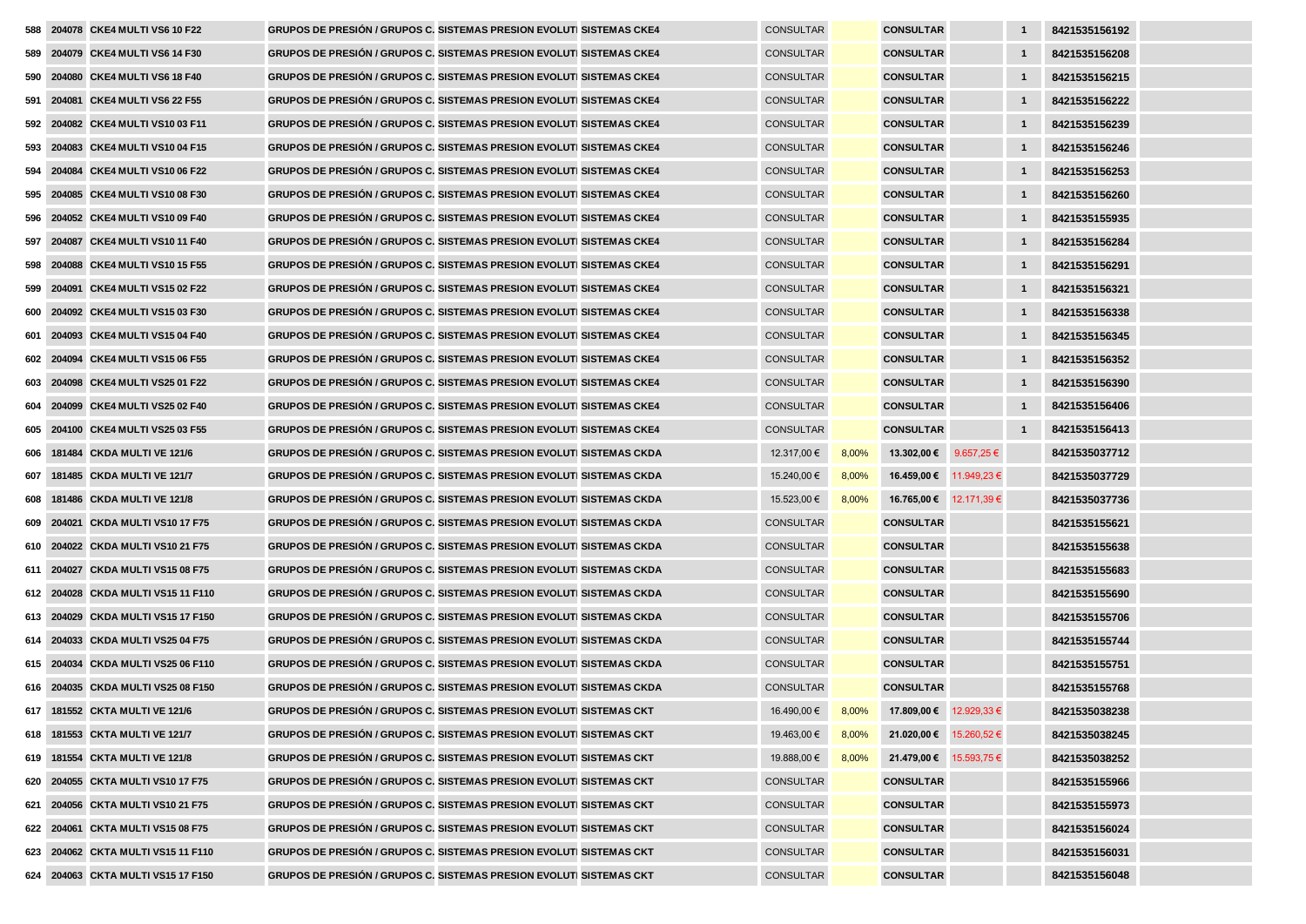| | | | | | | | | | | | | |
|---|---|---|---|---|---|---|---|---|---|---|---|---|
| 588 | 204078 | CKE4 MULTI VS6 10 F22 | GRUPOS DE PRESIÓN / GRUPOS C. | SISTEMAS PRESION EVOLUTI | SISTEMAS CKE4 | CONSULTAR | | CONSULTAR | | 1 | 8421535156192 | |
| 589 | 204079 | CKE4 MULTI VS6 14 F30 | GRUPOS DE PRESIÓN / GRUPOS C. | SISTEMAS PRESION EVOLUTI | SISTEMAS CKE4 | CONSULTAR | | CONSULTAR | | 1 | 8421535156208 | |
| 590 | 204080 | CKE4 MULTI VS6 18 F40 | GRUPOS DE PRESIÓN / GRUPOS C. | SISTEMAS PRESION EVOLUTI | SISTEMAS CKE4 | CONSULTAR | | CONSULTAR | | 1 | 8421535156215 | |
| 591 | 204081 | CKE4 MULTI VS6 22 F55 | GRUPOS DE PRESIÓN / GRUPOS C. | SISTEMAS PRESION EVOLUTI | SISTEMAS CKE4 | CONSULTAR | | CONSULTAR | | 1 | 8421535156222 | |
| 592 | 204082 | CKE4 MULTI VS10 03 F11 | GRUPOS DE PRESIÓN / GRUPOS C. | SISTEMAS PRESION EVOLUTI | SISTEMAS CKE4 | CONSULTAR | | CONSULTAR | | 1 | 8421535156239 | |
| 593 | 204083 | CKE4 MULTI VS10 04 F15 | GRUPOS DE PRESIÓN / GRUPOS C. | SISTEMAS PRESION EVOLUTI | SISTEMAS CKE4 | CONSULTAR | | CONSULTAR | | 1 | 8421535156246 | |
| 594 | 204084 | CKE4 MULTI VS10 06 F22 | GRUPOS DE PRESIÓN / GRUPOS C. | SISTEMAS PRESION EVOLUTI | SISTEMAS CKE4 | CONSULTAR | | CONSULTAR | | 1 | 8421535156253 | |
| 595 | 204085 | CKE4 MULTI VS10 08 F30 | GRUPOS DE PRESIÓN / GRUPOS C. | SISTEMAS PRESION EVOLUTI | SISTEMAS CKE4 | CONSULTAR | | CONSULTAR | | 1 | 8421535156260 | |
| 596 | 204052 | CKE4 MULTI VS10 09 F40 | GRUPOS DE PRESIÓN / GRUPOS C. | SISTEMAS PRESION EVOLUTI | SISTEMAS CKE4 | CONSULTAR | | CONSULTAR | | 1 | 8421535155935 | |
| 597 | 204087 | CKE4 MULTI VS10 11 F40 | GRUPOS DE PRESIÓN / GRUPOS C. | SISTEMAS PRESION EVOLUTI | SISTEMAS CKE4 | CONSULTAR | | CONSULTAR | | 1 | 8421535156284 | |
| 598 | 204088 | CKE4 MULTI VS10 15 F55 | GRUPOS DE PRESIÓN / GRUPOS C. | SISTEMAS PRESION EVOLUTI | SISTEMAS CKE4 | CONSULTAR | | CONSULTAR | | 1 | 8421535156291 | |
| 599 | 204091 | CKE4 MULTI VS15 02 F22 | GRUPOS DE PRESIÓN / GRUPOS C. | SISTEMAS PRESION EVOLUTI | SISTEMAS CKE4 | CONSULTAR | | CONSULTAR | | 1 | 8421535156321 | |
| 600 | 204092 | CKE4 MULTI VS15 03 F30 | GRUPOS DE PRESIÓN / GRUPOS C. | SISTEMAS PRESION EVOLUTI | SISTEMAS CKE4 | CONSULTAR | | CONSULTAR | | 1 | 8421535156338 | |
| 601 | 204093 | CKE4 MULTI VS15 04 F40 | GRUPOS DE PRESIÓN / GRUPOS C. | SISTEMAS PRESION EVOLUTI | SISTEMAS CKE4 | CONSULTAR | | CONSULTAR | | 1 | 8421535156345 | |
| 602 | 204094 | CKE4 MULTI VS15 06 F55 | GRUPOS DE PRESIÓN / GRUPOS C. | SISTEMAS PRESION EVOLUTI | SISTEMAS CKE4 | CONSULTAR | | CONSULTAR | | 1 | 8421535156352 | |
| 603 | 204098 | CKE4 MULTI VS25 01 F22 | GRUPOS DE PRESIÓN / GRUPOS C. | SISTEMAS PRESION EVOLUTI | SISTEMAS CKE4 | CONSULTAR | | CONSULTAR | | 1 | 8421535156390 | |
| 604 | 204099 | CKE4 MULTI VS25 02 F40 | GRUPOS DE PRESIÓN / GRUPOS C. | SISTEMAS PRESION EVOLUTI | SISTEMAS CKE4 | CONSULTAR | | CONSULTAR | | 1 | 8421535156406 | |
| 605 | 204100 | CKE4 MULTI VS25 03 F55 | GRUPOS DE PRESIÓN / GRUPOS C. | SISTEMAS PRESION EVOLUTI | SISTEMAS CKE4 | CONSULTAR | | CONSULTAR | | 1 | 8421535156413 | |
| 606 | 181484 | CKDA MULTI VE 121/6 | GRUPOS DE PRESIÓN / GRUPOS C. | SISTEMAS PRESION EVOLUTI | SISTEMAS CKDA | 12.317,00 € | 8,00% | 13.302,00 € | 9.657,25 € | | 8421535037712 | |
| 607 | 181485 | CKDA MULTI VE 121/7 | GRUPOS DE PRESIÓN / GRUPOS C. | SISTEMAS PRESION EVOLUTI | SISTEMAS CKDA | 15.240,00 € | 8,00% | 16.459,00 € | 11.949,23 € | | 8421535037729 | |
| 608 | 181486 | CKDA MULTI VE 121/8 | GRUPOS DE PRESIÓN / GRUPOS C. | SISTEMAS PRESION EVOLUTI | SISTEMAS CKDA | 15.523,00 € | 8,00% | 16.765,00 € | 12.171,39 € | | 8421535037736 | |
| 609 | 204021 | CKDA MULTI VS10 17 F75 | GRUPOS DE PRESIÓN / GRUPOS C. | SISTEMAS PRESION EVOLUTI | SISTEMAS CKDA | CONSULTAR | | CONSULTAR | | | 8421535155621 | |
| 610 | 204022 | CKDA MULTI VS10 21 F75 | GRUPOS DE PRESIÓN / GRUPOS C. | SISTEMAS PRESION EVOLUTI | SISTEMAS CKDA | CONSULTAR | | CONSULTAR | | | 8421535155638 | |
| 611 | 204027 | CKDA MULTI VS15 08 F75 | GRUPOS DE PRESIÓN / GRUPOS C. | SISTEMAS PRESION EVOLUTI | SISTEMAS CKDA | CONSULTAR | | CONSULTAR | | | 8421535155683 | |
| 612 | 204028 | CKDA MULTI VS15 11 F110 | GRUPOS DE PRESIÓN / GRUPOS C. | SISTEMAS PRESION EVOLUTI | SISTEMAS CKDA | CONSULTAR | | CONSULTAR | | | 8421535155690 | |
| 613 | 204029 | CKDA MULTI VS15 17 F150 | GRUPOS DE PRESIÓN / GRUPOS C. | SISTEMAS PRESION EVOLUTI | SISTEMAS CKDA | CONSULTAR | | CONSULTAR | | | 8421535155706 | |
| 614 | 204033 | CKDA MULTI VS25 04 F75 | GRUPOS DE PRESIÓN / GRUPOS C. | SISTEMAS PRESION EVOLUTI | SISTEMAS CKDA | CONSULTAR | | CONSULTAR | | | 8421535155744 | |
| 615 | 204034 | CKDA MULTI VS25 06 F110 | GRUPOS DE PRESIÓN / GRUPOS C. | SISTEMAS PRESION EVOLUTI | SISTEMAS CKDA | CONSULTAR | | CONSULTAR | | | 8421535155751 | |
| 616 | 204035 | CKDA MULTI VS25 08 F150 | GRUPOS DE PRESIÓN / GRUPOS C. | SISTEMAS PRESION EVOLUTI | SISTEMAS CKDA | CONSULTAR | | CONSULTAR | | | 8421535155768 | |
| 617 | 181552 | CKTA MULTI VE 121/6 | GRUPOS DE PRESIÓN / GRUPOS C. | SISTEMAS PRESION EVOLUTI | SISTEMAS CKT | 16.490,00 € | 8,00% | 17.809,00 € | 12.929,33 € | | 8421535038238 | |
| 618 | 181553 | CKTA MULTI VE 121/7 | GRUPOS DE PRESIÓN / GRUPOS C. | SISTEMAS PRESION EVOLUTI | SISTEMAS CKT | 19.463,00 € | 8,00% | 21.020,00 € | 15.260,52 € | | 8421535038245 | |
| 619 | 181554 | CKTA MULTI VE 121/8 | GRUPOS DE PRESIÓN / GRUPOS C. | SISTEMAS PRESION EVOLUTI | SISTEMAS CKT | 19.888,00 € | 8,00% | 21.479,00 € | 15.593,75 € | | 8421535038252 | |
| 620 | 204055 | CKTA MULTI VS10 17 F75 | GRUPOS DE PRESIÓN / GRUPOS C. | SISTEMAS PRESION EVOLUTI | SISTEMAS CKT | CONSULTAR | | CONSULTAR | | | 8421535155966 | |
| 621 | 204056 | CKTA MULTI VS10 21 F75 | GRUPOS DE PRESIÓN / GRUPOS C. | SISTEMAS PRESION EVOLUTI | SISTEMAS CKT | CONSULTAR | | CONSULTAR | | | 8421535155973 | |
| 622 | 204061 | CKTA MULTI VS15 08 F75 | GRUPOS DE PRESIÓN / GRUPOS C. | SISTEMAS PRESION EVOLUTI | SISTEMAS CKT | CONSULTAR | | CONSULTAR | | | 8421535156024 | |
| 623 | 204062 | CKTA MULTI VS15 11 F110 | GRUPOS DE PRESIÓN / GRUPOS C. | SISTEMAS PRESION EVOLUTI | SISTEMAS CKT | CONSULTAR | | CONSULTAR | | | 8421535156031 | |
| 624 | 204063 | CKTA MULTI VS15 17 F150 | GRUPOS DE PRESIÓN / GRUPOS C. | SISTEMAS PRESION EVOLUTI | SISTEMAS CKT | CONSULTAR | | CONSULTAR | | | 8421535156048 | |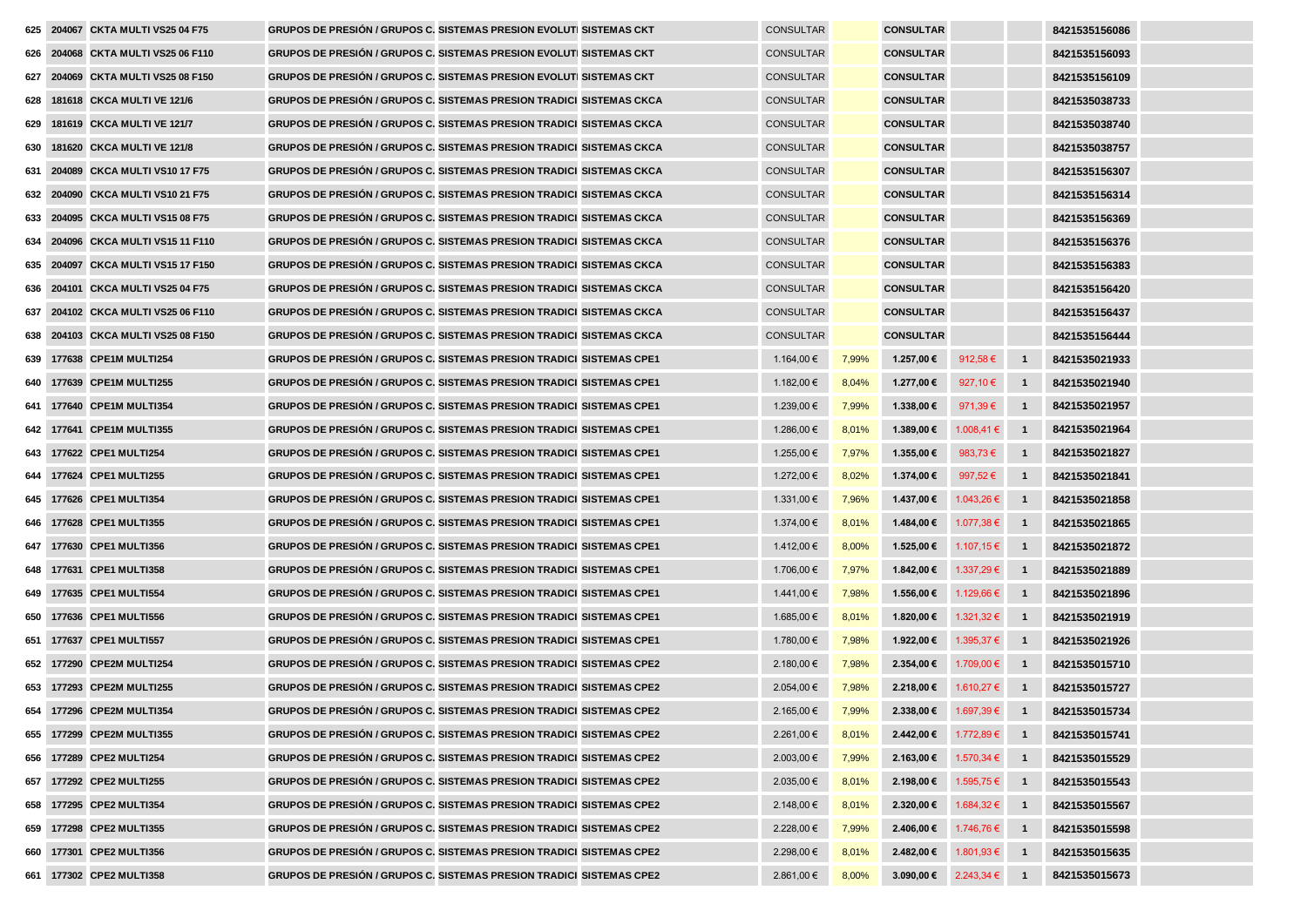| | | | | | | | | | | | | |
|---|---|---|---|---|---|---|---|---|---|---|---|---|
| 625 | 204067 | **CKTA MULTI VS25 04 F75** | **GRUPOS DE PRESIÓN / GRUPOS C.** | **SISTEMAS PRESION EVOLUTI** | **SISTEMAS CKT** | CONSULTAR | | **CONSULTAR** | | | **8421535156086** | |
| 626 | 204068 | **CKTA MULTI VS25 06 F110** | **GRUPOS DE PRESIÓN / GRUPOS C.** | **SISTEMAS PRESION EVOLUTI** | **SISTEMAS CKT** | CONSULTAR | | **CONSULTAR** | | | **8421535156093** | |
| 627 | 204069 | **CKTA MULTI VS25 08 F150** | **GRUPOS DE PRESIÓN / GRUPOS C.** | **SISTEMAS PRESION EVOLUTI** | **SISTEMAS CKT** | CONSULTAR | | **CONSULTAR** | | | **8421535156109** | |
| 628 | 181618 | **CKCA MULTI VE 121/6** | **GRUPOS DE PRESIÓN / GRUPOS C.** | **SISTEMAS PRESION TRADICI** | **SISTEMAS CKCA** | CONSULTAR | | **CONSULTAR** | | | **8421535038733** | |
| 629 | 181619 | **CKCA MULTI VE 121/7** | **GRUPOS DE PRESIÓN / GRUPOS C.** | **SISTEMAS PRESION TRADICI** | **SISTEMAS CKCA** | CONSULTAR | | **CONSULTAR** | | | **8421535038740** | |
| 630 | 181620 | **CKCA MULTI VE 121/8** | **GRUPOS DE PRESIÓN / GRUPOS C.** | **SISTEMAS PRESION TRADICI** | **SISTEMAS CKCA** | CONSULTAR | | **CONSULTAR** | | | **8421535038757** | |
| 631 | 204089 | **CKCA MULTI VS10 17 F75** | **GRUPOS DE PRESIÓN / GRUPOS C.** | **SISTEMAS PRESION TRADICI** | **SISTEMAS CKCA** | CONSULTAR | | **CONSULTAR** | | | **8421535156307** | |
| 632 | 204090 | **CKCA MULTI VS10 21 F75** | **GRUPOS DE PRESIÓN / GRUPOS C.** | **SISTEMAS PRESION TRADICI** | **SISTEMAS CKCA** | CONSULTAR | | **CONSULTAR** | | | **8421535156314** | |
| 633 | 204095 | **CKCA MULTI VS15 08 F75** | **GRUPOS DE PRESIÓN / GRUPOS C.** | **SISTEMAS PRESION TRADICI** | **SISTEMAS CKCA** | CONSULTAR | | **CONSULTAR** | | | **8421535156369** | |
| 634 | 204096 | **CKCA MULTI VS15 11 F110** | **GRUPOS DE PRESIÓN / GRUPOS C.** | **SISTEMAS PRESION TRADICI** | **SISTEMAS CKCA** | CONSULTAR | | **CONSULTAR** | | | **8421535156376** | |
| 635 | 204097 | **CKCA MULTI VS15 17 F150** | **GRUPOS DE PRESIÓN / GRUPOS C.** | **SISTEMAS PRESION TRADICI** | **SISTEMAS CKCA** | CONSULTAR | | **CONSULTAR** | | | **8421535156383** | |
| 636 | 204101 | **CKCA MULTI VS25 04 F75** | **GRUPOS DE PRESIÓN / GRUPOS C.** | **SISTEMAS PRESION TRADICI** | **SISTEMAS CKCA** | CONSULTAR | | **CONSULTAR** | | | **8421535156420** | |
| 637 | 204102 | **CKCA MULTI VS25 06 F110** | **GRUPOS DE PRESIÓN / GRUPOS C.** | **SISTEMAS PRESION TRADICI** | **SISTEMAS CKCA** | CONSULTAR | | **CONSULTAR** | | | **8421535156437** | |
| 638 | 204103 | **CKCA MULTI VS25 08 F150** | **GRUPOS DE PRESIÓN / GRUPOS C.** | **SISTEMAS PRESION TRADICI** | **SISTEMAS CKCA** | CONSULTAR | | **CONSULTAR** | | | **8421535156444** | |
| 639 | 177638 | **CPE1M MULTI254** | **GRUPOS DE PRESIÓN / GRUPOS C.** | **SISTEMAS PRESION TRADICI** | **SISTEMAS CPE1** | 1.164,00 € | 7,99% | **1.257,00 €** | 912,58 € | **1** | **8421535021933** | |
| 640 | 177639 | **CPE1M MULTI255** | **GRUPOS DE PRESIÓN / GRUPOS C.** | **SISTEMAS PRESION TRADICI** | **SISTEMAS CPE1** | 1.182,00 € | 8,04% | **1.277,00 €** | 927,10 € | **1** | **8421535021940** | |
| 641 | 177640 | **CPE1M MULTI354** | **GRUPOS DE PRESIÓN / GRUPOS C.** | **SISTEMAS PRESION TRADICI** | **SISTEMAS CPE1** | 1.239,00 € | 7,99% | **1.338,00 €** | 971,39 € | **1** | **8421535021957** | |
| 642 | 177641 | **CPE1M MULTI355** | **GRUPOS DE PRESIÓN / GRUPOS C.** | **SISTEMAS PRESION TRADICI** | **SISTEMAS CPE1** | 1.286,00 € | 8,01% | **1.389,00 €** | 1.008,41 € | **1** | **8421535021964** | |
| 643 | 177622 | **CPE1 MULTI254** | **GRUPOS DE PRESIÓN / GRUPOS C.** | **SISTEMAS PRESION TRADICI** | **SISTEMAS CPE1** | 1.255,00 € | 7,97% | **1.355,00 €** | 983,73 € | **1** | **8421535021827** | |
| 644 | 177624 | **CPE1 MULTI255** | **GRUPOS DE PRESIÓN / GRUPOS C.** | **SISTEMAS PRESION TRADICI** | **SISTEMAS CPE1** | 1.272,00 € | 8,02% | **1.374,00 €** | 997,52 € | **1** | **8421535021841** | |
| 645 | 177626 | **CPE1 MULTI354** | **GRUPOS DE PRESIÓN / GRUPOS C.** | **SISTEMAS PRESION TRADICI** | **SISTEMAS CPE1** | 1.331,00 € | 7,96% | **1.437,00 €** | 1.043,26 € | **1** | **8421535021858** | |
| 646 | 177628 | **CPE1 MULTI355** | **GRUPOS DE PRESIÓN / GRUPOS C.** | **SISTEMAS PRESION TRADICI** | **SISTEMAS CPE1** | 1.374,00 € | 8,01% | **1.484,00 €** | 1.077,38 € | **1** | **8421535021865** | |
| 647 | 177630 | **CPE1 MULTI356** | **GRUPOS DE PRESIÓN / GRUPOS C.** | **SISTEMAS PRESION TRADICI** | **SISTEMAS CPE1** | 1.412,00 € | 8,00% | **1.525,00 €** | 1.107,15 € | **1** | **8421535021872** | |
| 648 | 177631 | **CPE1 MULTI358** | **GRUPOS DE PRESIÓN / GRUPOS C.** | **SISTEMAS PRESION TRADICI** | **SISTEMAS CPE1** | 1.706,00 € | 7,97% | **1.842,00 €** | 1.337,29 € | **1** | **8421535021889** | |
| 649 | 177635 | **CPE1 MULTI554** | **GRUPOS DE PRESIÓN / GRUPOS C.** | **SISTEMAS PRESION TRADICI** | **SISTEMAS CPE1** | 1.441,00 € | 7,98% | **1.556,00 €** | 1.129,66 € | **1** | **8421535021896** | |
| 650 | 177636 | **CPE1 MULTI556** | **GRUPOS DE PRESIÓN / GRUPOS C.** | **SISTEMAS PRESION TRADICI** | **SISTEMAS CPE1** | 1.685,00 € | 8,01% | **1.820,00 €** | 1.321,32 € | **1** | **8421535021919** | |
| 651 | 177637 | **CPE1 MULTI557** | **GRUPOS DE PRESIÓN / GRUPOS C.** | **SISTEMAS PRESION TRADICI** | **SISTEMAS CPE1** | 1.780,00 € | 7,98% | **1.922,00 €** | 1.395,37 € | **1** | **8421535021926** | |
| 652 | 177290 | **CPE2M MULTI254** | **GRUPOS DE PRESIÓN / GRUPOS C.** | **SISTEMAS PRESION TRADICI** | **SISTEMAS CPE2** | 2.180,00 € | 7,98% | **2.354,00 €** | 1.709,00 € | **1** | **8421535015710** | |
| 653 | 177293 | **CPE2M MULTI255** | **GRUPOS DE PRESIÓN / GRUPOS C.** | **SISTEMAS PRESION TRADICI** | **SISTEMAS CPE2** | 2.054,00 € | 7,98% | **2.218,00 €** | 1.610,27 € | **1** | **8421535015727** | |
| 654 | 177296 | **CPE2M MULTI354** | **GRUPOS DE PRESIÓN / GRUPOS C.** | **SISTEMAS PRESION TRADICI** | **SISTEMAS CPE2** | 2.165,00 € | 7,99% | **2.338,00 €** | 1.697,39 € | **1** | **8421535015734** | |
| 655 | 177299 | **CPE2M MULTI355** | **GRUPOS DE PRESIÓN / GRUPOS C.** | **SISTEMAS PRESION TRADICI** | **SISTEMAS CPE2** | 2.261,00 € | 8,01% | **2.442,00 €** | 1.772,89 € | **1** | **8421535015741** | |
| 656 | 177289 | **CPE2 MULTI254** | **GRUPOS DE PRESIÓN / GRUPOS C.** | **SISTEMAS PRESION TRADICI** | **SISTEMAS CPE2** | 2.003,00 € | 7,99% | **2.163,00 €** | 1.570,34 € | **1** | **8421535015529** | |
| 657 | 177292 | **CPE2 MULTI255** | **GRUPOS DE PRESIÓN / GRUPOS C.** | **SISTEMAS PRESION TRADICI** | **SISTEMAS CPE2** | 2.035,00 € | 8,01% | **2.198,00 €** | 1.595,75 € | **1** | **8421535015543** | |
| 658 | 177295 | **CPE2 MULTI354** | **GRUPOS DE PRESIÓN / GRUPOS C.** | **SISTEMAS PRESION TRADICI** | **SISTEMAS CPE2** | 2.148,00 € | 8,01% | **2.320,00 €** | 1.684,32 € | **1** | **8421535015567** | |
| 659 | 177298 | **CPE2 MULTI355** | **GRUPOS DE PRESIÓN / GRUPOS C.** | **SISTEMAS PRESION TRADICI** | **SISTEMAS CPE2** | 2.228,00 € | 7,99% | **2.406,00 €** | 1.746,76 € | **1** | **8421535015598** | |
| 660 | 177301 | **CPE2 MULTI356** | **GRUPOS DE PRESIÓN / GRUPOS C.** | **SISTEMAS PRESION TRADICI** | **SISTEMAS CPE2** | 2.298,00 € | 8,01% | **2.482,00 €** | 1.801,93 € | **1** | **8421535015635** | |
| 661 | 177302 | **CPE2 MULTI358** | **GRUPOS DE PRESIÓN / GRUPOS C.** | **SISTEMAS PRESION TRADICI** | **SISTEMAS CPE2** | 2.861,00 € | 8,00% | **3.090,00 €** | 2.243,34 € | **1** | **8421535015673** | |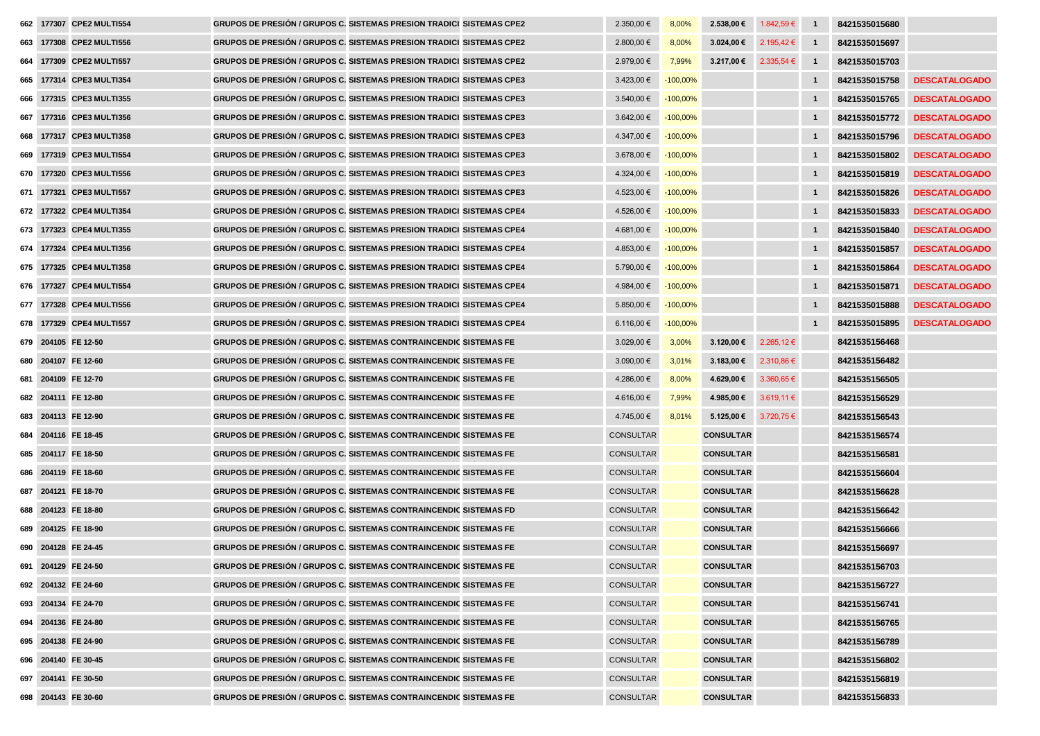| | | | | | | | | | | | | | |
|---|---|---|---|---|---|---|---|---|---|---|---|---|---|
| 662 | 177307 | CPE2 MULTI554 | GRUPOS DE PRESIÓN / GRUPOS C. | SISTEMAS PRESION TRADICI | SISTEMAS CPE2 | 2.350,00 € | 8,00% | 2.538,00 € | 1.842,59 € | 1 | 8421535015680 | |
| 663 | 177308 | CPE2 MULTI556 | GRUPOS DE PRESIÓN / GRUPOS C. | SISTEMAS PRESION TRADICI | SISTEMAS CPE2 | 2.800,00 € | 8,00% | 3.024,00 € | 2.195,42 € | 1 | 8421535015697 | |
| 664 | 177309 | CPE2 MULTI557 | GRUPOS DE PRESIÓN / GRUPOS C. | SISTEMAS PRESION TRADICI | SISTEMAS CPE2 | 2.979,00 € | 7,99% | 3.217,00 € | 2.335,54 € | 1 | 8421535015703 | |
| 665 | 177314 | CPE3 MULTI354 | GRUPOS DE PRESIÓN / GRUPOS C. | SISTEMAS PRESION TRADICI | SISTEMAS CPE3 | 3.423,00 € | -100,00% | | | 1 | 8421535015758 | DESCATALOGADO |
| 666 | 177315 | CPE3 MULTI355 | GRUPOS DE PRESIÓN / GRUPOS C. | SISTEMAS PRESION TRADICI | SISTEMAS CPE3 | 3.540,00 € | -100,00% | | | 1 | 8421535015765 | DESCATALOGADO |
| 667 | 177316 | CPE3 MULTI356 | GRUPOS DE PRESIÓN / GRUPOS C. | SISTEMAS PRESION TRADICI | SISTEMAS CPE3 | 3.642,00 € | -100,00% | | | 1 | 8421535015772 | DESCATALOGADO |
| 668 | 177317 | CPE3 MULTI358 | GRUPOS DE PRESIÓN / GRUPOS C. | SISTEMAS PRESION TRADICI | SISTEMAS CPE3 | 4.347,00 € | -100,00% | | | 1 | 8421535015796 | DESCATALOGADO |
| 669 | 177319 | CPE3 MULTI554 | GRUPOS DE PRESIÓN / GRUPOS C. | SISTEMAS PRESION TRADICI | SISTEMAS CPE3 | 3.678,00 € | -100,00% | | | 1 | 8421535015802 | DESCATALOGADO |
| 670 | 177320 | CPE3 MULTI556 | GRUPOS DE PRESIÓN / GRUPOS C. | SISTEMAS PRESION TRADICI | SISTEMAS CPE3 | 4.324,00 € | -100,00% | | | 1 | 8421535015819 | DESCATALOGADO |
| 671 | 177321 | CPE3 MULTI557 | GRUPOS DE PRESIÓN / GRUPOS C. | SISTEMAS PRESION TRADICI | SISTEMAS CPE3 | 4.523,00 € | -100,00% | | | 1 | 8421535015826 | DESCATALOGADO |
| 672 | 177322 | CPE4 MULTI354 | GRUPOS DE PRESIÓN / GRUPOS C. | SISTEMAS PRESION TRADICI | SISTEMAS CPE4 | 4.526,00 € | -100,00% | | | 1 | 8421535015833 | DESCATALOGADO |
| 673 | 177323 | CPE4 MULTI355 | GRUPOS DE PRESIÓN / GRUPOS C. | SISTEMAS PRESION TRADICI | SISTEMAS CPE4 | 4.681,00 € | -100,00% | | | 1 | 8421535015840 | DESCATALOGADO |
| 674 | 177324 | CPE4 MULTI356 | GRUPOS DE PRESIÓN / GRUPOS C. | SISTEMAS PRESION TRADICI | SISTEMAS CPE4 | 4.853,00 € | -100,00% | | | 1 | 8421535015857 | DESCATALOGADO |
| 675 | 177325 | CPE4 MULTI358 | GRUPOS DE PRESIÓN / GRUPOS C. | SISTEMAS PRESION TRADICI | SISTEMAS CPE4 | 5.790,00 € | -100,00% | | | 1 | 8421535015864 | DESCATALOGADO |
| 676 | 177327 | CPE4 MULTI554 | GRUPOS DE PRESIÓN / GRUPOS C. | SISTEMAS PRESION TRADICI | SISTEMAS CPE4 | 4.984,00 € | -100,00% | | | 1 | 8421535015871 | DESCATALOGADO |
| 677 | 177328 | CPE4 MULTI556 | GRUPOS DE PRESIÓN / GRUPOS C. | SISTEMAS PRESION TRADICI | SISTEMAS CPE4 | 5.850,00 € | -100,00% | | | 1 | 8421535015888 | DESCATALOGADO |
| 678 | 177329 | CPE4 MULTI557 | GRUPOS DE PRESIÓN / GRUPOS C. | SISTEMAS PRESION TRADICI | SISTEMAS CPE4 | 6.116,00 € | -100,00% | | | 1 | 8421535015895 | DESCATALOGADO |
| 679 | 204105 | FE 12-50 | GRUPOS DE PRESIÓN / GRUPOS C. | SISTEMAS CONTRAINCENDIC | SISTEMAS FE | 3.029,00 € | 3,00% | 3.120,00 € | 2.265,12 € | | 8421535156468 | |
| 680 | 204107 | FE 12-60 | GRUPOS DE PRESIÓN / GRUPOS C. | SISTEMAS CONTRAINCENDIC | SISTEMAS FE | 3.090,00 € | 3,01% | 3.183,00 € | 2.310,86 € | | 8421535156482 | |
| 681 | 204109 | FE 12-70 | GRUPOS DE PRESIÓN / GRUPOS C. | SISTEMAS CONTRAINCENDIC | SISTEMAS FE | 4.286,00 € | 8,00% | 4.629,00 € | 3.360,65 € | | 8421535156505 | |
| 682 | 204111 | FE 12-80 | GRUPOS DE PRESIÓN / GRUPOS C. | SISTEMAS CONTRAINCENDIC | SISTEMAS FE | 4.616,00 € | 7,99% | 4.985,00 € | 3.619,11 € | | 8421535156529 | |
| 683 | 204113 | FE 12-90 | GRUPOS DE PRESIÓN / GRUPOS C. | SISTEMAS CONTRAINCENDIC | SISTEMAS FE | 4.745,00 € | 8,01% | 5.125,00 € | 3.720,75 € | | 8421535156543 | |
| 684 | 204116 | FE 18-45 | GRUPOS DE PRESIÓN / GRUPOS C. | SISTEMAS CONTRAINCENDIC | SISTEMAS FE | CONSULTAR | | CONSULTAR | | | 8421535156574 | |
| 685 | 204117 | FE 18-50 | GRUPOS DE PRESIÓN / GRUPOS C. | SISTEMAS CONTRAINCENDIC | SISTEMAS FE | CONSULTAR | | CONSULTAR | | | 8421535156581 | |
| 686 | 204119 | FE 18-60 | GRUPOS DE PRESIÓN / GRUPOS C. | SISTEMAS CONTRAINCENDIC | SISTEMAS FE | CONSULTAR | | CONSULTAR | | | 8421535156604 | |
| 687 | 204121 | FE 18-70 | GRUPOS DE PRESIÓN / GRUPOS C. | SISTEMAS CONTRAINCENDIC | SISTEMAS FE | CONSULTAR | | CONSULTAR | | | 8421535156628 | |
| 688 | 204123 | FE 18-80 | GRUPOS DE PRESIÓN / GRUPOS C. | SISTEMAS CONTRAINCENDIC | SISTEMAS FD | CONSULTAR | | CONSULTAR | | | 8421535156642 | |
| 689 | 204125 | FE 18-90 | GRUPOS DE PRESIÓN / GRUPOS C. | SISTEMAS CONTRAINCENDIC | SISTEMAS FE | CONSULTAR | | CONSULTAR | | | 8421535156666 | |
| 690 | 204128 | FE 24-45 | GRUPOS DE PRESIÓN / GRUPOS C. | SISTEMAS CONTRAINCENDIC | SISTEMAS FE | CONSULTAR | | CONSULTAR | | | 8421535156697 | |
| 691 | 204129 | FE 24-50 | GRUPOS DE PRESIÓN / GRUPOS C. | SISTEMAS CONTRAINCENDIC | SISTEMAS FE | CONSULTAR | | CONSULTAR | | | 8421535156703 | |
| 692 | 204132 | FE 24-60 | GRUPOS DE PRESIÓN / GRUPOS C. | SISTEMAS CONTRAINCENDIC | SISTEMAS FE | CONSULTAR | | CONSULTAR | | | 8421535156727 | |
| 693 | 204134 | FE 24-70 | GRUPOS DE PRESIÓN / GRUPOS C. | SISTEMAS CONTRAINCENDIC | SISTEMAS FE | CONSULTAR | | CONSULTAR | | | 8421535156741 | |
| 694 | 204136 | FE 24-80 | GRUPOS DE PRESIÓN / GRUPOS C. | SISTEMAS CONTRAINCENDIC | SISTEMAS FE | CONSULTAR | | CONSULTAR | | | 8421535156765 | |
| 695 | 204138 | FE 24-90 | GRUPOS DE PRESIÓN / GRUPOS C. | SISTEMAS CONTRAINCENDIC | SISTEMAS FE | CONSULTAR | | CONSULTAR | | | 8421535156789 | |
| 696 | 204140 | FE 30-45 | GRUPOS DE PRESIÓN / GRUPOS C. | SISTEMAS CONTRAINCENDIC | SISTEMAS FE | CONSULTAR | | CONSULTAR | | | 8421535156802 | |
| 697 | 204141 | FE 30-50 | GRUPOS DE PRESIÓN / GRUPOS C. | SISTEMAS CONTRAINCENDIC | SISTEMAS FE | CONSULTAR | | CONSULTAR | | | 8421535156819 | |
| 698 | 204143 | FE 30-60 | GRUPOS DE PRESIÓN / GRUPOS C. | SISTEMAS CONTRAINCENDIC | SISTEMAS FE | CONSULTAR | | CONSULTAR | | | 8421535156833 | |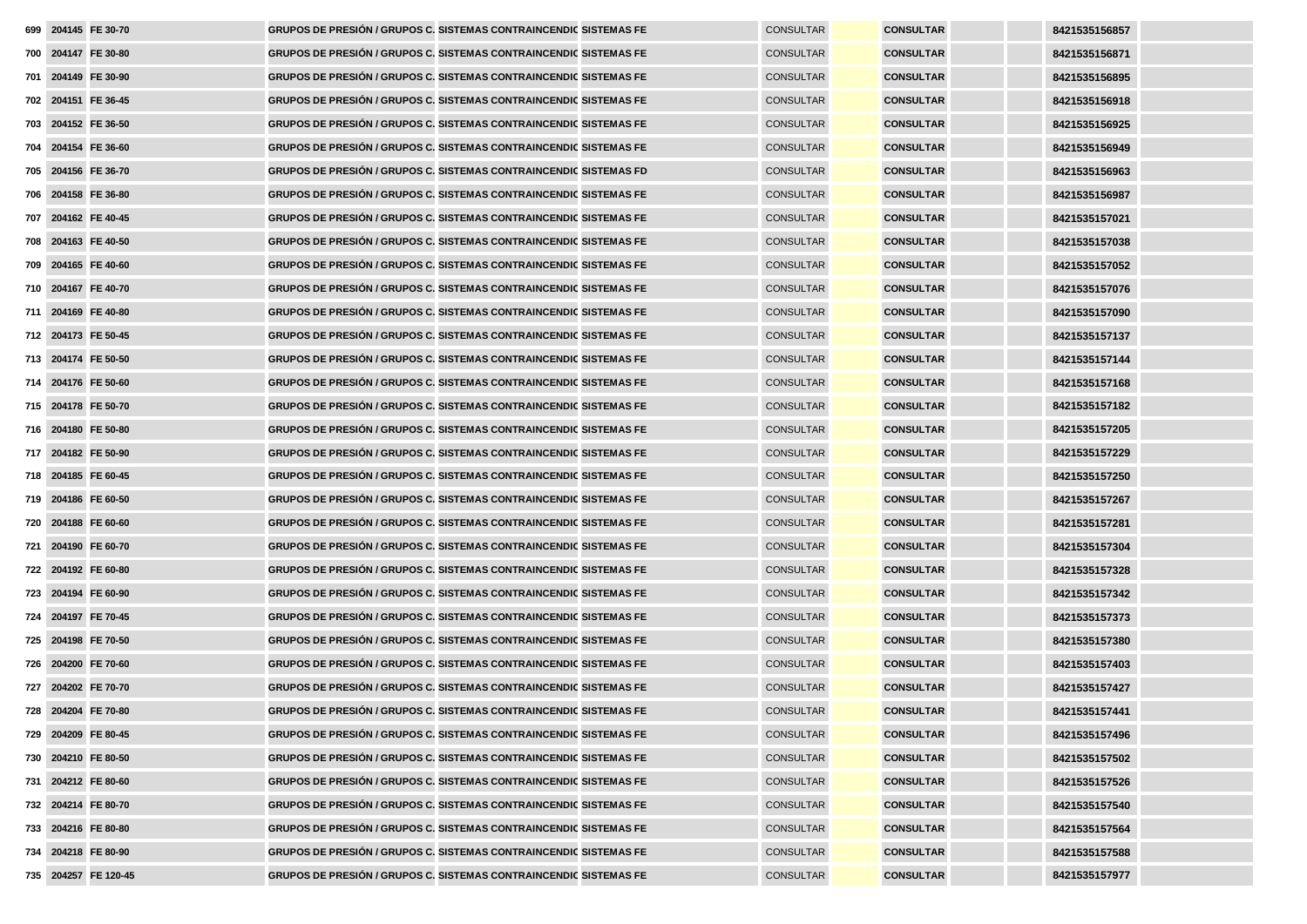| | | | | | | | | | | | |
|---|---|---|---|---|---|---|---|---|---|---|---|
| 699 | 204145 | FE 30-70 | GRUPOS DE PRESIÓN / GRUPOS C. | SISTEMAS CONTRAINCENDIO | SISTEMAS FE | CONSULTAR | | CONSULTAR | | | 8421535156857 |
| 700 | 204147 | FE 30-80 | GRUPOS DE PRESIÓN / GRUPOS C. | SISTEMAS CONTRAINCENDIO | SISTEMAS FE | CONSULTAR | | CONSULTAR | | | 8421535156871 |
| 701 | 204149 | FE 30-90 | GRUPOS DE PRESIÓN / GRUPOS C. | SISTEMAS CONTRAINCENDIO | SISTEMAS FE | CONSULTAR | | CONSULTAR | | | 8421535156895 |
| 702 | 204151 | FE 36-45 | GRUPOS DE PRESIÓN / GRUPOS C. | SISTEMAS CONTRAINCENDIO | SISTEMAS FE | CONSULTAR | | CONSULTAR | | | 8421535156918 |
| 703 | 204152 | FE 36-50 | GRUPOS DE PRESIÓN / GRUPOS C. | SISTEMAS CONTRAINCENDIO | SISTEMAS FE | CONSULTAR | | CONSULTAR | | | 8421535156925 |
| 704 | 204154 | FE 36-60 | GRUPOS DE PRESIÓN / GRUPOS C. | SISTEMAS CONTRAINCENDIO | SISTEMAS FE | CONSULTAR | | CONSULTAR | | | 8421535156949 |
| 705 | 204156 | FE 36-70 | GRUPOS DE PRESIÓN / GRUPOS C. | SISTEMAS CONTRAINCENDIO | SISTEMAS FD | CONSULTAR | | CONSULTAR | | | 8421535156963 |
| 706 | 204158 | FE 36-80 | GRUPOS DE PRESIÓN / GRUPOS C. | SISTEMAS CONTRAINCENDIO | SISTEMAS FE | CONSULTAR | | CONSULTAR | | | 8421535156987 |
| 707 | 204162 | FE 40-45 | GRUPOS DE PRESIÓN / GRUPOS C. | SISTEMAS CONTRAINCENDIO | SISTEMAS FE | CONSULTAR | | CONSULTAR | | | 8421535157021 |
| 708 | 204163 | FE 40-50 | GRUPOS DE PRESIÓN / GRUPOS C. | SISTEMAS CONTRAINCENDIO | SISTEMAS FE | CONSULTAR | | CONSULTAR | | | 8421535157038 |
| 709 | 204165 | FE 40-60 | GRUPOS DE PRESIÓN / GRUPOS C. | SISTEMAS CONTRAINCENDIO | SISTEMAS FE | CONSULTAR | | CONSULTAR | | | 8421535157052 |
| 710 | 204167 | FE 40-70 | GRUPOS DE PRESIÓN / GRUPOS C. | SISTEMAS CONTRAINCENDIO | SISTEMAS FE | CONSULTAR | | CONSULTAR | | | 8421535157076 |
| 711 | 204169 | FE 40-80 | GRUPOS DE PRESIÓN / GRUPOS C. | SISTEMAS CONTRAINCENDIO | SISTEMAS FE | CONSULTAR | | CONSULTAR | | | 8421535157090 |
| 712 | 204173 | FE 50-45 | GRUPOS DE PRESIÓN / GRUPOS C. | SISTEMAS CONTRAINCENDIO | SISTEMAS FE | CONSULTAR | | CONSULTAR | | | 8421535157137 |
| 713 | 204174 | FE 50-50 | GRUPOS DE PRESIÓN / GRUPOS C. | SISTEMAS CONTRAINCENDIO | SISTEMAS FE | CONSULTAR | | CONSULTAR | | | 8421535157144 |
| 714 | 204176 | FE 50-60 | GRUPOS DE PRESIÓN / GRUPOS C. | SISTEMAS CONTRAINCENDIO | SISTEMAS FE | CONSULTAR | | CONSULTAR | | | 8421535157168 |
| 715 | 204178 | FE 50-70 | GRUPOS DE PRESIÓN / GRUPOS C. | SISTEMAS CONTRAINCENDIO | SISTEMAS FE | CONSULTAR | | CONSULTAR | | | 8421535157182 |
| 716 | 204180 | FE 50-80 | GRUPOS DE PRESIÓN / GRUPOS C. | SISTEMAS CONTRAINCENDIO | SISTEMAS FE | CONSULTAR | | CONSULTAR | | | 8421535157205 |
| 717 | 204182 | FE 50-90 | GRUPOS DE PRESIÓN / GRUPOS C. | SISTEMAS CONTRAINCENDIO | SISTEMAS FE | CONSULTAR | | CONSULTAR | | | 8421535157229 |
| 718 | 204185 | FE 60-45 | GRUPOS DE PRESIÓN / GRUPOS C. | SISTEMAS CONTRAINCENDIO | SISTEMAS FE | CONSULTAR | | CONSULTAR | | | 8421535157250 |
| 719 | 204186 | FE 60-50 | GRUPOS DE PRESIÓN / GRUPOS C. | SISTEMAS CONTRAINCENDIO | SISTEMAS FE | CONSULTAR | | CONSULTAR | | | 8421535157267 |
| 720 | 204188 | FE 60-60 | GRUPOS DE PRESIÓN / GRUPOS C. | SISTEMAS CONTRAINCENDIO | SISTEMAS FE | CONSULTAR | | CONSULTAR | | | 8421535157281 |
| 721 | 204190 | FE 60-70 | GRUPOS DE PRESIÓN / GRUPOS C. | SISTEMAS CONTRAINCENDIO | SISTEMAS FE | CONSULTAR | | CONSULTAR | | | 8421535157304 |
| 722 | 204192 | FE 60-80 | GRUPOS DE PRESIÓN / GRUPOS C. | SISTEMAS CONTRAINCENDIO | SISTEMAS FE | CONSULTAR | | CONSULTAR | | | 8421535157328 |
| 723 | 204194 | FE 60-90 | GRUPOS DE PRESIÓN / GRUPOS C. | SISTEMAS CONTRAINCENDIO | SISTEMAS FE | CONSULTAR | | CONSULTAR | | | 8421535157342 |
| 724 | 204197 | FE 70-45 | GRUPOS DE PRESIÓN / GRUPOS C. | SISTEMAS CONTRAINCENDIO | SISTEMAS FE | CONSULTAR | | CONSULTAR | | | 8421535157373 |
| 725 | 204198 | FE 70-50 | GRUPOS DE PRESIÓN / GRUPOS C. | SISTEMAS CONTRAINCENDIO | SISTEMAS FE | CONSULTAR | | CONSULTAR | | | 8421535157380 |
| 726 | 204200 | FE 70-60 | GRUPOS DE PRESIÓN / GRUPOS C. | SISTEMAS CONTRAINCENDIO | SISTEMAS FE | CONSULTAR | | CONSULTAR | | | 8421535157403 |
| 727 | 204202 | FE 70-70 | GRUPOS DE PRESIÓN / GRUPOS C. | SISTEMAS CONTRAINCENDIO | SISTEMAS FE | CONSULTAR | | CONSULTAR | | | 8421535157427 |
| 728 | 204204 | FE 70-80 | GRUPOS DE PRESIÓN / GRUPOS C. | SISTEMAS CONTRAINCENDIO | SISTEMAS FE | CONSULTAR | | CONSULTAR | | | 8421535157441 |
| 729 | 204209 | FE 80-45 | GRUPOS DE PRESIÓN / GRUPOS C. | SISTEMAS CONTRAINCENDIO | SISTEMAS FE | CONSULTAR | | CONSULTAR | | | 8421535157496 |
| 730 | 204210 | FE 80-50 | GRUPOS DE PRESIÓN / GRUPOS C. | SISTEMAS CONTRAINCENDIO | SISTEMAS FE | CONSULTAR | | CONSULTAR | | | 8421535157502 |
| 731 | 204212 | FE 80-60 | GRUPOS DE PRESIÓN / GRUPOS C. | SISTEMAS CONTRAINCENDIO | SISTEMAS FE | CONSULTAR | | CONSULTAR | | | 8421535157526 |
| 732 | 204214 | FE 80-70 | GRUPOS DE PRESIÓN / GRUPOS C. | SISTEMAS CONTRAINCENDIO | SISTEMAS FE | CONSULTAR | | CONSULTAR | | | 8421535157540 |
| 733 | 204216 | FE 80-80 | GRUPOS DE PRESIÓN / GRUPOS C. | SISTEMAS CONTRAINCENDIO | SISTEMAS FE | CONSULTAR | | CONSULTAR | | | 8421535157564 |
| 734 | 204218 | FE 80-90 | GRUPOS DE PRESIÓN / GRUPOS C. | SISTEMAS CONTRAINCENDIO | SISTEMAS FE | CONSULTAR | | CONSULTAR | | | 8421535157588 |
| 735 | 204257 | FE 120-45 | GRUPOS DE PRESIÓN / GRUPOS C. | SISTEMAS CONTRAINCENDIO | SISTEMAS FE | CONSULTAR | | CONSULTAR | | | 8421535157977 |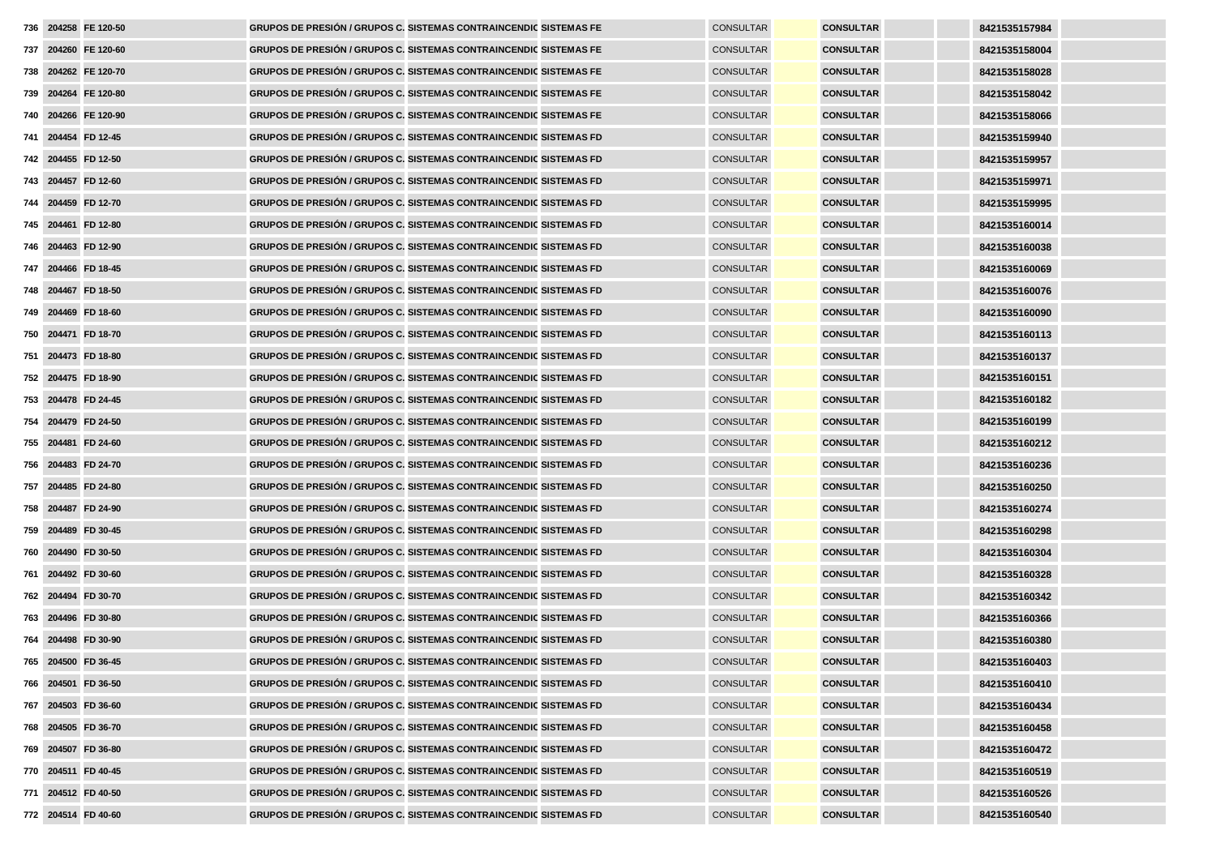| | | | | | | | | | | | |
|---|---|---|---|---|---|---|---|---|---|---|---|
| 736 | 204258 | FE 120-50 | GRUPOS DE PRESIÓN / GRUPOS C. | SISTEMAS CONTRAINCENDIO | SISTEMAS FE | CONSULTAR | | CONSULTAR | | | 8421535157984 |
| 737 | 204260 | FE 120-60 | GRUPOS DE PRESIÓN / GRUPOS C. | SISTEMAS CONTRAINCENDIO | SISTEMAS FE | CONSULTAR | | CONSULTAR | | | 8421535158004 |
| 738 | 204262 | FE 120-70 | GRUPOS DE PRESIÓN / GRUPOS C. | SISTEMAS CONTRAINCENDIO | SISTEMAS FE | CONSULTAR | | CONSULTAR | | | 8421535158028 |
| 739 | 204264 | FE 120-80 | GRUPOS DE PRESIÓN / GRUPOS C. | SISTEMAS CONTRAINCENDIO | SISTEMAS FE | CONSULTAR | | CONSULTAR | | | 8421535158042 |
| 740 | 204266 | FE 120-90 | GRUPOS DE PRESIÓN / GRUPOS C. | SISTEMAS CONTRAINCENDIO | SISTEMAS FE | CONSULTAR | | CONSULTAR | | | 8421535158066 |
| 741 | 204454 | FD 12-45 | GRUPOS DE PRESIÓN / GRUPOS C. | SISTEMAS CONTRAINCENDIO | SISTEMAS FD | CONSULTAR | | CONSULTAR | | | 8421535159940 |
| 742 | 204455 | FD 12-50 | GRUPOS DE PRESIÓN / GRUPOS C. | SISTEMAS CONTRAINCENDIO | SISTEMAS FD | CONSULTAR | | CONSULTAR | | | 8421535159957 |
| 743 | 204457 | FD 12-60 | GRUPOS DE PRESIÓN / GRUPOS C. | SISTEMAS CONTRAINCENDIO | SISTEMAS FD | CONSULTAR | | CONSULTAR | | | 8421535159971 |
| 744 | 204459 | FD 12-70 | GRUPOS DE PRESIÓN / GRUPOS C. | SISTEMAS CONTRAINCENDIO | SISTEMAS FD | CONSULTAR | | CONSULTAR | | | 8421535159995 |
| 745 | 204461 | FD 12-80 | GRUPOS DE PRESIÓN / GRUPOS C. | SISTEMAS CONTRAINCENDIO | SISTEMAS FD | CONSULTAR | | CONSULTAR | | | 8421535160014 |
| 746 | 204463 | FD 12-90 | GRUPOS DE PRESIÓN / GRUPOS C. | SISTEMAS CONTRAINCENDIO | SISTEMAS FD | CONSULTAR | | CONSULTAR | | | 8421535160038 |
| 747 | 204466 | FD 18-45 | GRUPOS DE PRESIÓN / GRUPOS C. | SISTEMAS CONTRAINCENDIO | SISTEMAS FD | CONSULTAR | | CONSULTAR | | | 8421535160069 |
| 748 | 204467 | FD 18-50 | GRUPOS DE PRESIÓN / GRUPOS C. | SISTEMAS CONTRAINCENDIO | SISTEMAS FD | CONSULTAR | | CONSULTAR | | | 8421535160076 |
| 749 | 204469 | FD 18-60 | GRUPOS DE PRESIÓN / GRUPOS C. | SISTEMAS CONTRAINCENDIO | SISTEMAS FD | CONSULTAR | | CONSULTAR | | | 8421535160090 |
| 750 | 204471 | FD 18-70 | GRUPOS DE PRESIÓN / GRUPOS C. | SISTEMAS CONTRAINCENDIO | SISTEMAS FD | CONSULTAR | | CONSULTAR | | | 8421535160113 |
| 751 | 204473 | FD 18-80 | GRUPOS DE PRESIÓN / GRUPOS C. | SISTEMAS CONTRAINCENDIO | SISTEMAS FD | CONSULTAR | | CONSULTAR | | | 8421535160137 |
| 752 | 204475 | FD 18-90 | GRUPOS DE PRESIÓN / GRUPOS C. | SISTEMAS CONTRAINCENDIO | SISTEMAS FD | CONSULTAR | | CONSULTAR | | | 8421535160151 |
| 753 | 204478 | FD 24-45 | GRUPOS DE PRESIÓN / GRUPOS C. | SISTEMAS CONTRAINCENDIO | SISTEMAS FD | CONSULTAR | | CONSULTAR | | | 8421535160182 |
| 754 | 204479 | FD 24-50 | GRUPOS DE PRESIÓN / GRUPOS C. | SISTEMAS CONTRAINCENDIO | SISTEMAS FD | CONSULTAR | | CONSULTAR | | | 8421535160199 |
| 755 | 204481 | FD 24-60 | GRUPOS DE PRESIÓN / GRUPOS C. | SISTEMAS CONTRAINCENDIO | SISTEMAS FD | CONSULTAR | | CONSULTAR | | | 8421535160212 |
| 756 | 204483 | FD 24-70 | GRUPOS DE PRESIÓN / GRUPOS C. | SISTEMAS CONTRAINCENDIO | SISTEMAS FD | CONSULTAR | | CONSULTAR | | | 8421535160236 |
| 757 | 204485 | FD 24-80 | GRUPOS DE PRESIÓN / GRUPOS C. | SISTEMAS CONTRAINCENDIO | SISTEMAS FD | CONSULTAR | | CONSULTAR | | | 8421535160250 |
| 758 | 204487 | FD 24-90 | GRUPOS DE PRESIÓN / GRUPOS C. | SISTEMAS CONTRAINCENDIO | SISTEMAS FD | CONSULTAR | | CONSULTAR | | | 8421535160274 |
| 759 | 204489 | FD 30-45 | GRUPOS DE PRESIÓN / GRUPOS C. | SISTEMAS CONTRAINCENDIO | SISTEMAS FD | CONSULTAR | | CONSULTAR | | | 8421535160298 |
| 760 | 204490 | FD 30-50 | GRUPOS DE PRESIÓN / GRUPOS C. | SISTEMAS CONTRAINCENDIO | SISTEMAS FD | CONSULTAR | | CONSULTAR | | | 8421535160304 |
| 761 | 204492 | FD 30-60 | GRUPOS DE PRESIÓN / GRUPOS C. | SISTEMAS CONTRAINCENDIO | SISTEMAS FD | CONSULTAR | | CONSULTAR | | | 8421535160328 |
| 762 | 204494 | FD 30-70 | GRUPOS DE PRESIÓN / GRUPOS C. | SISTEMAS CONTRAINCENDIO | SISTEMAS FD | CONSULTAR | | CONSULTAR | | | 8421535160342 |
| 763 | 204496 | FD 30-80 | GRUPOS DE PRESIÓN / GRUPOS C. | SISTEMAS CONTRAINCENDIO | SISTEMAS FD | CONSULTAR | | CONSULTAR | | | 8421535160366 |
| 764 | 204498 | FD 30-90 | GRUPOS DE PRESIÓN / GRUPOS C. | SISTEMAS CONTRAINCENDIO | SISTEMAS FD | CONSULTAR | | CONSULTAR | | | 8421535160380 |
| 765 | 204500 | FD 36-45 | GRUPOS DE PRESIÓN / GRUPOS C. | SISTEMAS CONTRAINCENDIO | SISTEMAS FD | CONSULTAR | | CONSULTAR | | | 8421535160403 |
| 766 | 204501 | FD 36-50 | GRUPOS DE PRESIÓN / GRUPOS C. | SISTEMAS CONTRAINCENDIO | SISTEMAS FD | CONSULTAR | | CONSULTAR | | | 8421535160410 |
| 767 | 204503 | FD 36-60 | GRUPOS DE PRESIÓN / GRUPOS C. | SISTEMAS CONTRAINCENDIO | SISTEMAS FD | CONSULTAR | | CONSULTAR | | | 8421535160434 |
| 768 | 204505 | FD 36-70 | GRUPOS DE PRESIÓN / GRUPOS C. | SISTEMAS CONTRAINCENDIO | SISTEMAS FD | CONSULTAR | | CONSULTAR | | | 8421535160458 |
| 769 | 204507 | FD 36-80 | GRUPOS DE PRESIÓN / GRUPOS C. | SISTEMAS CONTRAINCENDIO | SISTEMAS FD | CONSULTAR | | CONSULTAR | | | 8421535160472 |
| 770 | 204511 | FD 40-45 | GRUPOS DE PRESIÓN / GRUPOS C. | SISTEMAS CONTRAINCENDIO | SISTEMAS FD | CONSULTAR | | CONSULTAR | | | 8421535160519 |
| 771 | 204512 | FD 40-50 | GRUPOS DE PRESIÓN / GRUPOS C. | SISTEMAS CONTRAINCENDIO | SISTEMAS FD | CONSULTAR | | CONSULTAR | | | 8421535160526 |
| 772 | 204514 | FD 40-60 | GRUPOS DE PRESIÓN / GRUPOS C. | SISTEMAS CONTRAINCENDIO | SISTEMAS FD | CONSULTAR | | CONSULTAR | | | 8421535160540 |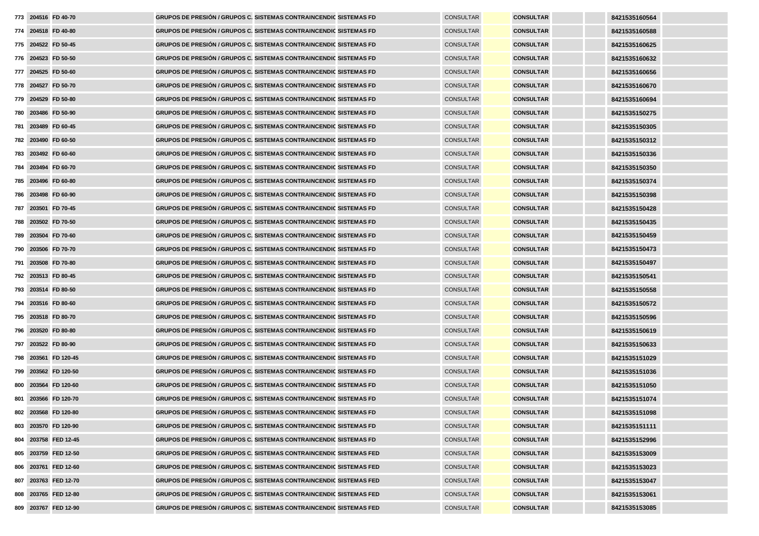| | | | | | | | | | | | | |
|---|---|---|---|---|---|---|---|---|---|---|---|---|
| 773 | 204516 | FD 40-70 | GRUPOS DE PRESIÓN / GRUPOS C. | SISTEMAS CONTRAINCENDIC | SISTEMAS FD | CONSULTAR | | CONSULTAR | | | 8421535160564 | |
| 774 | 204518 | FD 40-80 | GRUPOS DE PRESIÓN / GRUPOS C. | SISTEMAS CONTRAINCENDIC | SISTEMAS FD | CONSULTAR | | CONSULTAR | | | 8421535160588 | |
| 775 | 204522 | FD 50-45 | GRUPOS DE PRESIÓN / GRUPOS C. | SISTEMAS CONTRAINCENDIC | SISTEMAS FD | CONSULTAR | | CONSULTAR | | | 8421535160625 | |
| 776 | 204523 | FD 50-50 | GRUPOS DE PRESIÓN / GRUPOS C. | SISTEMAS CONTRAINCENDIC | SISTEMAS FD | CONSULTAR | | CONSULTAR | | | 8421535160632 | |
| 777 | 204525 | FD 50-60 | GRUPOS DE PRESIÓN / GRUPOS C. | SISTEMAS CONTRAINCENDIC | SISTEMAS FD | CONSULTAR | | CONSULTAR | | | 8421535160656 | |
| 778 | 204527 | FD 50-70 | GRUPOS DE PRESIÓN / GRUPOS C. | SISTEMAS CONTRAINCENDIC | SISTEMAS FD | CONSULTAR | | CONSULTAR | | | 8421535160670 | |
| 779 | 204529 | FD 50-80 | GRUPOS DE PRESIÓN / GRUPOS C. | SISTEMAS CONTRAINCENDIC | SISTEMAS FD | CONSULTAR | | CONSULTAR | | | 8421535160694 | |
| 780 | 203486 | FD 50-90 | GRUPOS DE PRESIÓN / GRUPOS C. | SISTEMAS CONTRAINCENDIC | SISTEMAS FD | CONSULTAR | | CONSULTAR | | | 8421535150275 | |
| 781 | 203489 | FD 60-45 | GRUPOS DE PRESIÓN / GRUPOS C. | SISTEMAS CONTRAINCENDIC | SISTEMAS FD | CONSULTAR | | CONSULTAR | | | 8421535150305 | |
| 782 | 203490 | FD 60-50 | GRUPOS DE PRESIÓN / GRUPOS C. | SISTEMAS CONTRAINCENDIC | SISTEMAS FD | CONSULTAR | | CONSULTAR | | | 8421535150312 | |
| 783 | 203492 | FD 60-60 | GRUPOS DE PRESIÓN / GRUPOS C. | SISTEMAS CONTRAINCENDIC | SISTEMAS FD | CONSULTAR | | CONSULTAR | | | 8421535150336 | |
| 784 | 203494 | FD 60-70 | GRUPOS DE PRESIÓN / GRUPOS C. | SISTEMAS CONTRAINCENDIC | SISTEMAS FD | CONSULTAR | | CONSULTAR | | | 8421535150350 | |
| 785 | 203496 | FD 60-80 | GRUPOS DE PRESIÓN / GRUPOS C. | SISTEMAS CONTRAINCENDIC | SISTEMAS FD | CONSULTAR | | CONSULTAR | | | 8421535150374 | |
| 786 | 203498 | FD 60-90 | GRUPOS DE PRESIÓN / GRUPOS C. | SISTEMAS CONTRAINCENDIC | SISTEMAS FD | CONSULTAR | | CONSULTAR | | | 8421535150398 | |
| 787 | 203501 | FD 70-45 | GRUPOS DE PRESIÓN / GRUPOS C. | SISTEMAS CONTRAINCENDIC | SISTEMAS FD | CONSULTAR | | CONSULTAR | | | 8421535150428 | |
| 788 | 203502 | FD 70-50 | GRUPOS DE PRESIÓN / GRUPOS C. | SISTEMAS CONTRAINCENDIC | SISTEMAS FD | CONSULTAR | | CONSULTAR | | | 8421535150435 | |
| 789 | 203504 | FD 70-60 | GRUPOS DE PRESIÓN / GRUPOS C. | SISTEMAS CONTRAINCENDIC | SISTEMAS FD | CONSULTAR | | CONSULTAR | | | 8421535150459 | |
| 790 | 203506 | FD 70-70 | GRUPOS DE PRESIÓN / GRUPOS C. | SISTEMAS CONTRAINCENDIC | SISTEMAS FD | CONSULTAR | | CONSULTAR | | | 8421535150473 | |
| 791 | 203508 | FD 70-80 | GRUPOS DE PRESIÓN / GRUPOS C. | SISTEMAS CONTRAINCENDIC | SISTEMAS FD | CONSULTAR | | CONSULTAR | | | 8421535150497 | |
| 792 | 203513 | FD 80-45 | GRUPOS DE PRESIÓN / GRUPOS C. | SISTEMAS CONTRAINCENDIC | SISTEMAS FD | CONSULTAR | | CONSULTAR | | | 8421535150541 | |
| 793 | 203514 | FD 80-50 | GRUPOS DE PRESIÓN / GRUPOS C. | SISTEMAS CONTRAINCENDIC | SISTEMAS FD | CONSULTAR | | CONSULTAR | | | 8421535150558 | |
| 794 | 203516 | FD 80-60 | GRUPOS DE PRESIÓN / GRUPOS C. | SISTEMAS CONTRAINCENDIC | SISTEMAS FD | CONSULTAR | | CONSULTAR | | | 8421535150572 | |
| 795 | 203518 | FD 80-70 | GRUPOS DE PRESIÓN / GRUPOS C. | SISTEMAS CONTRAINCENDIC | SISTEMAS FD | CONSULTAR | | CONSULTAR | | | 8421535150596 | |
| 796 | 203520 | FD 80-80 | GRUPOS DE PRESIÓN / GRUPOS C. | SISTEMAS CONTRAINCENDIC | SISTEMAS FD | CONSULTAR | | CONSULTAR | | | 8421535150619 | |
| 797 | 203522 | FD 80-90 | GRUPOS DE PRESIÓN / GRUPOS C. | SISTEMAS CONTRAINCENDIC | SISTEMAS FD | CONSULTAR | | CONSULTAR | | | 8421535150633 | |
| 798 | 203561 | FD 120-45 | GRUPOS DE PRESIÓN / GRUPOS C. | SISTEMAS CONTRAINCENDIC | SISTEMAS FD | CONSULTAR | | CONSULTAR | | | 8421535151029 | |
| 799 | 203562 | FD 120-50 | GRUPOS DE PRESIÓN / GRUPOS C. | SISTEMAS CONTRAINCENDIC | SISTEMAS FD | CONSULTAR | | CONSULTAR | | | 8421535151036 | |
| 800 | 203564 | FD 120-60 | GRUPOS DE PRESIÓN / GRUPOS C. | SISTEMAS CONTRAINCENDIC | SISTEMAS FD | CONSULTAR | | CONSULTAR | | | 8421535151050 | |
| 801 | 203566 | FD 120-70 | GRUPOS DE PRESIÓN / GRUPOS C. | SISTEMAS CONTRAINCENDIC | SISTEMAS FD | CONSULTAR | | CONSULTAR | | | 8421535151074 | |
| 802 | 203568 | FD 120-80 | GRUPOS DE PRESIÓN / GRUPOS C. | SISTEMAS CONTRAINCENDIC | SISTEMAS FD | CONSULTAR | | CONSULTAR | | | 8421535151098 | |
| 803 | 203570 | FD 120-90 | GRUPOS DE PRESIÓN / GRUPOS C. | SISTEMAS CONTRAINCENDIC | SISTEMAS FD | CONSULTAR | | CONSULTAR | | | 8421535151111 | |
| 804 | 203758 | FED 12-45 | GRUPOS DE PRESIÓN / GRUPOS C. | SISTEMAS CONTRAINCENDIC | SISTEMAS FD | CONSULTAR | | CONSULTAR | | | 8421535152996 | |
| 805 | 203759 | FED 12-50 | GRUPOS DE PRESIÓN / GRUPOS C. | SISTEMAS CONTRAINCENDIC | SISTEMAS FED | CONSULTAR | | CONSULTAR | | | 8421535153009 | |
| 806 | 203761 | FED 12-60 | GRUPOS DE PRESIÓN / GRUPOS C. | SISTEMAS CONTRAINCENDIC | SISTEMAS FED | CONSULTAR | | CONSULTAR | | | 8421535153023 | |
| 807 | 203763 | FED 12-70 | GRUPOS DE PRESIÓN / GRUPOS C. | SISTEMAS CONTRAINCENDIC | SISTEMAS FED | CONSULTAR | | CONSULTAR | | | 8421535153047 | |
| 808 | 203765 | FED 12-80 | GRUPOS DE PRESIÓN / GRUPOS C. | SISTEMAS CONTRAINCENDIC | SISTEMAS FED | CONSULTAR | | CONSULTAR | | | 8421535153061 | |
| 809 | 203767 | FED 12-90 | GRUPOS DE PRESIÓN / GRUPOS C. | SISTEMAS CONTRAINCENDIC | SISTEMAS FED | CONSULTAR | | CONSULTAR | | | 8421535153085 | |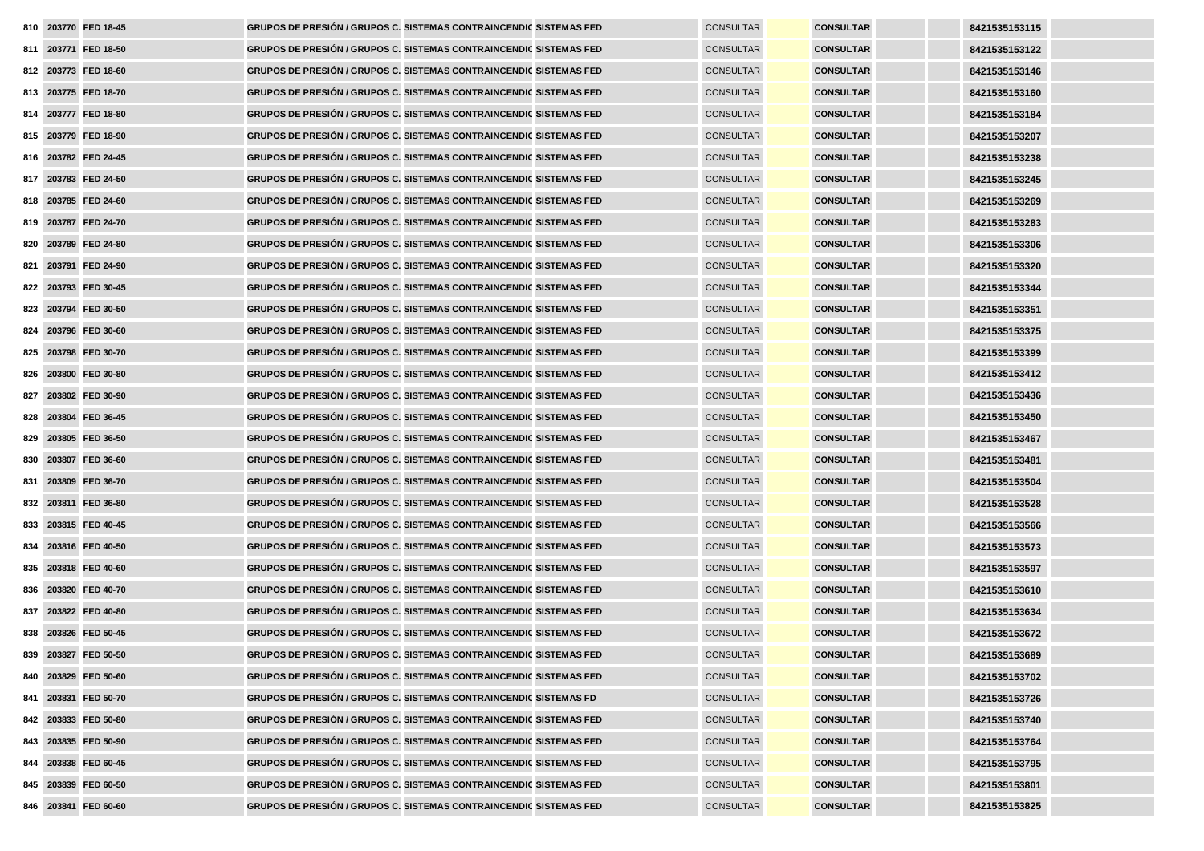| 810 | 203770 | FED 18-45 | GRUPOS DE PRESIÓN / GRUPOS C. | SISTEMAS CONTRAINCENDIO | SISTEMAS FED | CONSULTAR | | CONSULTAR | | | 8421535153115 | |
|---|---|---|---|---|---|---|---|---|---|---|---|---|
| 811 | 203771 | FED 18-50 | GRUPOS DE PRESIÓN / GRUPOS C. | SISTEMAS CONTRAINCENDIO | SISTEMAS FED | CONSULTAR | | CONSULTAR | | | 8421535153122 | |
| 812 | 203773 | FED 18-60 | GRUPOS DE PRESIÓN / GRUPOS C. | SISTEMAS CONTRAINCENDIO | SISTEMAS FED | CONSULTAR | | CONSULTAR | | | 8421535153146 | |
| 813 | 203775 | FED 18-70 | GRUPOS DE PRESIÓN / GRUPOS C. | SISTEMAS CONTRAINCENDIO | SISTEMAS FED | CONSULTAR | | CONSULTAR | | | 8421535153160 | |
| 814 | 203777 | FED 18-80 | GRUPOS DE PRESIÓN / GRUPOS C. | SISTEMAS CONTRAINCENDIO | SISTEMAS FED | CONSULTAR | | CONSULTAR | | | 8421535153184 | |
| 815 | 203779 | FED 18-90 | GRUPOS DE PRESIÓN / GRUPOS C. | SISTEMAS CONTRAINCENDIO | SISTEMAS FED | CONSULTAR | | CONSULTAR | | | 8421535153207 | |
| 816 | 203782 | FED 24-45 | GRUPOS DE PRESIÓN / GRUPOS C. | SISTEMAS CONTRAINCENDIO | SISTEMAS FED | CONSULTAR | | CONSULTAR | | | 8421535153238 | |
| 817 | 203783 | FED 24-50 | GRUPOS DE PRESIÓN / GRUPOS C. | SISTEMAS CONTRAINCENDIO | SISTEMAS FED | CONSULTAR | | CONSULTAR | | | 8421535153245 | |
| 818 | 203785 | FED 24-60 | GRUPOS DE PRESIÓN / GRUPOS C. | SISTEMAS CONTRAINCENDIO | SISTEMAS FED | CONSULTAR | | CONSULTAR | | | 8421535153269 | |
| 819 | 203787 | FED 24-70 | GRUPOS DE PRESIÓN / GRUPOS C. | SISTEMAS CONTRAINCENDIO | SISTEMAS FED | CONSULTAR | | CONSULTAR | | | 8421535153283 | |
| 820 | 203789 | FED 24-80 | GRUPOS DE PRESIÓN / GRUPOS C. | SISTEMAS CONTRAINCENDIO | SISTEMAS FED | CONSULTAR | | CONSULTAR | | | 8421535153306 | |
| 821 | 203791 | FED 24-90 | GRUPOS DE PRESIÓN / GRUPOS C. | SISTEMAS CONTRAINCENDIO | SISTEMAS FED | CONSULTAR | | CONSULTAR | | | 8421535153320 | |
| 822 | 203793 | FED 30-45 | GRUPOS DE PRESIÓN / GRUPOS C. | SISTEMAS CONTRAINCENDIO | SISTEMAS FED | CONSULTAR | | CONSULTAR | | | 8421535153344 | |
| 823 | 203794 | FED 30-50 | GRUPOS DE PRESIÓN / GRUPOS C. | SISTEMAS CONTRAINCENDIO | SISTEMAS FED | CONSULTAR | | CONSULTAR | | | 8421535153351 | |
| 824 | 203796 | FED 30-60 | GRUPOS DE PRESIÓN / GRUPOS C. | SISTEMAS CONTRAINCENDIO | SISTEMAS FED | CONSULTAR | | CONSULTAR | | | 8421535153375 | |
| 825 | 203798 | FED 30-70 | GRUPOS DE PRESIÓN / GRUPOS C. | SISTEMAS CONTRAINCENDIO | SISTEMAS FED | CONSULTAR | | CONSULTAR | | | 8421535153399 | |
| 826 | 203800 | FED 30-80 | GRUPOS DE PRESIÓN / GRUPOS C. | SISTEMAS CONTRAINCENDIO | SISTEMAS FED | CONSULTAR | | CONSULTAR | | | 8421535153412 | |
| 827 | 203802 | FED 30-90 | GRUPOS DE PRESIÓN / GRUPOS C. | SISTEMAS CONTRAINCENDIO | SISTEMAS FED | CONSULTAR | | CONSULTAR | | | 8421535153436 | |
| 828 | 203804 | FED 36-45 | GRUPOS DE PRESIÓN / GRUPOS C. | SISTEMAS CONTRAINCENDIO | SISTEMAS FED | CONSULTAR | | CONSULTAR | | | 8421535153450 | |
| 829 | 203805 | FED 36-50 | GRUPOS DE PRESIÓN / GRUPOS C. | SISTEMAS CONTRAINCENDIO | SISTEMAS FED | CONSULTAR | | CONSULTAR | | | 8421535153467 | |
| 830 | 203807 | FED 36-60 | GRUPOS DE PRESIÓN / GRUPOS C. | SISTEMAS CONTRAINCENDIO | SISTEMAS FED | CONSULTAR | | CONSULTAR | | | 8421535153481 | |
| 831 | 203809 | FED 36-70 | GRUPOS DE PRESIÓN / GRUPOS C. | SISTEMAS CONTRAINCENDIO | SISTEMAS FED | CONSULTAR | | CONSULTAR | | | 8421535153504 | |
| 832 | 203811 | FED 36-80 | GRUPOS DE PRESIÓN / GRUPOS C. | SISTEMAS CONTRAINCENDIO | SISTEMAS FED | CONSULTAR | | CONSULTAR | | | 8421535153528 | |
| 833 | 203815 | FED 40-45 | GRUPOS DE PRESIÓN / GRUPOS C. | SISTEMAS CONTRAINCENDIO | SISTEMAS FED | CONSULTAR | | CONSULTAR | | | 8421535153566 | |
| 834 | 203816 | FED 40-50 | GRUPOS DE PRESIÓN / GRUPOS C. | SISTEMAS CONTRAINCENDIO | SISTEMAS FED | CONSULTAR | | CONSULTAR | | | 8421535153573 | |
| 835 | 203818 | FED 40-60 | GRUPOS DE PRESIÓN / GRUPOS C. | SISTEMAS CONTRAINCENDIO | SISTEMAS FED | CONSULTAR | | CONSULTAR | | | 8421535153597 | |
| 836 | 203820 | FED 40-70 | GRUPOS DE PRESIÓN / GRUPOS C. | SISTEMAS CONTRAINCENDIO | SISTEMAS FED | CONSULTAR | | CONSULTAR | | | 8421535153610 | |
| 837 | 203822 | FED 40-80 | GRUPOS DE PRESIÓN / GRUPOS C. | SISTEMAS CONTRAINCENDIO | SISTEMAS FED | CONSULTAR | | CONSULTAR | | | 8421535153634 | |
| 838 | 203826 | FED 50-45 | GRUPOS DE PRESIÓN / GRUPOS C. | SISTEMAS CONTRAINCENDIO | SISTEMAS FED | CONSULTAR | | CONSULTAR | | | 8421535153672 | |
| 839 | 203827 | FED 50-50 | GRUPOS DE PRESIÓN / GRUPOS C. | SISTEMAS CONTRAINCENDIO | SISTEMAS FED | CONSULTAR | | CONSULTAR | | | 8421535153689 | |
| 840 | 203829 | FED 50-60 | GRUPOS DE PRESIÓN / GRUPOS C. | SISTEMAS CONTRAINCENDIO | SISTEMAS FED | CONSULTAR | | CONSULTAR | | | 8421535153702 | |
| 841 | 203831 | FED 50-70 | GRUPOS DE PRESIÓN / GRUPOS C. | SISTEMAS CONTRAINCENDIO | SISTEMAS FD | CONSULTAR | | CONSULTAR | | | 8421535153726 | |
| 842 | 203833 | FED 50-80 | GRUPOS DE PRESIÓN / GRUPOS C. | SISTEMAS CONTRAINCENDIO | SISTEMAS FED | CONSULTAR | | CONSULTAR | | | 8421535153740 | |
| 843 | 203835 | FED 50-90 | GRUPOS DE PRESIÓN / GRUPOS C. | SISTEMAS CONTRAINCENDIO | SISTEMAS FED | CONSULTAR | | CONSULTAR | | | 8421535153764 | |
| 844 | 203838 | FED 60-45 | GRUPOS DE PRESIÓN / GRUPOS C. | SISTEMAS CONTRAINCENDIO | SISTEMAS FED | CONSULTAR | | CONSULTAR | | | 8421535153795 | |
| 845 | 203839 | FED 60-50 | GRUPOS DE PRESIÓN / GRUPOS C. | SISTEMAS CONTRAINCENDIO | SISTEMAS FED | CONSULTAR | | CONSULTAR | | | 8421535153801 | |
| 846 | 203841 | FED 60-60 | GRUPOS DE PRESIÓN / GRUPOS C. | SISTEMAS CONTRAINCENDIO | SISTEMAS FED | CONSULTAR | | CONSULTAR | | | 8421535153825 | |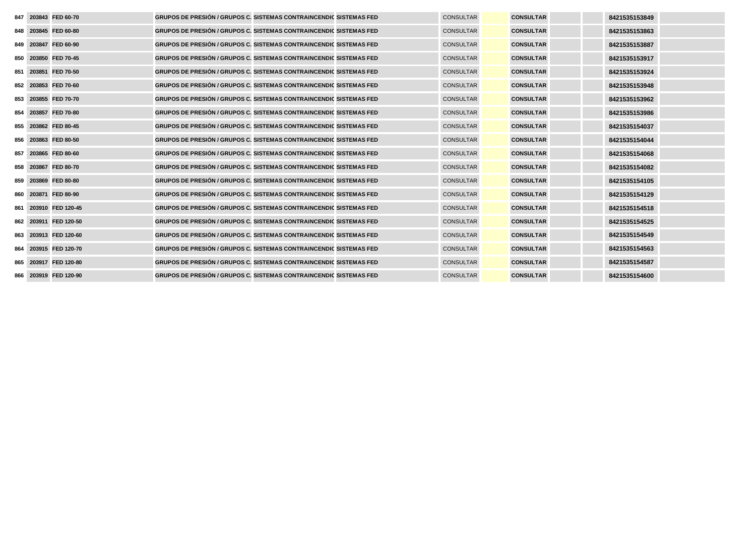| | | | | | | | | | | | | | |
|---|---|---|---|---|---|---|---|---|---|---|---|---|---|
| 847 | 203843 | FED 60-70 | GRUPOS DE PRESIÓN / GRUPOS C. | SISTEMAS CONTRAINCENDIC | SISTEMAS FED | CONSULTAR | | CONSULTAR | | | 8421535153849 | |
| 848 | 203845 | FED 60-80 | GRUPOS DE PRESIÓN / GRUPOS C. | SISTEMAS CONTRAINCENDIC | SISTEMAS FED | CONSULTAR | | CONSULTAR | | | 8421535153863 | |
| 849 | 203847 | FED 60-90 | GRUPOS DE PRESIÓN / GRUPOS C. | SISTEMAS CONTRAINCENDIC | SISTEMAS FED | CONSULTAR | | CONSULTAR | | | 8421535153887 | |
| 850 | 203850 | FED 70-45 | GRUPOS DE PRESIÓN / GRUPOS C. | SISTEMAS CONTRAINCENDIC | SISTEMAS FED | CONSULTAR | | CONSULTAR | | | 8421535153917 | |
| 851 | 203851 | FED 70-50 | GRUPOS DE PRESIÓN / GRUPOS C. | SISTEMAS CONTRAINCENDIC | SISTEMAS FED | CONSULTAR | | CONSULTAR | | | 8421535153924 | |
| 852 | 203853 | FED 70-60 | GRUPOS DE PRESIÓN / GRUPOS C. | SISTEMAS CONTRAINCENDIC | SISTEMAS FED | CONSULTAR | | CONSULTAR | | | 8421535153948 | |
| 853 | 203855 | FED 70-70 | GRUPOS DE PRESIÓN / GRUPOS C. | SISTEMAS CONTRAINCENDIC | SISTEMAS FED | CONSULTAR | | CONSULTAR | | | 8421535153962 | |
| 854 | 203857 | FED 70-80 | GRUPOS DE PRESIÓN / GRUPOS C. | SISTEMAS CONTRAINCENDIC | SISTEMAS FED | CONSULTAR | | CONSULTAR | | | 8421535153986 | |
| 855 | 203862 | FED 80-45 | GRUPOS DE PRESIÓN / GRUPOS C. | SISTEMAS CONTRAINCENDIC | SISTEMAS FED | CONSULTAR | | CONSULTAR | | | 8421535154037 | |
| 856 | 203863 | FED 80-50 | GRUPOS DE PRESIÓN / GRUPOS C. | SISTEMAS CONTRAINCENDIC | SISTEMAS FED | CONSULTAR | | CONSULTAR | | | 8421535154044 | |
| 857 | 203865 | FED 80-60 | GRUPOS DE PRESIÓN / GRUPOS C. | SISTEMAS CONTRAINCENDIC | SISTEMAS FED | CONSULTAR | | CONSULTAR | | | 8421535154068 | |
| 858 | 203867 | FED 80-70 | GRUPOS DE PRESIÓN / GRUPOS C. | SISTEMAS CONTRAINCENDIC | SISTEMAS FED | CONSULTAR | | CONSULTAR | | | 8421535154082 | |
| 859 | 203869 | FED 80-80 | GRUPOS DE PRESIÓN / GRUPOS C. | SISTEMAS CONTRAINCENDIC | SISTEMAS FED | CONSULTAR | | CONSULTAR | | | 8421535154105 | |
| 860 | 203871 | FED 80-90 | GRUPOS DE PRESIÓN / GRUPOS C. | SISTEMAS CONTRAINCENDIC | SISTEMAS FED | CONSULTAR | | CONSULTAR | | | 8421535154129 | |
| 861 | 203910 | FED 120-45 | GRUPOS DE PRESIÓN / GRUPOS C. | SISTEMAS CONTRAINCENDIC | SISTEMAS FED | CONSULTAR | | CONSULTAR | | | 8421535154518 | |
| 862 | 203911 | FED 120-50 | GRUPOS DE PRESIÓN / GRUPOS C. | SISTEMAS CONTRAINCENDIC | SISTEMAS FED | CONSULTAR | | CONSULTAR | | | 8421535154525 | |
| 863 | 203913 | FED 120-60 | GRUPOS DE PRESIÓN / GRUPOS C. | SISTEMAS CONTRAINCENDIC | SISTEMAS FED | CONSULTAR | | CONSULTAR | | | 8421535154549 | |
| 864 | 203915 | FED 120-70 | GRUPOS DE PRESIÓN / GRUPOS C. | SISTEMAS CONTRAINCENDIC | SISTEMAS FED | CONSULTAR | | CONSULTAR | | | 8421535154563 | |
| 865 | 203917 | FED 120-80 | GRUPOS DE PRESIÓN / GRUPOS C. | SISTEMAS CONTRAINCENDIC | SISTEMAS FED | CONSULTAR | | CONSULTAR | | | 8421535154587 | |
| 866 | 203919 | FED 120-90 | GRUPOS DE PRESIÓN / GRUPOS C. | SISTEMAS CONTRAINCENDIC | SISTEMAS FED | CONSULTAR | | CONSULTAR | | | 8421535154600 | |